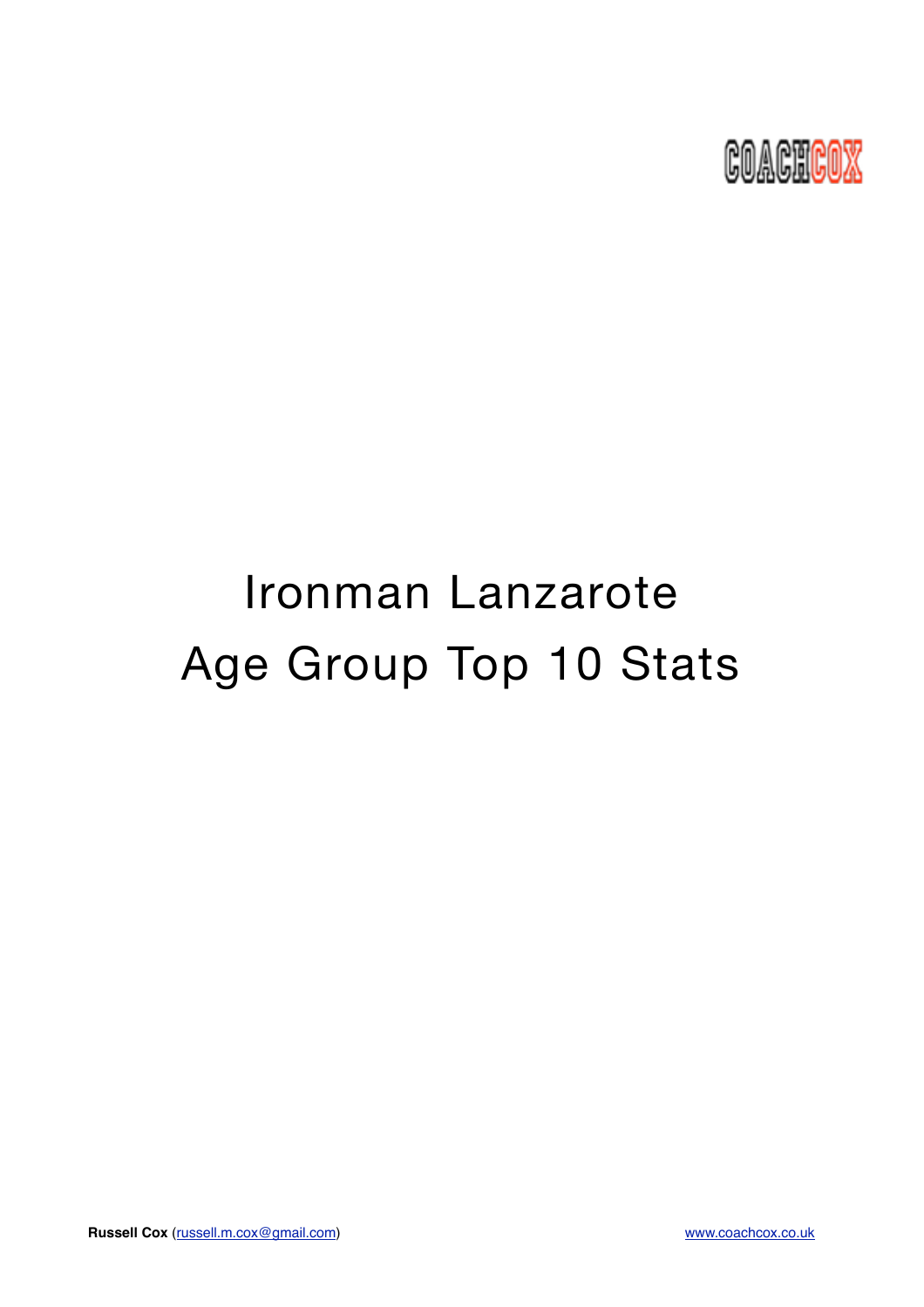COACHCOX

# Ironman Lanzarote
# Age Group Top 10 Stats

**Russell Cox** (russell.m.cox@gmail.com) www.coachcox.co.uk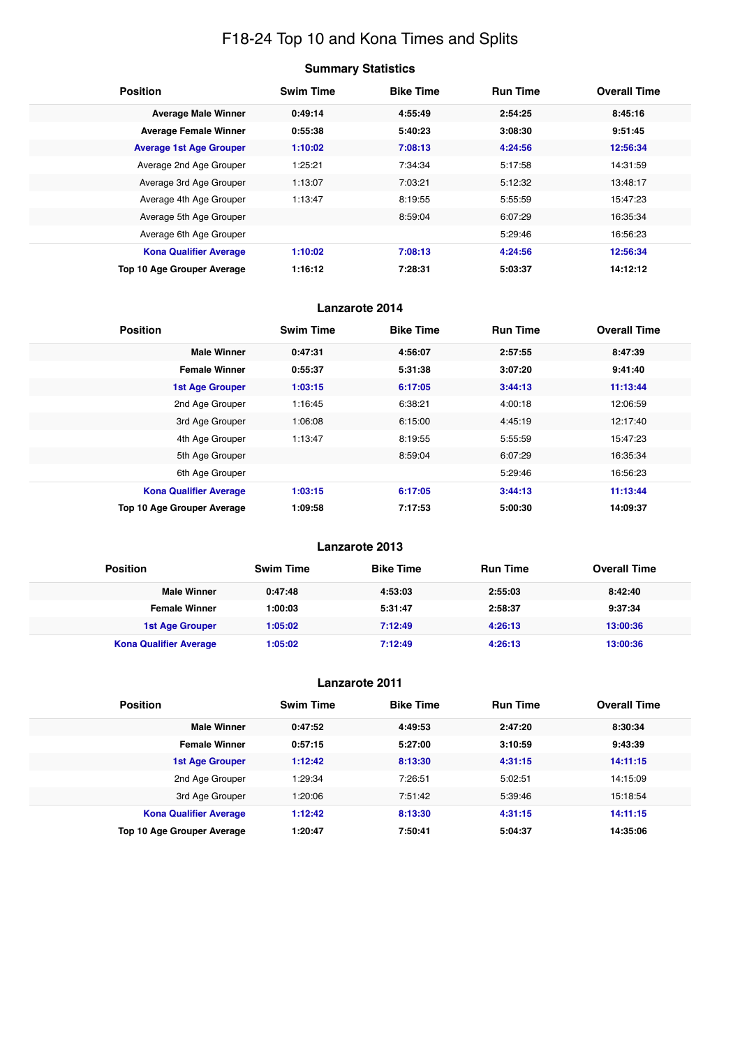# F18-24 Top 10 and Kona Times and Splits

## Summary Statistics

| Position | Swim Time | Bike Time | Run Time | Overall Time |
|---|---|---|---|---|
| **Average Male Winner** | **0:49:14** | **4:55:49** | **2:54:25** | **8:45:16** |
| **Average Female Winner** | **0:55:38** | **5:40:23** | **3:08:30** | **9:51:45** |
| **Average 1st Age Grouper** | **1:10:02** | **7:08:13** | **4:24:56** | **12:56:34** |
| Average 2nd Age Grouper | 1:25:21 | 7:34:34 | 5:17:58 | 14:31:59 |
| Average 3rd Age Grouper | 1:13:07 | 7:03:21 | 5:12:32 | 13:48:17 |
| Average 4th Age Grouper | 1:13:47 | 8:19:55 | 5:55:59 | 15:47:23 |
| Average 5th Age Grouper | | 8:59:04 | 6:07:29 | 16:35:34 |
| Average 6th Age Grouper | | | 5:29:46 | 16:56:23 |
| **Kona Qualifier Average** | **1:10:02** | **7:08:13** | **4:24:56** | **12:56:34** |
| **Top 10 Age Grouper Average** | **1:16:12** | **7:28:31** | **5:03:37** | **14:12:12** |

## Lanzarote 2014

| Position | Swim Time | Bike Time | Run Time | Overall Time |
|---|---|---|---|---|
| **Male Winner** | **0:47:31** | **4:56:07** | **2:57:55** | **8:47:39** |
| **Female Winner** | **0:55:37** | **5:31:38** | **3:07:20** | **9:41:40** |
| **1st Age Grouper** | **1:03:15** | **6:17:05** | **3:44:13** | **11:13:44** |
| 2nd Age Grouper | 1:16:45 | 6:38:21 | 4:00:18 | 12:06:59 |
| 3rd Age Grouper | 1:06:08 | 6:15:00 | 4:45:19 | 12:17:40 |
| 4th Age Grouper | 1:13:47 | 8:19:55 | 5:55:59 | 15:47:23 |
| 5th Age Grouper | | 8:59:04 | 6:07:29 | 16:35:34 |
| 6th Age Grouper | | | 5:29:46 | 16:56:23 |
| **Kona Qualifier Average** | **1:03:15** | **6:17:05** | **3:44:13** | **11:13:44** |
| **Top 10 Age Grouper Average** | **1:09:58** | **7:17:53** | **5:00:30** | **14:09:37** |

## Lanzarote 2013

| Position | Swim Time | Bike Time | Run Time | Overall Time |
|---|---|---|---|---|
| **Male Winner** | **0:47:48** | **4:53:03** | **2:55:03** | **8:42:40** |
| **Female Winner** | **1:00:03** | **5:31:47** | **2:58:37** | **9:37:34** |
| **1st Age Grouper** | **1:05:02** | **7:12:49** | **4:26:13** | **13:00:36** |
| **Kona Qualifier Average** | **1:05:02** | **7:12:49** | **4:26:13** | **13:00:36** |

## Lanzarote 2011

| Position | Swim Time | Bike Time | Run Time | Overall Time |
|---|---|---|---|---|
| **Male Winner** | **0:47:52** | **4:49:53** | **2:47:20** | **8:30:34** |
| **Female Winner** | **0:57:15** | **5:27:00** | **3:10:59** | **9:43:39** |
| **1st Age Grouper** | **1:12:42** | **8:13:30** | **4:31:15** | **14:11:15** |
| 2nd Age Grouper | 1:29:34 | 7:26:51 | 5:02:51 | 14:15:09 |
| 3rd Age Grouper | 1:20:06 | 7:51:42 | 5:39:46 | 15:18:54 |
| **Kona Qualifier Average** | **1:12:42** | **8:13:30** | **4:31:15** | **14:11:15** |
| **Top 10 Age Grouper Average** | **1:20:47** | **7:50:41** | **5:04:37** | **14:35:06** |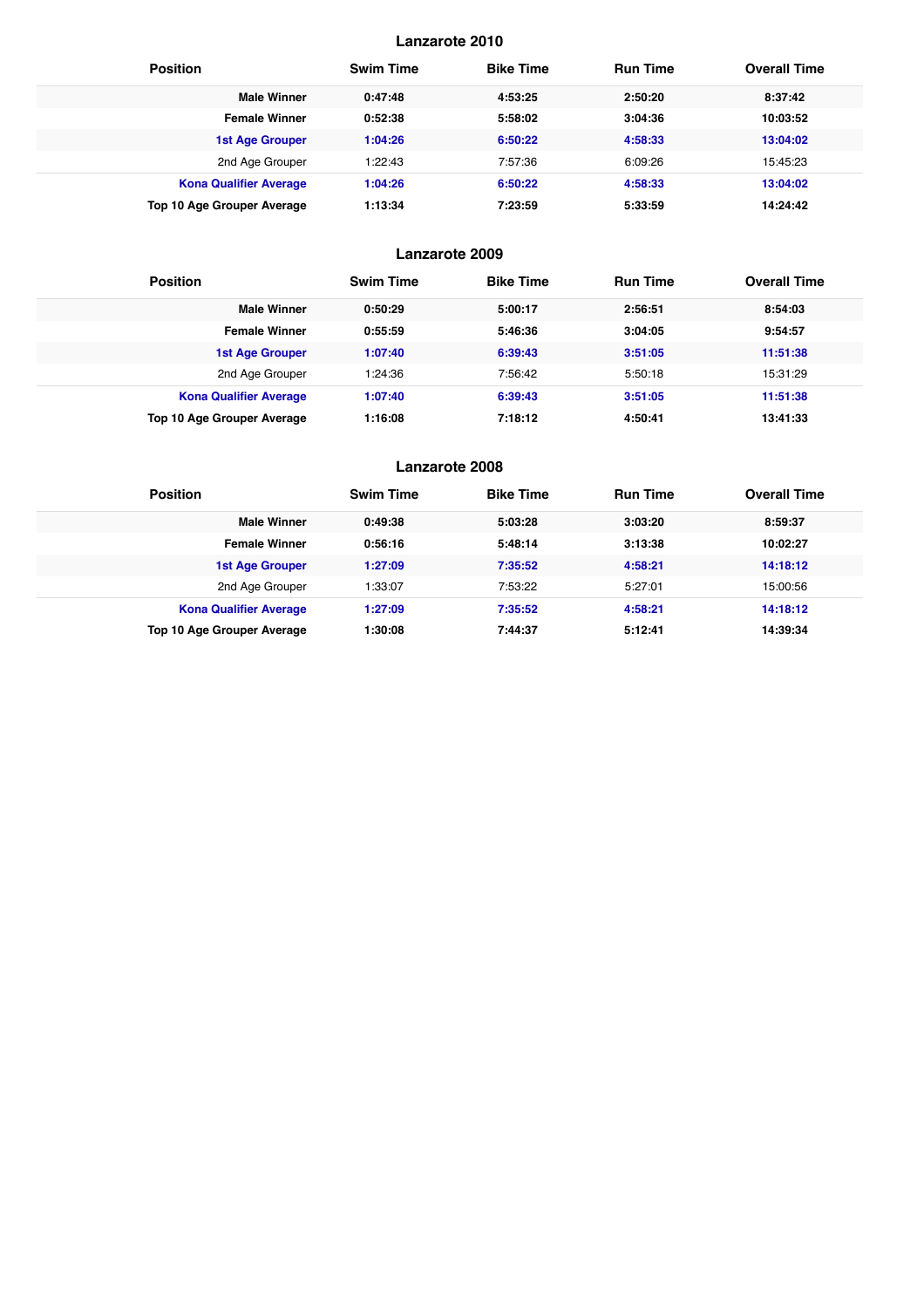## Lanzarote 2010

| Position | Swim Time | Bike Time | Run Time | Overall Time |
|---|---|---|---|---|
| **Male Winner** | **0:47:48** | **4:53:25** | **2:50:20** | **8:37:42** |
| **Female Winner** | **0:52:38** | **5:58:02** | **3:04:36** | **10:03:52** |
| **1st Age Grouper** | **1:04:26** | **6:50:22** | **4:58:33** | **13:04:02** |
| 2nd Age Grouper | 1:22:43 | 7:57:36 | 6:09:26 | 15:45:23 |
| **Kona Qualifier Average** | **1:04:26** | **6:50:22** | **4:58:33** | **13:04:02** |
| **Top 10 Age Grouper Average** | **1:13:34** | **7:23:59** | **5:33:59** | **14:24:42** |

## Lanzarote 2009

| Position | Swim Time | Bike Time | Run Time | Overall Time |
|---|---|---|---|---|
| **Male Winner** | **0:50:29** | **5:00:17** | **2:56:51** | **8:54:03** |
| **Female Winner** | **0:55:59** | **5:46:36** | **3:04:05** | **9:54:57** |
| **1st Age Grouper** | **1:07:40** | **6:39:43** | **3:51:05** | **11:51:38** |
| 2nd Age Grouper | 1:24:36 | 7:56:42 | 5:50:18 | 15:31:29 |
| **Kona Qualifier Average** | **1:07:40** | **6:39:43** | **3:51:05** | **11:51:38** |
| **Top 10 Age Grouper Average** | **1:16:08** | **7:18:12** | **4:50:41** | **13:41:33** |

## Lanzarote 2008

| Position | Swim Time | Bike Time | Run Time | Overall Time |
|---|---|---|---|---|
| **Male Winner** | **0:49:38** | **5:03:28** | **3:03:20** | **8:59:37** |
| **Female Winner** | **0:56:16** | **5:48:14** | **3:13:38** | **10:02:27** |
| **1st Age Grouper** | **1:27:09** | **7:35:52** | **4:58:21** | **14:18:12** |
| 2nd Age Grouper | 1:33:07 | 7:53:22 | 5:27:01 | 15:00:56 |
| **Kona Qualifier Average** | **1:27:09** | **7:35:52** | **4:58:21** | **14:18:12** |
| **Top 10 Age Grouper Average** | **1:30:08** | **7:44:37** | **5:12:41** | **14:39:34** |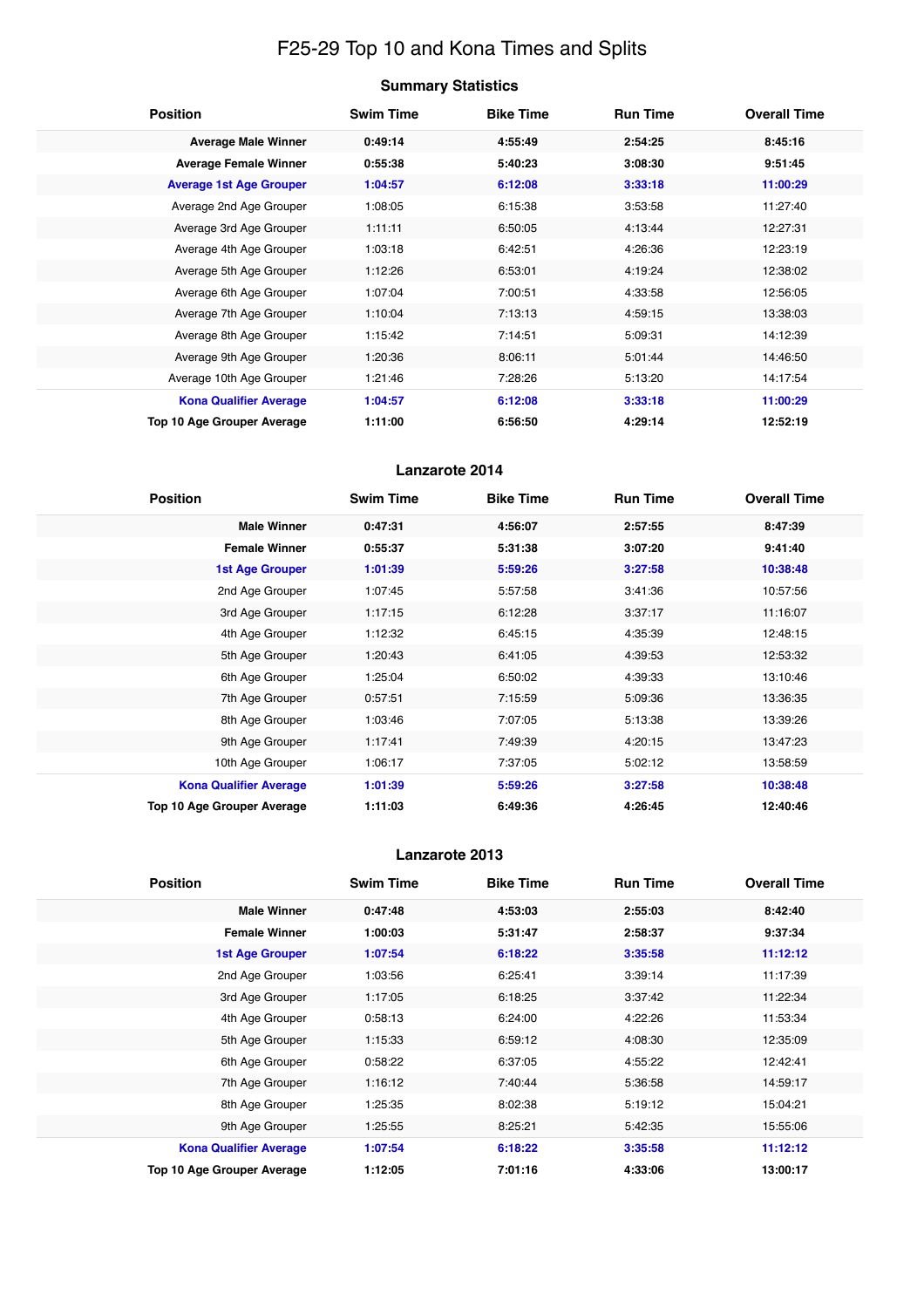# F25-29 Top 10 and Kona Times and Splits

## Summary Statistics

| Position | Swim Time | Bike Time | Run Time | Overall Time |
|---|---|---|---|---|
| **Average Male Winner** | **0:49:14** | **4:55:49** | **2:54:25** | **8:45:16** |
| **Average Female Winner** | **0:55:38** | **5:40:23** | **3:08:30** | **9:51:45** |
| **Average 1st Age Grouper** | **1:04:57** | **6:12:08** | **3:33:18** | **11:00:29** |
| Average 2nd Age Grouper | 1:08:05 | 6:15:38 | 3:53:58 | 11:27:40 |
| Average 3rd Age Grouper | 1:11:11 | 6:50:05 | 4:13:44 | 12:27:31 |
| Average 4th Age Grouper | 1:03:18 | 6:42:51 | 4:26:36 | 12:23:19 |
| Average 5th Age Grouper | 1:12:26 | 6:53:01 | 4:19:24 | 12:38:02 |
| Average 6th Age Grouper | 1:07:04 | 7:00:51 | 4:33:58 | 12:56:05 |
| Average 7th Age Grouper | 1:10:04 | 7:13:13 | 4:59:15 | 13:38:03 |
| Average 8th Age Grouper | 1:15:42 | 7:14:51 | 5:09:31 | 14:12:39 |
| Average 9th Age Grouper | 1:20:36 | 8:06:11 | 5:01:44 | 14:46:50 |
| Average 10th Age Grouper | 1:21:46 | 7:28:26 | 5:13:20 | 14:17:54 |
| **Kona Qualifier Average** | **1:04:57** | **6:12:08** | **3:33:18** | **11:00:29** |
| **Top 10 Age Grouper Average** | **1:11:00** | **6:56:50** | **4:29:14** | **12:52:19** |

## Lanzarote 2014

| Position | Swim Time | Bike Time | Run Time | Overall Time |
|---|---|---|---|---|
| **Male Winner** | **0:47:31** | **4:56:07** | **2:57:55** | **8:47:39** |
| **Female Winner** | **0:55:37** | **5:31:38** | **3:07:20** | **9:41:40** |
| **1st Age Grouper** | **1:01:39** | **5:59:26** | **3:27:58** | **10:38:48** |
| 2nd Age Grouper | 1:07:45 | 5:57:58 | 3:41:36 | 10:57:56 |
| 3rd Age Grouper | 1:17:15 | 6:12:28 | 3:37:17 | 11:16:07 |
| 4th Age Grouper | 1:12:32 | 6:45:15 | 4:35:39 | 12:48:15 |
| 5th Age Grouper | 1:20:43 | 6:41:05 | 4:39:53 | 12:53:32 |
| 6th Age Grouper | 1:25:04 | 6:50:02 | 4:39:33 | 13:10:46 |
| 7th Age Grouper | 0:57:51 | 7:15:59 | 5:09:36 | 13:36:35 |
| 8th Age Grouper | 1:03:46 | 7:07:05 | 5:13:38 | 13:39:26 |
| 9th Age Grouper | 1:17:41 | 7:49:39 | 4:20:15 | 13:47:23 |
| 10th Age Grouper | 1:06:17 | 7:37:05 | 5:02:12 | 13:58:59 |
| **Kona Qualifier Average** | **1:01:39** | **5:59:26** | **3:27:58** | **10:38:48** |
| **Top 10 Age Grouper Average** | **1:11:03** | **6:49:36** | **4:26:45** | **12:40:46** |

## Lanzarote 2013

| Position | Swim Time | Bike Time | Run Time | Overall Time |
|---|---|---|---|---|
| **Male Winner** | **0:47:48** | **4:53:03** | **2:55:03** | **8:42:40** |
| **Female Winner** | **1:00:03** | **5:31:47** | **2:58:37** | **9:37:34** |
| **1st Age Grouper** | **1:07:54** | **6:18:22** | **3:35:58** | **11:12:12** |
| 2nd Age Grouper | 1:03:56 | 6:25:41 | 3:39:14 | 11:17:39 |
| 3rd Age Grouper | 1:17:05 | 6:18:25 | 3:37:42 | 11:22:34 |
| 4th Age Grouper | 0:58:13 | 6:24:00 | 4:22:26 | 11:53:34 |
| 5th Age Grouper | 1:15:33 | 6:59:12 | 4:08:30 | 12:35:09 |
| 6th Age Grouper | 0:58:22 | 6:37:05 | 4:55:22 | 12:42:41 |
| 7th Age Grouper | 1:16:12 | 7:40:44 | 5:36:58 | 14:59:17 |
| 8th Age Grouper | 1:25:35 | 8:02:38 | 5:19:12 | 15:04:21 |
| 9th Age Grouper | 1:25:55 | 8:25:21 | 5:42:35 | 15:55:06 |
| **Kona Qualifier Average** | **1:07:54** | **6:18:22** | **3:35:58** | **11:12:12** |
| **Top 10 Age Grouper Average** | **1:12:05** | **7:01:16** | **4:33:06** | **13:00:17** |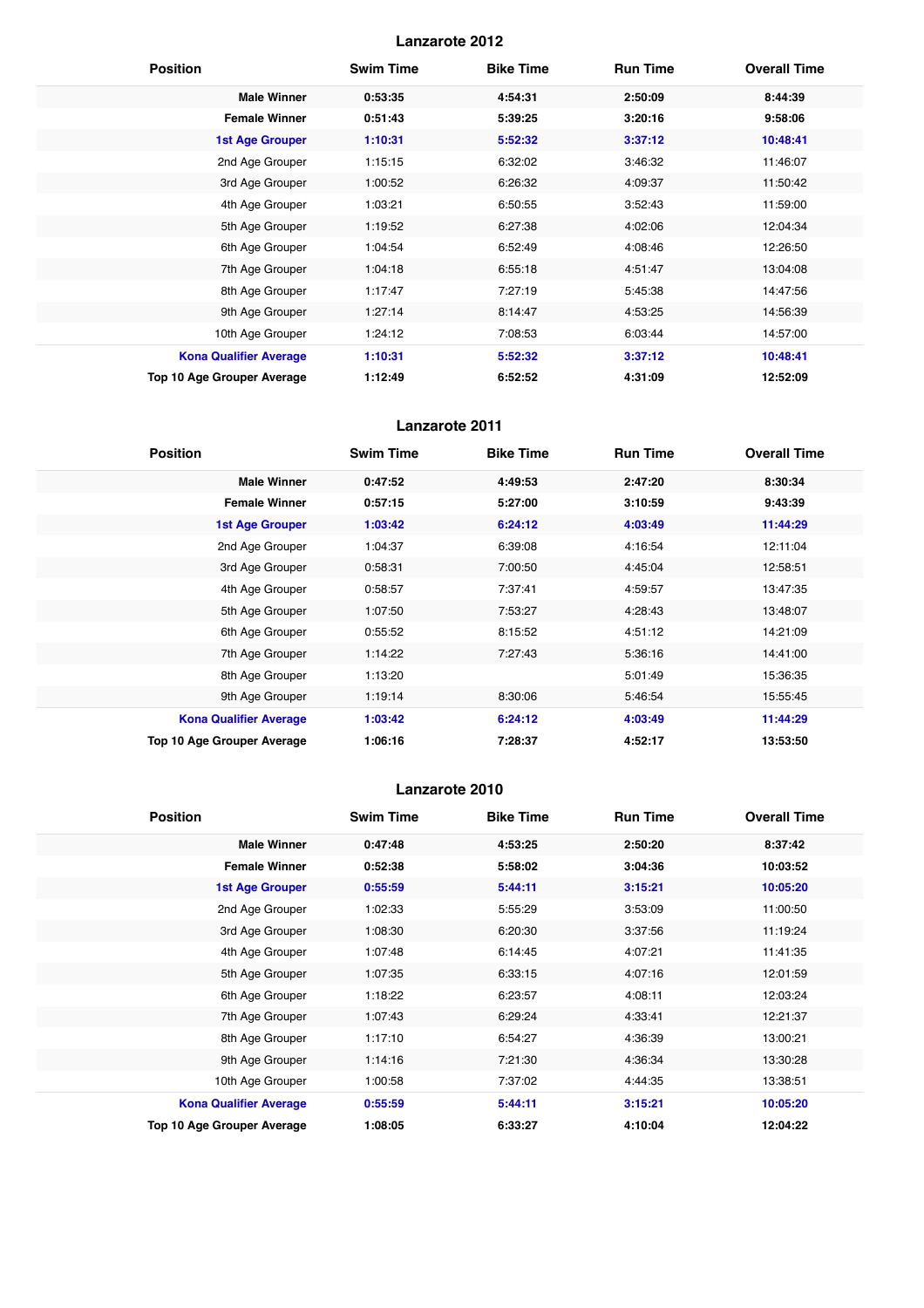## Lanzarote 2012

| Position | Swim Time | Bike Time | Run Time | Overall Time |
|---|---|---|---|---|
| **Male Winner** | **0:53:35** | **4:54:31** | **2:50:09** | **8:44:39** |
| **Female Winner** | **0:51:43** | **5:39:25** | **3:20:16** | **9:58:06** |
| **1st Age Grouper** | **1:10:31** | **5:52:32** | **3:37:12** | **10:48:41** |
| 2nd Age Grouper | 1:15:15 | 6:32:02 | 3:46:32 | 11:46:07 |
| 3rd Age Grouper | 1:00:52 | 6:26:32 | 4:09:37 | 11:50:42 |
| 4th Age Grouper | 1:03:21 | 6:50:55 | 3:52:43 | 11:59:00 |
| 5th Age Grouper | 1:19:52 | 6:27:38 | 4:02:06 | 12:04:34 |
| 6th Age Grouper | 1:04:54 | 6:52:49 | 4:08:46 | 12:26:50 |
| 7th Age Grouper | 1:04:18 | 6:55:18 | 4:51:47 | 13:04:08 |
| 8th Age Grouper | 1:17:47 | 7:27:19 | 5:45:38 | 14:47:56 |
| 9th Age Grouper | 1:27:14 | 8:14:47 | 4:53:25 | 14:56:39 |
| 10th Age Grouper | 1:24:12 | 7:08:53 | 6:03:44 | 14:57:00 |
| **Kona Qualifier Average** | **1:10:31** | **5:52:32** | **3:37:12** | **10:48:41** |
| **Top 10 Age Grouper Average** | **1:12:49** | **6:52:52** | **4:31:09** | **12:52:09** |

## Lanzarote 2011

| Position | Swim Time | Bike Time | Run Time | Overall Time |
|---|---|---|---|---|
| **Male Winner** | **0:47:52** | **4:49:53** | **2:47:20** | **8:30:34** |
| **Female Winner** | **0:57:15** | **5:27:00** | **3:10:59** | **9:43:39** |
| **1st Age Grouper** | **1:03:42** | **6:24:12** | **4:03:49** | **11:44:29** |
| 2nd Age Grouper | 1:04:37 | 6:39:08 | 4:16:54 | 12:11:04 |
| 3rd Age Grouper | 0:58:31 | 7:00:50 | 4:45:04 | 12:58:51 |
| 4th Age Grouper | 0:58:57 | 7:37:41 | 4:59:57 | 13:47:35 |
| 5th Age Grouper | 1:07:50 | 7:53:27 | 4:28:43 | 13:48:07 |
| 6th Age Grouper | 0:55:52 | 8:15:52 | 4:51:12 | 14:21:09 |
| 7th Age Grouper | 1:14:22 | 7:27:43 | 5:36:16 | 14:41:00 |
| 8th Age Grouper | 1:13:20 | | 5:01:49 | 15:36:35 |
| 9th Age Grouper | 1:19:14 | 8:30:06 | 5:46:54 | 15:55:45 |
| **Kona Qualifier Average** | **1:03:42** | **6:24:12** | **4:03:49** | **11:44:29** |
| **Top 10 Age Grouper Average** | **1:06:16** | **7:28:37** | **4:52:17** | **13:53:50** |

## Lanzarote 2010

| Position | Swim Time | Bike Time | Run Time | Overall Time |
|---|---|---|---|---|
| **Male Winner** | **0:47:48** | **4:53:25** | **2:50:20** | **8:37:42** |
| **Female Winner** | **0:52:38** | **5:58:02** | **3:04:36** | **10:03:52** |
| **1st Age Grouper** | **0:55:59** | **5:44:11** | **3:15:21** | **10:05:20** |
| 2nd Age Grouper | 1:02:33 | 5:55:29 | 3:53:09 | 11:00:50 |
| 3rd Age Grouper | 1:08:30 | 6:20:30 | 3:37:56 | 11:19:24 |
| 4th Age Grouper | 1:07:48 | 6:14:45 | 4:07:21 | 11:41:35 |
| 5th Age Grouper | 1:07:35 | 6:33:15 | 4:07:16 | 12:01:59 |
| 6th Age Grouper | 1:18:22 | 6:23:57 | 4:08:11 | 12:03:24 |
| 7th Age Grouper | 1:07:43 | 6:29:24 | 4:33:41 | 12:21:37 |
| 8th Age Grouper | 1:17:10 | 6:54:27 | 4:36:39 | 13:00:21 |
| 9th Age Grouper | 1:14:16 | 7:21:30 | 4:36:34 | 13:30:28 |
| 10th Age Grouper | 1:00:58 | 7:37:02 | 4:44:35 | 13:38:51 |
| **Kona Qualifier Average** | **0:55:59** | **5:44:11** | **3:15:21** | **10:05:20** |
| **Top 10 Age Grouper Average** | **1:08:05** | **6:33:27** | **4:10:04** | **12:04:22** |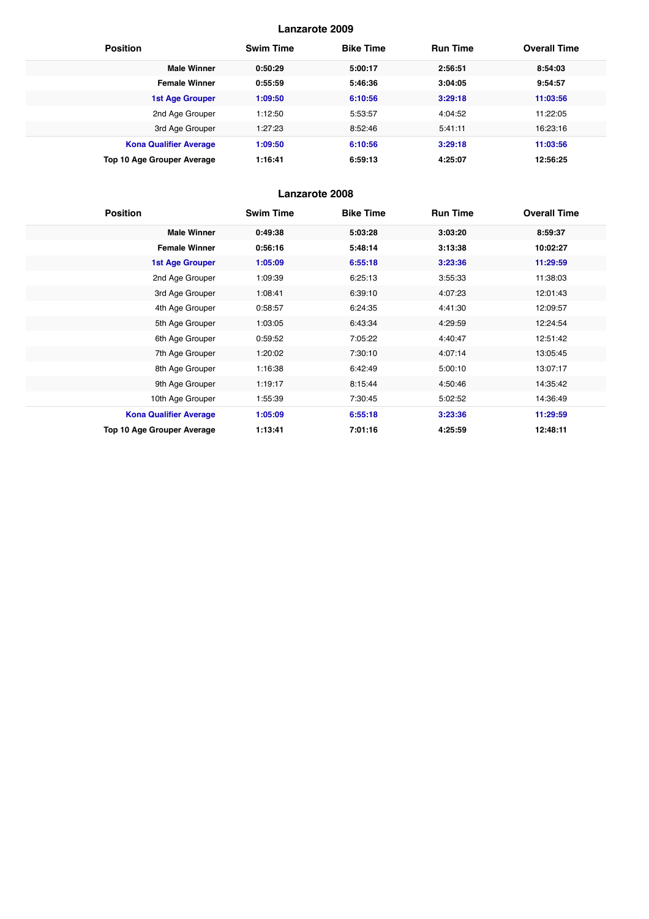## Lanzarote 2009

| Position | Swim Time | Bike Time | Run Time | Overall Time |
|---|---|---|---|---|
| **Male Winner** | **0:50:29** | **5:00:17** | **2:56:51** | **8:54:03** |
| **Female Winner** | **0:55:59** | **5:46:36** | **3:04:05** | **9:54:57** |
| **1st Age Grouper** | **1:09:50** | **6:10:56** | **3:29:18** | **11:03:56** |
| 2nd Age Grouper | 1:12:50 | 5:53:57 | 4:04:52 | 11:22:05 |
| 3rd Age Grouper | 1:27:23 | 8:52:46 | 5:41:11 | 16:23:16 |
| **Kona Qualifier Average** | **1:09:50** | **6:10:56** | **3:29:18** | **11:03:56** |
| **Top 10 Age Grouper Average** | **1:16:41** | **6:59:13** | **4:25:07** | **12:56:25** |

## Lanzarote 2008

| Position | Swim Time | Bike Time | Run Time | Overall Time |
|---|---|---|---|---|
| **Male Winner** | **0:49:38** | **5:03:28** | **3:03:20** | **8:59:37** |
| **Female Winner** | **0:56:16** | **5:48:14** | **3:13:38** | **10:02:27** |
| **1st Age Grouper** | **1:05:09** | **6:55:18** | **3:23:36** | **11:29:59** |
| 2nd Age Grouper | 1:09:39 | 6:25:13 | 3:55:33 | 11:38:03 |
| 3rd Age Grouper | 1:08:41 | 6:39:10 | 4:07:23 | 12:01:43 |
| 4th Age Grouper | 0:58:57 | 6:24:35 | 4:41:30 | 12:09:57 |
| 5th Age Grouper | 1:03:05 | 6:43:34 | 4:29:59 | 12:24:54 |
| 6th Age Grouper | 0:59:52 | 7:05:22 | 4:40:47 | 12:51:42 |
| 7th Age Grouper | 1:20:02 | 7:30:10 | 4:07:14 | 13:05:45 |
| 8th Age Grouper | 1:16:38 | 6:42:49 | 5:00:10 | 13:07:17 |
| 9th Age Grouper | 1:19:17 | 8:15:44 | 4:50:46 | 14:35:42 |
| 10th Age Grouper | 1:55:39 | 7:30:45 | 5:02:52 | 14:36:49 |
| **Kona Qualifier Average** | **1:05:09** | **6:55:18** | **3:23:36** | **11:29:59** |
| **Top 10 Age Grouper Average** | **1:13:41** | **7:01:16** | **4:25:59** | **12:48:11** |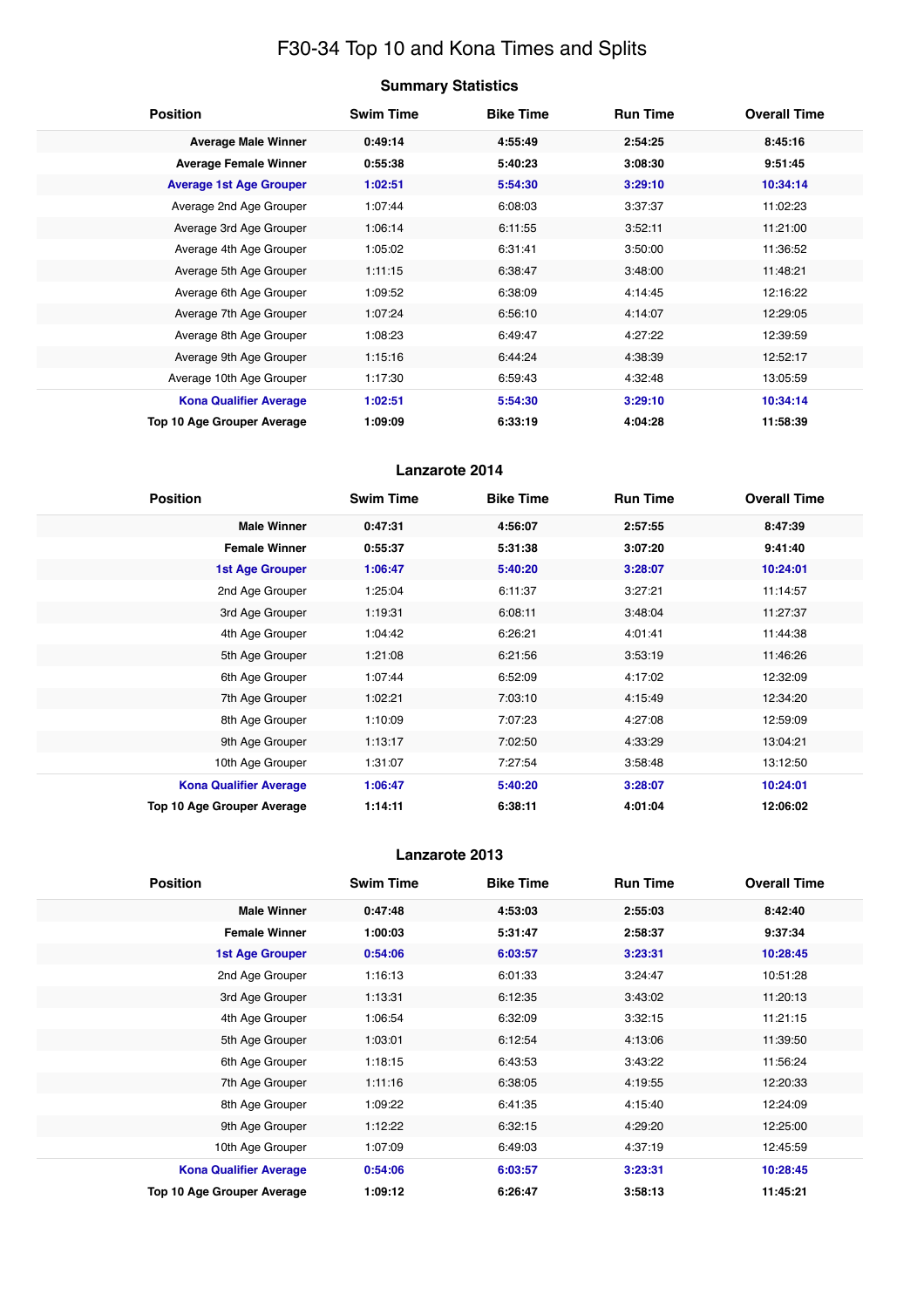# F30-34 Top 10 and Kona Times and Splits

## Summary Statistics

| Position | Swim Time | Bike Time | Run Time | Overall Time |
|---|---|---|---|---|
| **Average Male Winner** | **0:49:14** | **4:55:49** | **2:54:25** | **8:45:16** |
| **Average Female Winner** | **0:55:38** | **5:40:23** | **3:08:30** | **9:51:45** |
| **Average 1st Age Grouper** | **1:02:51** | **5:54:30** | **3:29:10** | **10:34:14** |
| Average 2nd Age Grouper | 1:07:44 | 6:08:03 | 3:37:37 | 11:02:23 |
| Average 3rd Age Grouper | 1:06:14 | 6:11:55 | 3:52:11 | 11:21:00 |
| Average 4th Age Grouper | 1:05:02 | 6:31:41 | 3:50:00 | 11:36:52 |
| Average 5th Age Grouper | 1:11:15 | 6:38:47 | 3:48:00 | 11:48:21 |
| Average 6th Age Grouper | 1:09:52 | 6:38:09 | 4:14:45 | 12:16:22 |
| Average 7th Age Grouper | 1:07:24 | 6:56:10 | 4:14:07 | 12:29:05 |
| Average 8th Age Grouper | 1:08:23 | 6:49:47 | 4:27:22 | 12:39:59 |
| Average 9th Age Grouper | 1:15:16 | 6:44:24 | 4:38:39 | 12:52:17 |
| Average 10th Age Grouper | 1:17:30 | 6:59:43 | 4:32:48 | 13:05:59 |
| **Kona Qualifier Average** | **1:02:51** | **5:54:30** | **3:29:10** | **10:34:14** |
| **Top 10 Age Grouper Average** | **1:09:09** | **6:33:19** | **4:04:28** | **11:58:39** |

## Lanzarote 2014

| Position | Swim Time | Bike Time | Run Time | Overall Time |
|---|---|---|---|---|
| **Male Winner** | **0:47:31** | **4:56:07** | **2:57:55** | **8:47:39** |
| **Female Winner** | **0:55:37** | **5:31:38** | **3:07:20** | **9:41:40** |
| **1st Age Grouper** | **1:06:47** | **5:40:20** | **3:28:07** | **10:24:01** |
| 2nd Age Grouper | 1:25:04 | 6:11:37 | 3:27:21 | 11:14:57 |
| 3rd Age Grouper | 1:19:31 | 6:08:11 | 3:48:04 | 11:27:37 |
| 4th Age Grouper | 1:04:42 | 6:26:21 | 4:01:41 | 11:44:38 |
| 5th Age Grouper | 1:21:08 | 6:21:56 | 3:53:19 | 11:46:26 |
| 6th Age Grouper | 1:07:44 | 6:52:09 | 4:17:02 | 12:32:09 |
| 7th Age Grouper | 1:02:21 | 7:03:10 | 4:15:49 | 12:34:20 |
| 8th Age Grouper | 1:10:09 | 7:07:23 | 4:27:08 | 12:59:09 |
| 9th Age Grouper | 1:13:17 | 7:02:50 | 4:33:29 | 13:04:21 |
| 10th Age Grouper | 1:31:07 | 7:27:54 | 3:58:48 | 13:12:50 |
| **Kona Qualifier Average** | **1:06:47** | **5:40:20** | **3:28:07** | **10:24:01** |
| **Top 10 Age Grouper Average** | **1:14:11** | **6:38:11** | **4:01:04** | **12:06:02** |

## Lanzarote 2013

| Position | Swim Time | Bike Time | Run Time | Overall Time |
|---|---|---|---|---|
| **Male Winner** | **0:47:48** | **4:53:03** | **2:55:03** | **8:42:40** |
| **Female Winner** | **1:00:03** | **5:31:47** | **2:58:37** | **9:37:34** |
| **1st Age Grouper** | **0:54:06** | **6:03:57** | **3:23:31** | **10:28:45** |
| 2nd Age Grouper | 1:16:13 | 6:01:33 | 3:24:47 | 10:51:28 |
| 3rd Age Grouper | 1:13:31 | 6:12:35 | 3:43:02 | 11:20:13 |
| 4th Age Grouper | 1:06:54 | 6:32:09 | 3:32:15 | 11:21:15 |
| 5th Age Grouper | 1:03:01 | 6:12:54 | 4:13:06 | 11:39:50 |
| 6th Age Grouper | 1:18:15 | 6:43:53 | 3:43:22 | 11:56:24 |
| 7th Age Grouper | 1:11:16 | 6:38:05 | 4:19:55 | 12:20:33 |
| 8th Age Grouper | 1:09:22 | 6:41:35 | 4:15:40 | 12:24:09 |
| 9th Age Grouper | 1:12:22 | 6:32:15 | 4:29:20 | 12:25:00 |
| 10th Age Grouper | 1:07:09 | 6:49:03 | 4:37:19 | 12:45:59 |
| **Kona Qualifier Average** | **0:54:06** | **6:03:57** | **3:23:31** | **10:28:45** |
| **Top 10 Age Grouper Average** | **1:09:12** | **6:26:47** | **3:58:13** | **11:45:21** |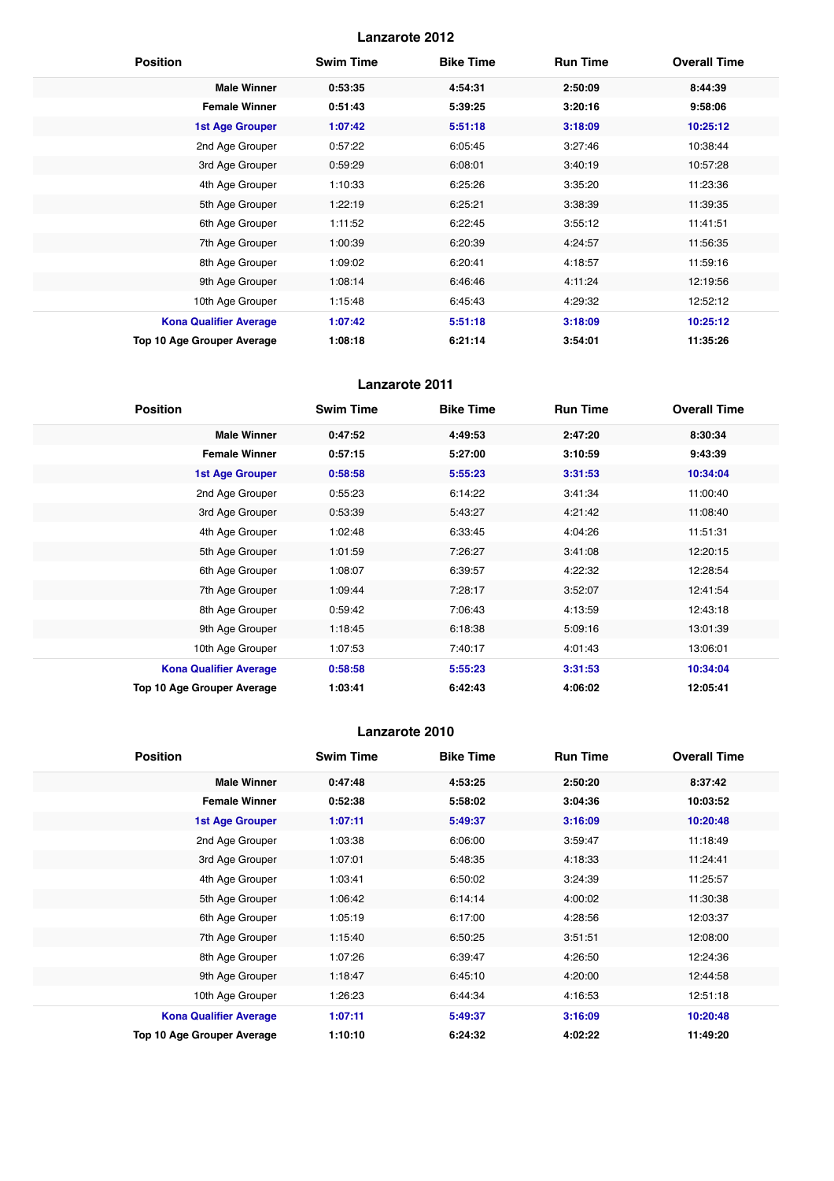## Lanzarote 2012

| Position | Swim Time | Bike Time | Run Time | Overall Time |
|---|---|---|---|---|
| **Male Winner** | **0:53:35** | **4:54:31** | **2:50:09** | **8:44:39** |
| **Female Winner** | **0:51:43** | **5:39:25** | **3:20:16** | **9:58:06** |
| **1st Age Grouper** | **1:07:42** | **5:51:18** | **3:18:09** | **10:25:12** |
| 2nd Age Grouper | 0:57:22 | 6:05:45 | 3:27:46 | 10:38:44 |
| 3rd Age Grouper | 0:59:29 | 6:08:01 | 3:40:19 | 10:57:28 |
| 4th Age Grouper | 1:10:33 | 6:25:26 | 3:35:20 | 11:23:36 |
| 5th Age Grouper | 1:22:19 | 6:25:21 | 3:38:39 | 11:39:35 |
| 6th Age Grouper | 1:11:52 | 6:22:45 | 3:55:12 | 11:41:51 |
| 7th Age Grouper | 1:00:39 | 6:20:39 | 4:24:57 | 11:56:35 |
| 8th Age Grouper | 1:09:02 | 6:20:41 | 4:18:57 | 11:59:16 |
| 9th Age Grouper | 1:08:14 | 6:46:46 | 4:11:24 | 12:19:56 |
| 10th Age Grouper | 1:15:48 | 6:45:43 | 4:29:32 | 12:52:12 |
| **Kona Qualifier Average** | **1:07:42** | **5:51:18** | **3:18:09** | **10:25:12** |
| **Top 10 Age Grouper Average** | **1:08:18** | **6:21:14** | **3:54:01** | **11:35:26** |

## Lanzarote 2011

| Position | Swim Time | Bike Time | Run Time | Overall Time |
|---|---|---|---|---|
| **Male Winner** | **0:47:52** | **4:49:53** | **2:47:20** | **8:30:34** |
| **Female Winner** | **0:57:15** | **5:27:00** | **3:10:59** | **9:43:39** |
| **1st Age Grouper** | **0:58:58** | **5:55:23** | **3:31:53** | **10:34:04** |
| 2nd Age Grouper | 0:55:23 | 6:14:22 | 3:41:34 | 11:00:40 |
| 3rd Age Grouper | 0:53:39 | 5:43:27 | 4:21:42 | 11:08:40 |
| 4th Age Grouper | 1:02:48 | 6:33:45 | 4:04:26 | 11:51:31 |
| 5th Age Grouper | 1:01:59 | 7:26:27 | 3:41:08 | 12:20:15 |
| 6th Age Grouper | 1:08:07 | 6:39:57 | 4:22:32 | 12:28:54 |
| 7th Age Grouper | 1:09:44 | 7:28:17 | 3:52:07 | 12:41:54 |
| 8th Age Grouper | 0:59:42 | 7:06:43 | 4:13:59 | 12:43:18 |
| 9th Age Grouper | 1:18:45 | 6:18:38 | 5:09:16 | 13:01:39 |
| 10th Age Grouper | 1:07:53 | 7:40:17 | 4:01:43 | 13:06:01 |
| **Kona Qualifier Average** | **0:58:58** | **5:55:23** | **3:31:53** | **10:34:04** |
| **Top 10 Age Grouper Average** | **1:03:41** | **6:42:43** | **4:06:02** | **12:05:41** |

## Lanzarote 2010

| Position | Swim Time | Bike Time | Run Time | Overall Time |
|---|---|---|---|---|
| **Male Winner** | **0:47:48** | **4:53:25** | **2:50:20** | **8:37:42** |
| **Female Winner** | **0:52:38** | **5:58:02** | **3:04:36** | **10:03:52** |
| **1st Age Grouper** | **1:07:11** | **5:49:37** | **3:16:09** | **10:20:48** |
| 2nd Age Grouper | 1:03:38 | 6:06:00 | 3:59:47 | 11:18:49 |
| 3rd Age Grouper | 1:07:01 | 5:48:35 | 4:18:33 | 11:24:41 |
| 4th Age Grouper | 1:03:41 | 6:50:02 | 3:24:39 | 11:25:57 |
| 5th Age Grouper | 1:06:42 | 6:14:14 | 4:00:02 | 11:30:38 |
| 6th Age Grouper | 1:05:19 | 6:17:00 | 4:28:56 | 12:03:37 |
| 7th Age Grouper | 1:15:40 | 6:50:25 | 3:51:51 | 12:08:00 |
| 8th Age Grouper | 1:07:26 | 6:39:47 | 4:26:50 | 12:24:36 |
| 9th Age Grouper | 1:18:47 | 6:45:10 | 4:20:00 | 12:44:58 |
| 10th Age Grouper | 1:26:23 | 6:44:34 | 4:16:53 | 12:51:18 |
| **Kona Qualifier Average** | **1:07:11** | **5:49:37** | **3:16:09** | **10:20:48** |
| **Top 10 Age Grouper Average** | **1:10:10** | **6:24:32** | **4:02:22** | **11:49:20** |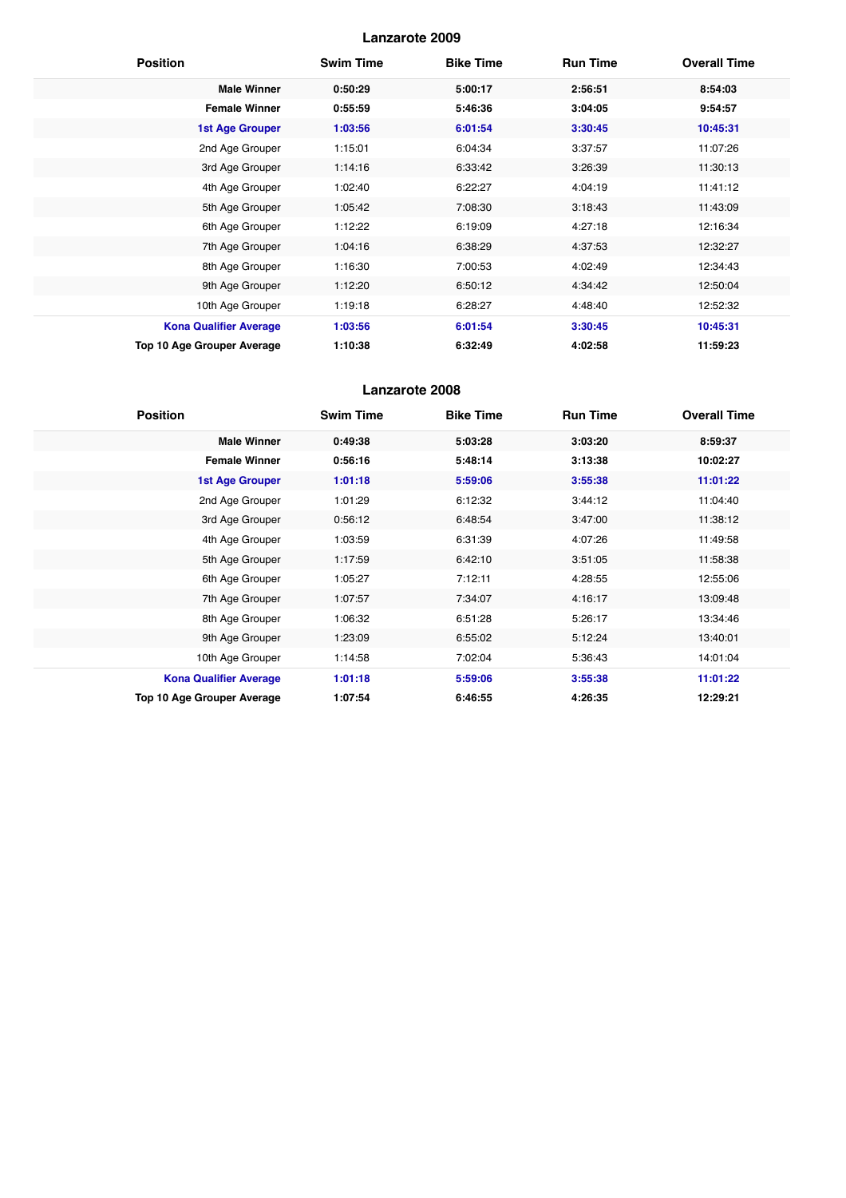## Lanzarote 2009

| Position | Swim Time | Bike Time | Run Time | Overall Time |
|---|---|---|---|---|
| **Male Winner** | **0:50:29** | **5:00:17** | **2:56:51** | **8:54:03** |
| **Female Winner** | **0:55:59** | **5:46:36** | **3:04:05** | **9:54:57** |
| **1st Age Grouper** | **1:03:56** | **6:01:54** | **3:30:45** | **10:45:31** |
| 2nd Age Grouper | 1:15:01 | 6:04:34 | 3:37:57 | 11:07:26 |
| 3rd Age Grouper | 1:14:16 | 6:33:42 | 3:26:39 | 11:30:13 |
| 4th Age Grouper | 1:02:40 | 6:22:27 | 4:04:19 | 11:41:12 |
| 5th Age Grouper | 1:05:42 | 7:08:30 | 3:18:43 | 11:43:09 |
| 6th Age Grouper | 1:12:22 | 6:19:09 | 4:27:18 | 12:16:34 |
| 7th Age Grouper | 1:04:16 | 6:38:29 | 4:37:53 | 12:32:27 |
| 8th Age Grouper | 1:16:30 | 7:00:53 | 4:02:49 | 12:34:43 |
| 9th Age Grouper | 1:12:20 | 6:50:12 | 4:34:42 | 12:50:04 |
| 10th Age Grouper | 1:19:18 | 6:28:27 | 4:48:40 | 12:52:32 |
| **Kona Qualifier Average** | **1:03:56** | **6:01:54** | **3:30:45** | **10:45:31** |
| **Top 10 Age Grouper Average** | **1:10:38** | **6:32:49** | **4:02:58** | **11:59:23** |

## Lanzarote 2008

| Position | Swim Time | Bike Time | Run Time | Overall Time |
|---|---|---|---|---|
| **Male Winner** | **0:49:38** | **5:03:28** | **3:03:20** | **8:59:37** |
| **Female Winner** | **0:56:16** | **5:48:14** | **3:13:38** | **10:02:27** |
| **1st Age Grouper** | **1:01:18** | **5:59:06** | **3:55:38** | **11:01:22** |
| 2nd Age Grouper | 1:01:29 | 6:12:32 | 3:44:12 | 11:04:40 |
| 3rd Age Grouper | 0:56:12 | 6:48:54 | 3:47:00 | 11:38:12 |
| 4th Age Grouper | 1:03:59 | 6:31:39 | 4:07:26 | 11:49:58 |
| 5th Age Grouper | 1:17:59 | 6:42:10 | 3:51:05 | 11:58:38 |
| 6th Age Grouper | 1:05:27 | 7:12:11 | 4:28:55 | 12:55:06 |
| 7th Age Grouper | 1:07:57 | 7:34:07 | 4:16:17 | 13:09:48 |
| 8th Age Grouper | 1:06:32 | 6:51:28 | 5:26:17 | 13:34:46 |
| 9th Age Grouper | 1:23:09 | 6:55:02 | 5:12:24 | 13:40:01 |
| 10th Age Grouper | 1:14:58 | 7:02:04 | 5:36:43 | 14:01:04 |
| **Kona Qualifier Average** | **1:01:18** | **5:59:06** | **3:55:38** | **11:01:22** |
| **Top 10 Age Grouper Average** | **1:07:54** | **6:46:55** | **4:26:35** | **12:29:21** |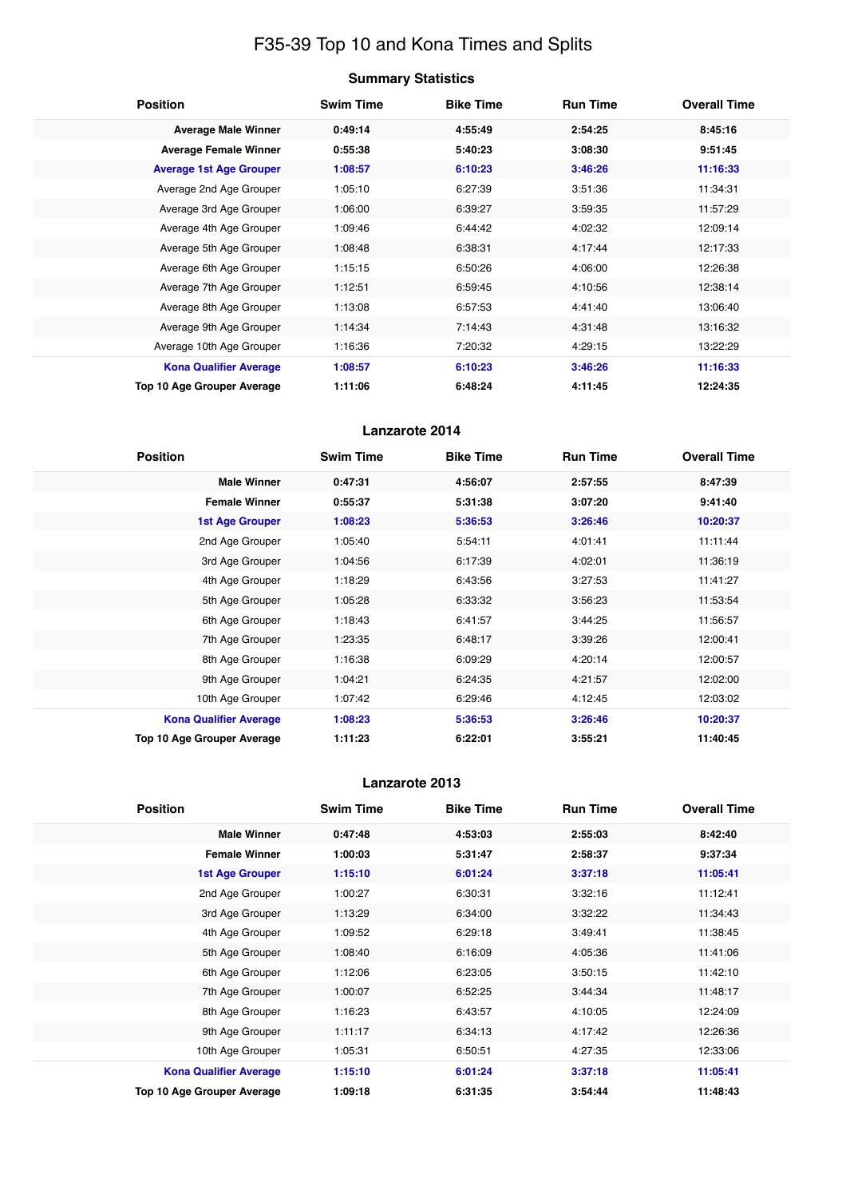# F35-39 Top 10 and Kona Times and Splits

## Summary Statistics

| Position | Swim Time | Bike Time | Run Time | Overall Time |
|---|---|---|---|---|
| **Average Male Winner** | **0:49:14** | **4:55:49** | **2:54:25** | **8:45:16** |
| **Average Female Winner** | **0:55:38** | **5:40:23** | **3:08:30** | **9:51:45** |
| **Average 1st Age Grouper** | **1:08:57** | **6:10:23** | **3:46:26** | **11:16:33** |
| Average 2nd Age Grouper | 1:05:10 | 6:27:39 | 3:51:36 | 11:34:31 |
| Average 3rd Age Grouper | 1:06:00 | 6:39:27 | 3:59:35 | 11:57:29 |
| Average 4th Age Grouper | 1:09:46 | 6:44:42 | 4:02:32 | 12:09:14 |
| Average 5th Age Grouper | 1:08:48 | 6:38:31 | 4:17:44 | 12:17:33 |
| Average 6th Age Grouper | 1:15:15 | 6:50:26 | 4:06:00 | 12:26:38 |
| Average 7th Age Grouper | 1:12:51 | 6:59:45 | 4:10:56 | 12:38:14 |
| Average 8th Age Grouper | 1:13:08 | 6:57:53 | 4:41:40 | 13:06:40 |
| Average 9th Age Grouper | 1:14:34 | 7:14:43 | 4:31:48 | 13:16:32 |
| Average 10th Age Grouper | 1:16:36 | 7:20:32 | 4:29:15 | 13:22:29 |
| **Kona Qualifier Average** | **1:08:57** | **6:10:23** | **3:46:26** | **11:16:33** |
| **Top 10 Age Grouper Average** | **1:11:06** | **6:48:24** | **4:11:45** | **12:24:35** |

## Lanzarote 2014

| Position | Swim Time | Bike Time | Run Time | Overall Time |
|---|---|---|---|---|
| **Male Winner** | **0:47:31** | **4:56:07** | **2:57:55** | **8:47:39** |
| **Female Winner** | **0:55:37** | **5:31:38** | **3:07:20** | **9:41:40** |
| **1st Age Grouper** | **1:08:23** | **5:36:53** | **3:26:46** | **10:20:37** |
| 2nd Age Grouper | 1:05:40 | 5:54:11 | 4:01:41 | 11:11:44 |
| 3rd Age Grouper | 1:04:56 | 6:17:39 | 4:02:01 | 11:36:19 |
| 4th Age Grouper | 1:18:29 | 6:43:56 | 3:27:53 | 11:41:27 |
| 5th Age Grouper | 1:05:28 | 6:33:32 | 3:56:23 | 11:53:54 |
| 6th Age Grouper | 1:18:43 | 6:41:57 | 3:44:25 | 11:56:57 |
| 7th Age Grouper | 1:23:35 | 6:48:17 | 3:39:26 | 12:00:41 |
| 8th Age Grouper | 1:16:38 | 6:09:29 | 4:20:14 | 12:00:57 |
| 9th Age Grouper | 1:04:21 | 6:24:35 | 4:21:57 | 12:02:00 |
| 10th Age Grouper | 1:07:42 | 6:29:46 | 4:12:45 | 12:03:02 |
| **Kona Qualifier Average** | **1:08:23** | **5:36:53** | **3:26:46** | **10:20:37** |
| **Top 10 Age Grouper Average** | **1:11:23** | **6:22:01** | **3:55:21** | **11:40:45** |

## Lanzarote 2013

| Position | Swim Time | Bike Time | Run Time | Overall Time |
|---|---|---|---|---|
| **Male Winner** | **0:47:48** | **4:53:03** | **2:55:03** | **8:42:40** |
| **Female Winner** | **1:00:03** | **5:31:47** | **2:58:37** | **9:37:34** |
| **1st Age Grouper** | **1:15:10** | **6:01:24** | **3:37:18** | **11:05:41** |
| 2nd Age Grouper | 1:00:27 | 6:30:31 | 3:32:16 | 11:12:41 |
| 3rd Age Grouper | 1:13:29 | 6:34:00 | 3:32:22 | 11:34:43 |
| 4th Age Grouper | 1:09:52 | 6:29:18 | 3:49:41 | 11:38:45 |
| 5th Age Grouper | 1:08:40 | 6:16:09 | 4:05:36 | 11:41:06 |
| 6th Age Grouper | 1:12:06 | 6:23:05 | 3:50:15 | 11:42:10 |
| 7th Age Grouper | 1:00:07 | 6:52:25 | 3:44:34 | 11:48:17 |
| 8th Age Grouper | 1:16:23 | 6:43:57 | 4:10:05 | 12:24:09 |
| 9th Age Grouper | 1:11:17 | 6:34:13 | 4:17:42 | 12:26:36 |
| 10th Age Grouper | 1:05:31 | 6:50:51 | 4:27:35 | 12:33:06 |
| **Kona Qualifier Average** | **1:15:10** | **6:01:24** | **3:37:18** | **11:05:41** |
| **Top 10 Age Grouper Average** | **1:09:18** | **6:31:35** | **3:54:44** | **11:48:43** |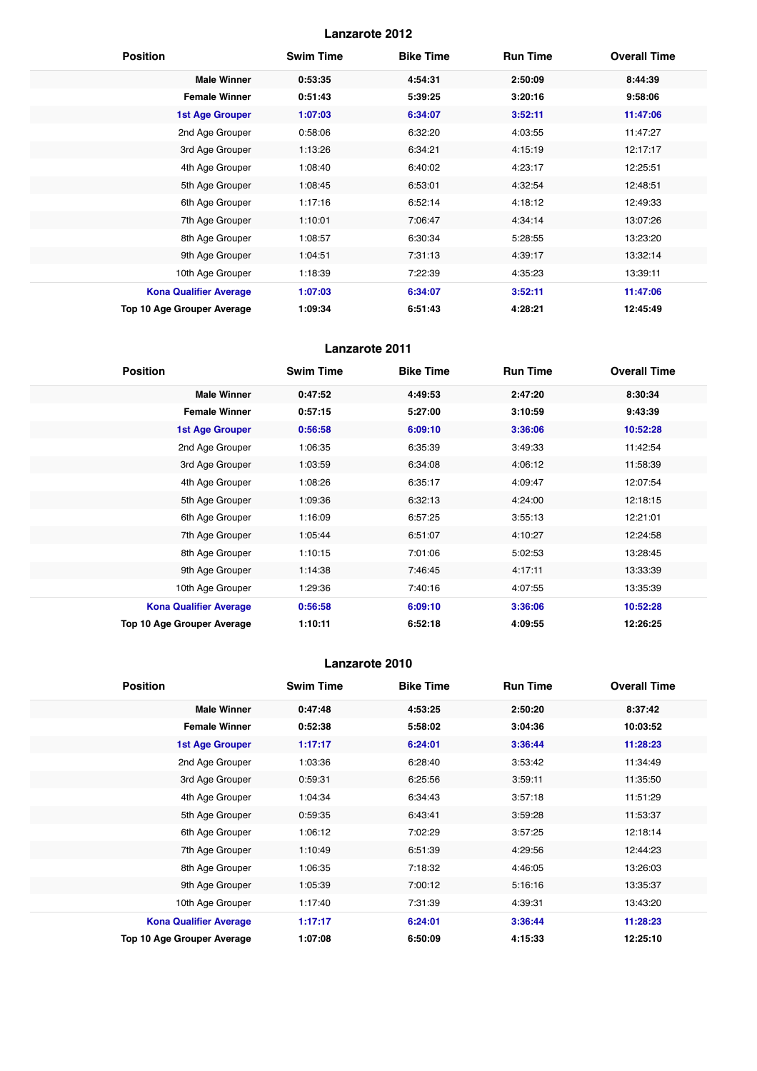## Lanzarote 2012

| Position | Swim Time | Bike Time | Run Time | Overall Time |
|---|---|---|---|---|
| **Male Winner** | **0:53:35** | **4:54:31** | **2:50:09** | **8:44:39** |
| **Female Winner** | **0:51:43** | **5:39:25** | **3:20:16** | **9:58:06** |
| **1st Age Grouper** | **1:07:03** | **6:34:07** | **3:52:11** | **11:47:06** |
| 2nd Age Grouper | 0:58:06 | 6:32:20 | 4:03:55 | 11:47:27 |
| 3rd Age Grouper | 1:13:26 | 6:34:21 | 4:15:19 | 12:17:17 |
| 4th Age Grouper | 1:08:40 | 6:40:02 | 4:23:17 | 12:25:51 |
| 5th Age Grouper | 1:08:45 | 6:53:01 | 4:32:54 | 12:48:51 |
| 6th Age Grouper | 1:17:16 | 6:52:14 | 4:18:12 | 12:49:33 |
| 7th Age Grouper | 1:10:01 | 7:06:47 | 4:34:14 | 13:07:26 |
| 8th Age Grouper | 1:08:57 | 6:30:34 | 5:28:55 | 13:23:20 |
| 9th Age Grouper | 1:04:51 | 7:31:13 | 4:39:17 | 13:32:14 |
| 10th Age Grouper | 1:18:39 | 7:22:39 | 4:35:23 | 13:39:11 |
| **Kona Qualifier Average** | **1:07:03** | **6:34:07** | **3:52:11** | **11:47:06** |
| **Top 10 Age Grouper Average** | **1:09:34** | **6:51:43** | **4:28:21** | **12:45:49** |

## Lanzarote 2011

| Position | Swim Time | Bike Time | Run Time | Overall Time |
|---|---|---|---|---|
| **Male Winner** | **0:47:52** | **4:49:53** | **2:47:20** | **8:30:34** |
| **Female Winner** | **0:57:15** | **5:27:00** | **3:10:59** | **9:43:39** |
| **1st Age Grouper** | **0:56:58** | **6:09:10** | **3:36:06** | **10:52:28** |
| 2nd Age Grouper | 1:06:35 | 6:35:39 | 3:49:33 | 11:42:54 |
| 3rd Age Grouper | 1:03:59 | 6:34:08 | 4:06:12 | 11:58:39 |
| 4th Age Grouper | 1:08:26 | 6:35:17 | 4:09:47 | 12:07:54 |
| 5th Age Grouper | 1:09:36 | 6:32:13 | 4:24:00 | 12:18:15 |
| 6th Age Grouper | 1:16:09 | 6:57:25 | 3:55:13 | 12:21:01 |
| 7th Age Grouper | 1:05:44 | 6:51:07 | 4:10:27 | 12:24:58 |
| 8th Age Grouper | 1:10:15 | 7:01:06 | 5:02:53 | 13:28:45 |
| 9th Age Grouper | 1:14:38 | 7:46:45 | 4:17:11 | 13:33:39 |
| 10th Age Grouper | 1:29:36 | 7:40:16 | 4:07:55 | 13:35:39 |
| **Kona Qualifier Average** | **0:56:58** | **6:09:10** | **3:36:06** | **10:52:28** |
| **Top 10 Age Grouper Average** | **1:10:11** | **6:52:18** | **4:09:55** | **12:26:25** |

## Lanzarote 2010

| Position | Swim Time | Bike Time | Run Time | Overall Time |
|---|---|---|---|---|
| **Male Winner** | **0:47:48** | **4:53:25** | **2:50:20** | **8:37:42** |
| **Female Winner** | **0:52:38** | **5:58:02** | **3:04:36** | **10:03:52** |
| **1st Age Grouper** | **1:17:17** | **6:24:01** | **3:36:44** | **11:28:23** |
| 2nd Age Grouper | 1:03:36 | 6:28:40 | 3:53:42 | 11:34:49 |
| 3rd Age Grouper | 0:59:31 | 6:25:56 | 3:59:11 | 11:35:50 |
| 4th Age Grouper | 1:04:34 | 6:34:43 | 3:57:18 | 11:51:29 |
| 5th Age Grouper | 0:59:35 | 6:43:41 | 3:59:28 | 11:53:37 |
| 6th Age Grouper | 1:06:12 | 7:02:29 | 3:57:25 | 12:18:14 |
| 7th Age Grouper | 1:10:49 | 6:51:39 | 4:29:56 | 12:44:23 |
| 8th Age Grouper | 1:06:35 | 7:18:32 | 4:46:05 | 13:26:03 |
| 9th Age Grouper | 1:05:39 | 7:00:12 | 5:16:16 | 13:35:37 |
| 10th Age Grouper | 1:17:40 | 7:31:39 | 4:39:31 | 13:43:20 |
| **Kona Qualifier Average** | **1:17:17** | **6:24:01** | **3:36:44** | **11:28:23** |
| **Top 10 Age Grouper Average** | **1:07:08** | **6:50:09** | **4:15:33** | **12:25:10** |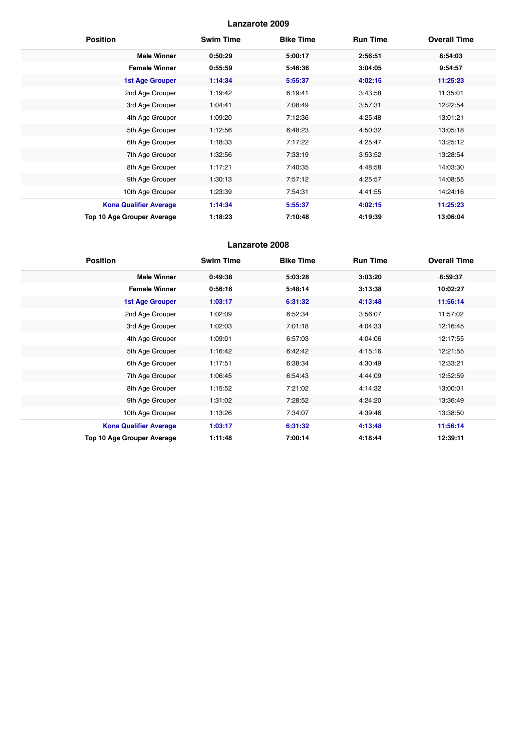## Lanzarote 2009

| Position | Swim Time | Bike Time | Run Time | Overall Time |
|---|---|---|---|---|
| **Male Winner** | **0:50:29** | **5:00:17** | **2:56:51** | **8:54:03** |
| **Female Winner** | **0:55:59** | **5:46:36** | **3:04:05** | **9:54:57** |
| **1st Age Grouper** | **1:14:34** | **5:55:37** | **4:02:15** | **11:25:23** |
| 2nd Age Grouper | 1:19:42 | 6:19:41 | 3:43:58 | 11:35:01 |
| 3rd Age Grouper | 1:04:41 | 7:08:49 | 3:57:31 | 12:22:54 |
| 4th Age Grouper | 1:09:20 | 7:12:36 | 4:25:48 | 13:01:21 |
| 5th Age Grouper | 1:12:56 | 6:48:23 | 4:50:32 | 13:05:18 |
| 6th Age Grouper | 1:18:33 | 7:17:22 | 4:25:47 | 13:25:12 |
| 7th Age Grouper | 1:32:56 | 7:33:19 | 3:53:52 | 13:28:54 |
| 8th Age Grouper | 1:17:21 | 7:40:35 | 4:48:58 | 14:03:30 |
| 9th Age Grouper | 1:30:13 | 7:57:12 | 4:25:57 | 14:08:55 |
| 10th Age Grouper | 1:23:39 | 7:54:31 | 4:41:55 | 14:24:16 |
| **Kona Qualifier Average** | **1:14:34** | **5:55:37** | **4:02:15** | **11:25:23** |
| **Top 10 Age Grouper Average** | **1:18:23** | **7:10:48** | **4:19:39** | **13:06:04** |

## Lanzarote 2008

| Position | Swim Time | Bike Time | Run Time | Overall Time |
|---|---|---|---|---|
| **Male Winner** | **0:49:38** | **5:03:28** | **3:03:20** | **8:59:37** |
| **Female Winner** | **0:56:16** | **5:48:14** | **3:13:38** | **10:02:27** |
| **1st Age Grouper** | **1:03:17** | **6:31:32** | **4:13:48** | **11:56:14** |
| 2nd Age Grouper | 1:02:09 | 6:52:34 | 3:56:07 | 11:57:02 |
| 3rd Age Grouper | 1:02:03 | 7:01:18 | 4:04:33 | 12:16:45 |
| 4th Age Grouper | 1:09:01 | 6:57:03 | 4:04:06 | 12:17:55 |
| 5th Age Grouper | 1:16:42 | 6:42:42 | 4:15:16 | 12:21:55 |
| 6th Age Grouper | 1:17:51 | 6:38:34 | 4:30:49 | 12:33:21 |
| 7th Age Grouper | 1:06:45 | 6:54:43 | 4:44:09 | 12:52:59 |
| 8th Age Grouper | 1:15:52 | 7:21:02 | 4:14:32 | 13:00:01 |
| 9th Age Grouper | 1:31:02 | 7:28:52 | 4:24:20 | 13:36:49 |
| 10th Age Grouper | 1:13:26 | 7:34:07 | 4:39:46 | 13:38:50 |
| **Kona Qualifier Average** | **1:03:17** | **6:31:32** | **4:13:48** | **11:56:14** |
| **Top 10 Age Grouper Average** | **1:11:48** | **7:00:14** | **4:18:44** | **12:39:11** |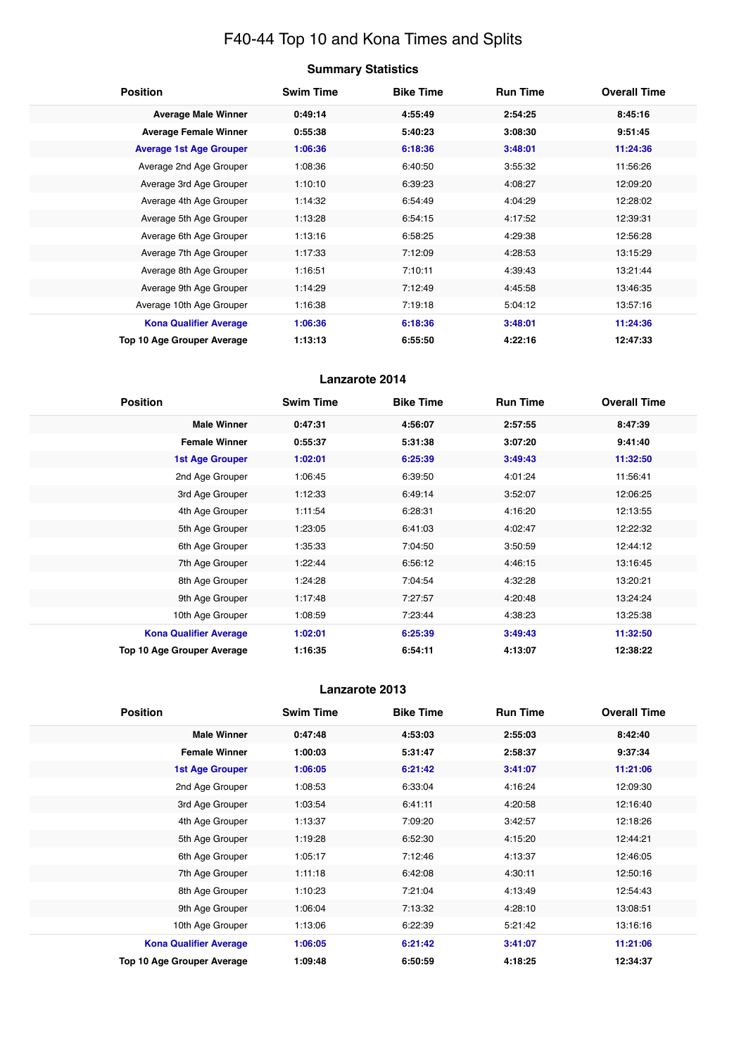# F40-44 Top 10 and Kona Times and Splits

## Summary Statistics

| Position | Swim Time | Bike Time | Run Time | Overall Time |
|---|---|---|---|---|
| **Average Male Winner** | **0:49:14** | **4:55:49** | **2:54:25** | **8:45:16** |
| **Average Female Winner** | **0:55:38** | **5:40:23** | **3:08:30** | **9:51:45** |
| **Average 1st Age Grouper** | **1:06:36** | **6:18:36** | **3:48:01** | **11:24:36** |
| Average 2nd Age Grouper | 1:08:36 | 6:40:50 | 3:55:32 | 11:56:26 |
| Average 3rd Age Grouper | 1:10:10 | 6:39:23 | 4:08:27 | 12:09:20 |
| Average 4th Age Grouper | 1:14:32 | 6:54:49 | 4:04:29 | 12:28:02 |
| Average 5th Age Grouper | 1:13:28 | 6:54:15 | 4:17:52 | 12:39:31 |
| Average 6th Age Grouper | 1:13:16 | 6:58:25 | 4:29:38 | 12:56:28 |
| Average 7th Age Grouper | 1:17:33 | 7:12:09 | 4:28:53 | 13:15:29 |
| Average 8th Age Grouper | 1:16:51 | 7:10:11 | 4:39:43 | 13:21:44 |
| Average 9th Age Grouper | 1:14:29 | 7:12:49 | 4:45:58 | 13:46:35 |
| Average 10th Age Grouper | 1:16:38 | 7:19:18 | 5:04:12 | 13:57:16 |
| **Kona Qualifier Average** | **1:06:36** | **6:18:36** | **3:48:01** | **11:24:36** |
| **Top 10 Age Grouper Average** | **1:13:13** | **6:55:50** | **4:22:16** | **12:47:33** |

## Lanzarote 2014

| Position | Swim Time | Bike Time | Run Time | Overall Time |
|---|---|---|---|---|
| **Male Winner** | **0:47:31** | **4:56:07** | **2:57:55** | **8:47:39** |
| **Female Winner** | **0:55:37** | **5:31:38** | **3:07:20** | **9:41:40** |
| **1st Age Grouper** | **1:02:01** | **6:25:39** | **3:49:43** | **11:32:50** |
| 2nd Age Grouper | 1:06:45 | 6:39:50 | 4:01:24 | 11:56:41 |
| 3rd Age Grouper | 1:12:33 | 6:49:14 | 3:52:07 | 12:06:25 |
| 4th Age Grouper | 1:11:54 | 6:28:31 | 4:16:20 | 12:13:55 |
| 5th Age Grouper | 1:23:05 | 6:41:03 | 4:02:47 | 12:22:32 |
| 6th Age Grouper | 1:35:33 | 7:04:50 | 3:50:59 | 12:44:12 |
| 7th Age Grouper | 1:22:44 | 6:56:12 | 4:46:15 | 13:16:45 |
| 8th Age Grouper | 1:24:28 | 7:04:54 | 4:32:28 | 13:20:21 |
| 9th Age Grouper | 1:17:48 | 7:27:57 | 4:20:48 | 13:24:24 |
| 10th Age Grouper | 1:08:59 | 7:23:44 | 4:38:23 | 13:25:38 |
| **Kona Qualifier Average** | **1:02:01** | **6:25:39** | **3:49:43** | **11:32:50** |
| **Top 10 Age Grouper Average** | **1:16:35** | **6:54:11** | **4:13:07** | **12:38:22** |

## Lanzarote 2013

| Position | Swim Time | Bike Time | Run Time | Overall Time |
|---|---|---|---|---|
| **Male Winner** | **0:47:48** | **4:53:03** | **2:55:03** | **8:42:40** |
| **Female Winner** | **1:00:03** | **5:31:47** | **2:58:37** | **9:37:34** |
| **1st Age Grouper** | **1:06:05** | **6:21:42** | **3:41:07** | **11:21:06** |
| 2nd Age Grouper | 1:08:53 | 6:33:04 | 4:16:24 | 12:09:30 |
| 3rd Age Grouper | 1:03:54 | 6:41:11 | 4:20:58 | 12:16:40 |
| 4th Age Grouper | 1:13:37 | 7:09:20 | 3:42:57 | 12:18:26 |
| 5th Age Grouper | 1:19:28 | 6:52:30 | 4:15:20 | 12:44:21 |
| 6th Age Grouper | 1:05:17 | 7:12:46 | 4:13:37 | 12:46:05 |
| 7th Age Grouper | 1:11:18 | 6:42:08 | 4:30:11 | 12:50:16 |
| 8th Age Grouper | 1:10:23 | 7:21:04 | 4:13:49 | 12:54:43 |
| 9th Age Grouper | 1:06:04 | 7:13:32 | 4:28:10 | 13:08:51 |
| 10th Age Grouper | 1:13:06 | 6:22:39 | 5:21:42 | 13:16:16 |
| **Kona Qualifier Average** | **1:06:05** | **6:21:42** | **3:41:07** | **11:21:06** |
| **Top 10 Age Grouper Average** | **1:09:48** | **6:50:59** | **4:18:25** | **12:34:37** |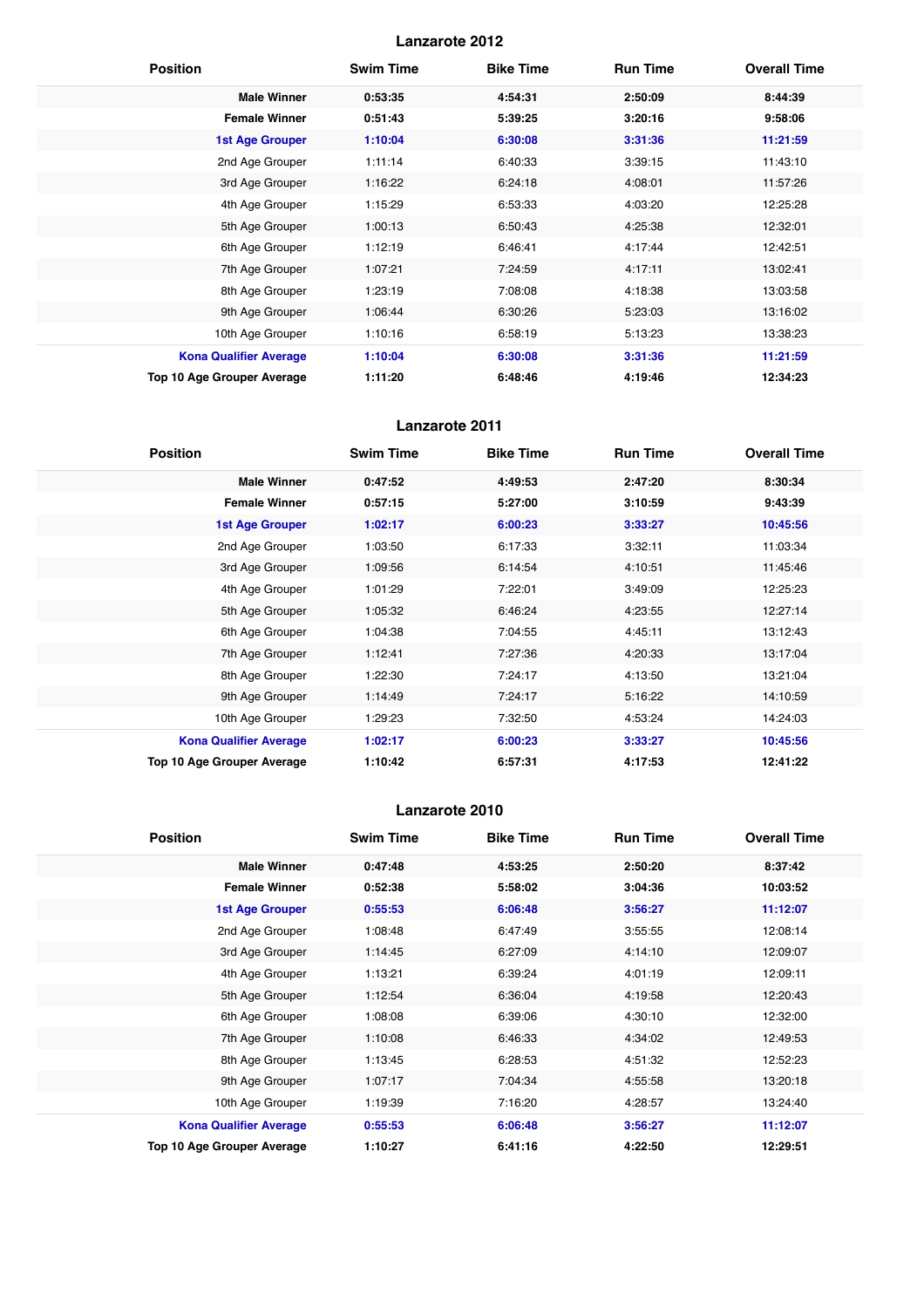## Lanzarote 2012

| Position | Swim Time | Bike Time | Run Time | Overall Time |
|---|---|---|---|---|
| **Male Winner** | **0:53:35** | **4:54:31** | **2:50:09** | **8:44:39** |
| **Female Winner** | **0:51:43** | **5:39:25** | **3:20:16** | **9:58:06** |
| **1st Age Grouper** | **1:10:04** | **6:30:08** | **3:31:36** | **11:21:59** |
| 2nd Age Grouper | 1:11:14 | 6:40:33 | 3:39:15 | 11:43:10 |
| 3rd Age Grouper | 1:16:22 | 6:24:18 | 4:08:01 | 11:57:26 |
| 4th Age Grouper | 1:15:29 | 6:53:33 | 4:03:20 | 12:25:28 |
| 5th Age Grouper | 1:00:13 | 6:50:43 | 4:25:38 | 12:32:01 |
| 6th Age Grouper | 1:12:19 | 6:46:41 | 4:17:44 | 12:42:51 |
| 7th Age Grouper | 1:07:21 | 7:24:59 | 4:17:11 | 13:02:41 |
| 8th Age Grouper | 1:23:19 | 7:08:08 | 4:18:38 | 13:03:58 |
| 9th Age Grouper | 1:06:44 | 6:30:26 | 5:23:03 | 13:16:02 |
| 10th Age Grouper | 1:10:16 | 6:58:19 | 5:13:23 | 13:38:23 |
| **Kona Qualifier Average** | **1:10:04** | **6:30:08** | **3:31:36** | **11:21:59** |
| **Top 10 Age Grouper Average** | **1:11:20** | **6:48:46** | **4:19:46** | **12:34:23** |

## Lanzarote 2011

| Position | Swim Time | Bike Time | Run Time | Overall Time |
|---|---|---|---|---|
| **Male Winner** | **0:47:52** | **4:49:53** | **2:47:20** | **8:30:34** |
| **Female Winner** | **0:57:15** | **5:27:00** | **3:10:59** | **9:43:39** |
| **1st Age Grouper** | **1:02:17** | **6:00:23** | **3:33:27** | **10:45:56** |
| 2nd Age Grouper | 1:03:50 | 6:17:33 | 3:32:11 | 11:03:34 |
| 3rd Age Grouper | 1:09:56 | 6:14:54 | 4:10:51 | 11:45:46 |
| 4th Age Grouper | 1:01:29 | 7:22:01 | 3:49:09 | 12:25:23 |
| 5th Age Grouper | 1:05:32 | 6:46:24 | 4:23:55 | 12:27:14 |
| 6th Age Grouper | 1:04:38 | 7:04:55 | 4:45:11 | 13:12:43 |
| 7th Age Grouper | 1:12:41 | 7:27:36 | 4:20:33 | 13:17:04 |
| 8th Age Grouper | 1:22:30 | 7:24:17 | 4:13:50 | 13:21:04 |
| 9th Age Grouper | 1:14:49 | 7:24:17 | 5:16:22 | 14:10:59 |
| 10th Age Grouper | 1:29:23 | 7:32:50 | 4:53:24 | 14:24:03 |
| **Kona Qualifier Average** | **1:02:17** | **6:00:23** | **3:33:27** | **10:45:56** |
| **Top 10 Age Grouper Average** | **1:10:42** | **6:57:31** | **4:17:53** | **12:41:22** |

## Lanzarote 2010

| Position | Swim Time | Bike Time | Run Time | Overall Time |
|---|---|---|---|---|
| **Male Winner** | **0:47:48** | **4:53:25** | **2:50:20** | **8:37:42** |
| **Female Winner** | **0:52:38** | **5:58:02** | **3:04:36** | **10:03:52** |
| **1st Age Grouper** | **0:55:53** | **6:06:48** | **3:56:27** | **11:12:07** |
| 2nd Age Grouper | 1:08:48 | 6:47:49 | 3:55:55 | 12:08:14 |
| 3rd Age Grouper | 1:14:45 | 6:27:09 | 4:14:10 | 12:09:07 |
| 4th Age Grouper | 1:13:21 | 6:39:24 | 4:01:19 | 12:09:11 |
| 5th Age Grouper | 1:12:54 | 6:36:04 | 4:19:58 | 12:20:43 |
| 6th Age Grouper | 1:08:08 | 6:39:06 | 4:30:10 | 12:32:00 |
| 7th Age Grouper | 1:10:08 | 6:46:33 | 4:34:02 | 12:49:53 |
| 8th Age Grouper | 1:13:45 | 6:28:53 | 4:51:32 | 12:52:23 |
| 9th Age Grouper | 1:07:17 | 7:04:34 | 4:55:58 | 13:20:18 |
| 10th Age Grouper | 1:19:39 | 7:16:20 | 4:28:57 | 13:24:40 |
| **Kona Qualifier Average** | **0:55:53** | **6:06:48** | **3:56:27** | **11:12:07** |
| **Top 10 Age Grouper Average** | **1:10:27** | **6:41:16** | **4:22:50** | **12:29:51** |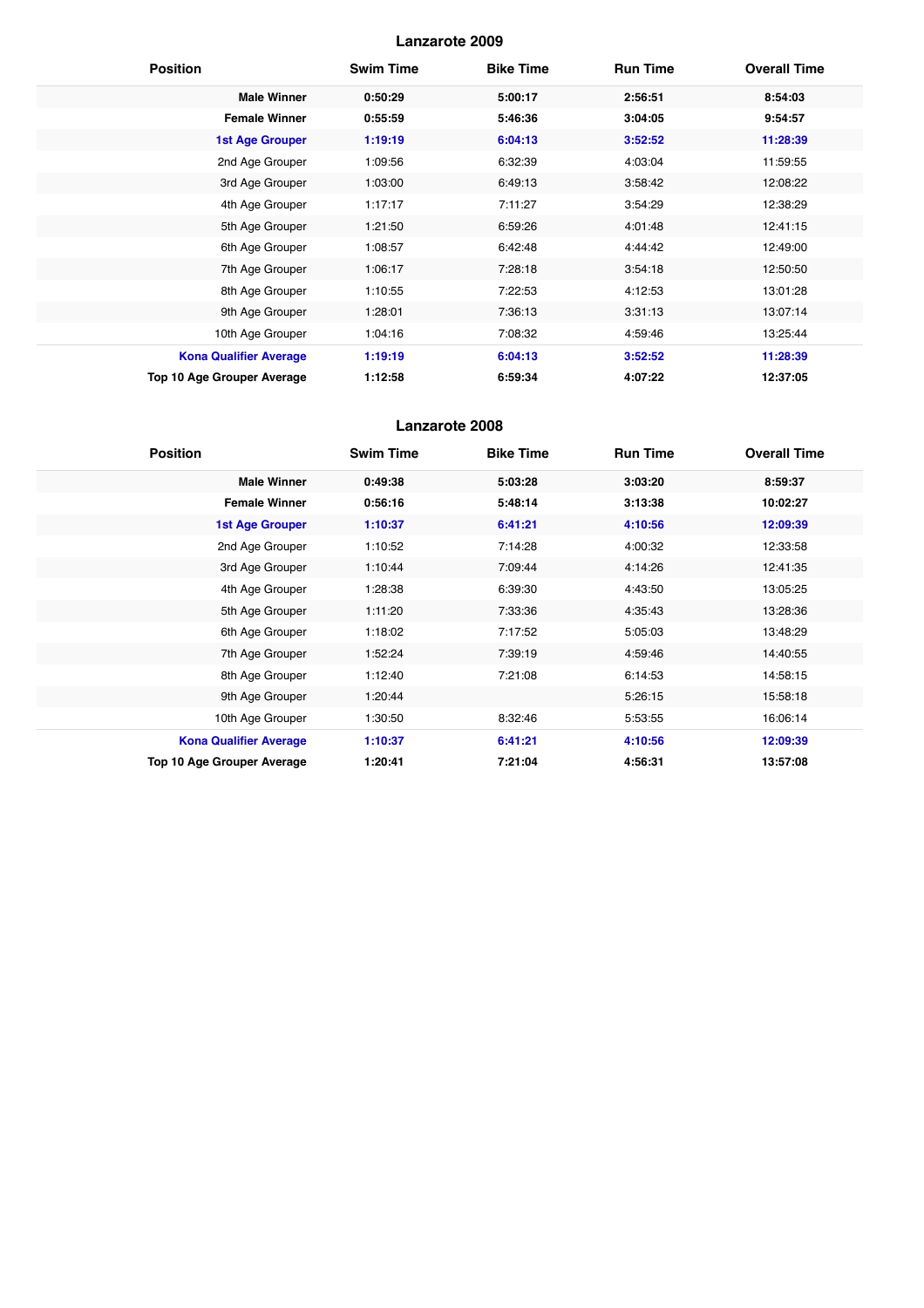## Lanzarote 2009

| Position | Swim Time | Bike Time | Run Time | Overall Time |
|---|---|---|---|---|
| **Male Winner** | **0:50:29** | **5:00:17** | **2:56:51** | **8:54:03** |
| **Female Winner** | **0:55:59** | **5:46:36** | **3:04:05** | **9:54:57** |
| **1st Age Grouper** | **1:19:19** | **6:04:13** | **3:52:52** | **11:28:39** |
| 2nd Age Grouper | 1:09:56 | 6:32:39 | 4:03:04 | 11:59:55 |
| 3rd Age Grouper | 1:03:00 | 6:49:13 | 3:58:42 | 12:08:22 |
| 4th Age Grouper | 1:17:17 | 7:11:27 | 3:54:29 | 12:38:29 |
| 5th Age Grouper | 1:21:50 | 6:59:26 | 4:01:48 | 12:41:15 |
| 6th Age Grouper | 1:08:57 | 6:42:48 | 4:44:42 | 12:49:00 |
| 7th Age Grouper | 1:06:17 | 7:28:18 | 3:54:18 | 12:50:50 |
| 8th Age Grouper | 1:10:55 | 7:22:53 | 4:12:53 | 13:01:28 |
| 9th Age Grouper | 1:28:01 | 7:36:13 | 3:31:13 | 13:07:14 |
| 10th Age Grouper | 1:04:16 | 7:08:32 | 4:59:46 | 13:25:44 |
| **Kona Qualifier Average** | **1:19:19** | **6:04:13** | **3:52:52** | **11:28:39** |
| **Top 10 Age Grouper Average** | **1:12:58** | **6:59:34** | **4:07:22** | **12:37:05** |

## Lanzarote 2008

| Position | Swim Time | Bike Time | Run Time | Overall Time |
|---|---|---|---|---|
| **Male Winner** | **0:49:38** | **5:03:28** | **3:03:20** | **8:59:37** |
| **Female Winner** | **0:56:16** | **5:48:14** | **3:13:38** | **10:02:27** |
| **1st Age Grouper** | **1:10:37** | **6:41:21** | **4:10:56** | **12:09:39** |
| 2nd Age Grouper | 1:10:52 | 7:14:28 | 4:00:32 | 12:33:58 |
| 3rd Age Grouper | 1:10:44 | 7:09:44 | 4:14:26 | 12:41:35 |
| 4th Age Grouper | 1:28:38 | 6:39:30 | 4:43:50 | 13:05:25 |
| 5th Age Grouper | 1:11:20 | 7:33:36 | 4:35:43 | 13:28:36 |
| 6th Age Grouper | 1:18:02 | 7:17:52 | 5:05:03 | 13:48:29 |
| 7th Age Grouper | 1:52:24 | 7:39:19 | 4:59:46 | 14:40:55 |
| 8th Age Grouper | 1:12:40 | 7:21:08 | 6:14:53 | 14:58:15 |
| 9th Age Grouper | 1:20:44 | | 5:26:15 | 15:58:18 |
| 10th Age Grouper | 1:30:50 | 8:32:46 | 5:53:55 | 16:06:14 |
| **Kona Qualifier Average** | **1:10:37** | **6:41:21** | **4:10:56** | **12:09:39** |
| **Top 10 Age Grouper Average** | **1:20:41** | **7:21:04** | **4:56:31** | **13:57:08** |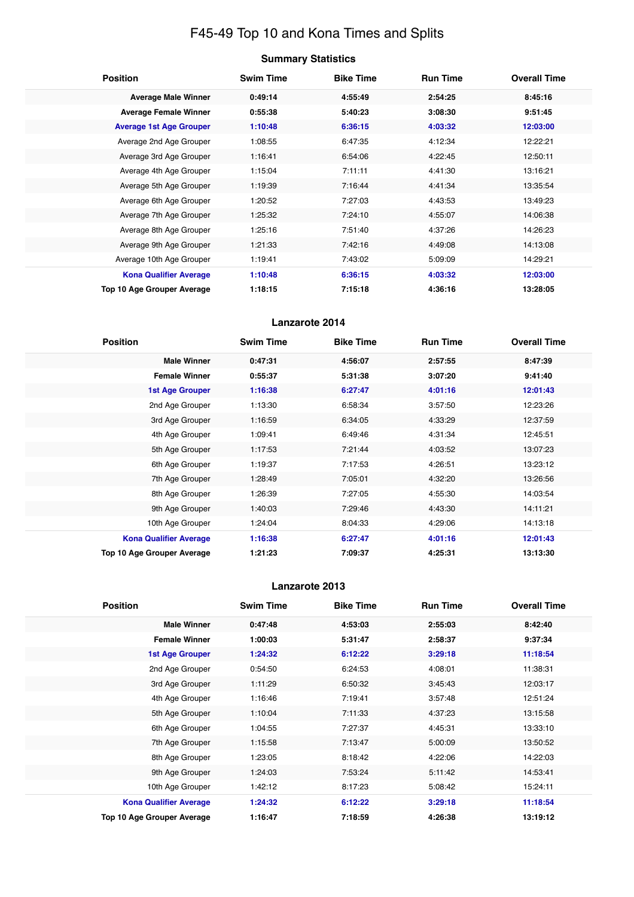# F45-49 Top 10 and Kona Times and Splits

## Summary Statistics

| Position | Swim Time | Bike Time | Run Time | Overall Time |
|---|---|---|---|---|
| **Average Male Winner** | **0:49:14** | **4:55:49** | **2:54:25** | **8:45:16** |
| **Average Female Winner** | **0:55:38** | **5:40:23** | **3:08:30** | **9:51:45** |
| **Average 1st Age Grouper** | **1:10:48** | **6:36:15** | **4:03:32** | **12:03:00** |
| Average 2nd Age Grouper | 1:08:55 | 6:47:35 | 4:12:34 | 12:22:21 |
| Average 3rd Age Grouper | 1:16:41 | 6:54:06 | 4:22:45 | 12:50:11 |
| Average 4th Age Grouper | 1:15:04 | 7:11:11 | 4:41:30 | 13:16:21 |
| Average 5th Age Grouper | 1:19:39 | 7:16:44 | 4:41:34 | 13:35:54 |
| Average 6th Age Grouper | 1:20:52 | 7:27:03 | 4:43:53 | 13:49:23 |
| Average 7th Age Grouper | 1:25:32 | 7:24:10 | 4:55:07 | 14:06:38 |
| Average 8th Age Grouper | 1:25:16 | 7:51:40 | 4:37:26 | 14:26:23 |
| Average 9th Age Grouper | 1:21:33 | 7:42:16 | 4:49:08 | 14:13:08 |
| Average 10th Age Grouper | 1:19:41 | 7:43:02 | 5:09:09 | 14:29:21 |
| **Kona Qualifier Average** | **1:10:48** | **6:36:15** | **4:03:32** | **12:03:00** |
| **Top 10 Age Grouper Average** | **1:18:15** | **7:15:18** | **4:36:16** | **13:28:05** |

## Lanzarote 2014

| Position | Swim Time | Bike Time | Run Time | Overall Time |
|---|---|---|---|---|
| **Male Winner** | **0:47:31** | **4:56:07** | **2:57:55** | **8:47:39** |
| **Female Winner** | **0:55:37** | **5:31:38** | **3:07:20** | **9:41:40** |
| **1st Age Grouper** | **1:16:38** | **6:27:47** | **4:01:16** | **12:01:43** |
| 2nd Age Grouper | 1:13:30 | 6:58:34 | 3:57:50 | 12:23:26 |
| 3rd Age Grouper | 1:16:59 | 6:34:05 | 4:33:29 | 12:37:59 |
| 4th Age Grouper | 1:09:41 | 6:49:46 | 4:31:34 | 12:45:51 |
| 5th Age Grouper | 1:17:53 | 7:21:44 | 4:03:52 | 13:07:23 |
| 6th Age Grouper | 1:19:37 | 7:17:53 | 4:26:51 | 13:23:12 |
| 7th Age Grouper | 1:28:49 | 7:05:01 | 4:32:20 | 13:26:56 |
| 8th Age Grouper | 1:26:39 | 7:27:05 | 4:55:30 | 14:03:54 |
| 9th Age Grouper | 1:40:03 | 7:29:46 | 4:43:30 | 14:11:21 |
| 10th Age Grouper | 1:24:04 | 8:04:33 | 4:29:06 | 14:13:18 |
| **Kona Qualifier Average** | **1:16:38** | **6:27:47** | **4:01:16** | **12:01:43** |
| **Top 10 Age Grouper Average** | **1:21:23** | **7:09:37** | **4:25:31** | **13:13:30** |

## Lanzarote 2013

| Position | Swim Time | Bike Time | Run Time | Overall Time |
|---|---|---|---|---|
| **Male Winner** | **0:47:48** | **4:53:03** | **2:55:03** | **8:42:40** |
| **Female Winner** | **1:00:03** | **5:31:47** | **2:58:37** | **9:37:34** |
| **1st Age Grouper** | **1:24:32** | **6:12:22** | **3:29:18** | **11:18:54** |
| 2nd Age Grouper | 0:54:50 | 6:24:53 | 4:08:01 | 11:38:31 |
| 3rd Age Grouper | 1:11:29 | 6:50:32 | 3:45:43 | 12:03:17 |
| 4th Age Grouper | 1:16:46 | 7:19:41 | 3:57:48 | 12:51:24 |
| 5th Age Grouper | 1:10:04 | 7:11:33 | 4:37:23 | 13:15:58 |
| 6th Age Grouper | 1:04:55 | 7:27:37 | 4:45:31 | 13:33:10 |
| 7th Age Grouper | 1:15:58 | 7:13:47 | 5:00:09 | 13:50:52 |
| 8th Age Grouper | 1:23:05 | 8:18:42 | 4:22:06 | 14:22:03 |
| 9th Age Grouper | 1:24:03 | 7:53:24 | 5:11:42 | 14:53:41 |
| 10th Age Grouper | 1:42:12 | 8:17:23 | 5:08:42 | 15:24:11 |
| **Kona Qualifier Average** | **1:24:32** | **6:12:22** | **3:29:18** | **11:18:54** |
| **Top 10 Age Grouper Average** | **1:16:47** | **7:18:59** | **4:26:38** | **13:19:12** |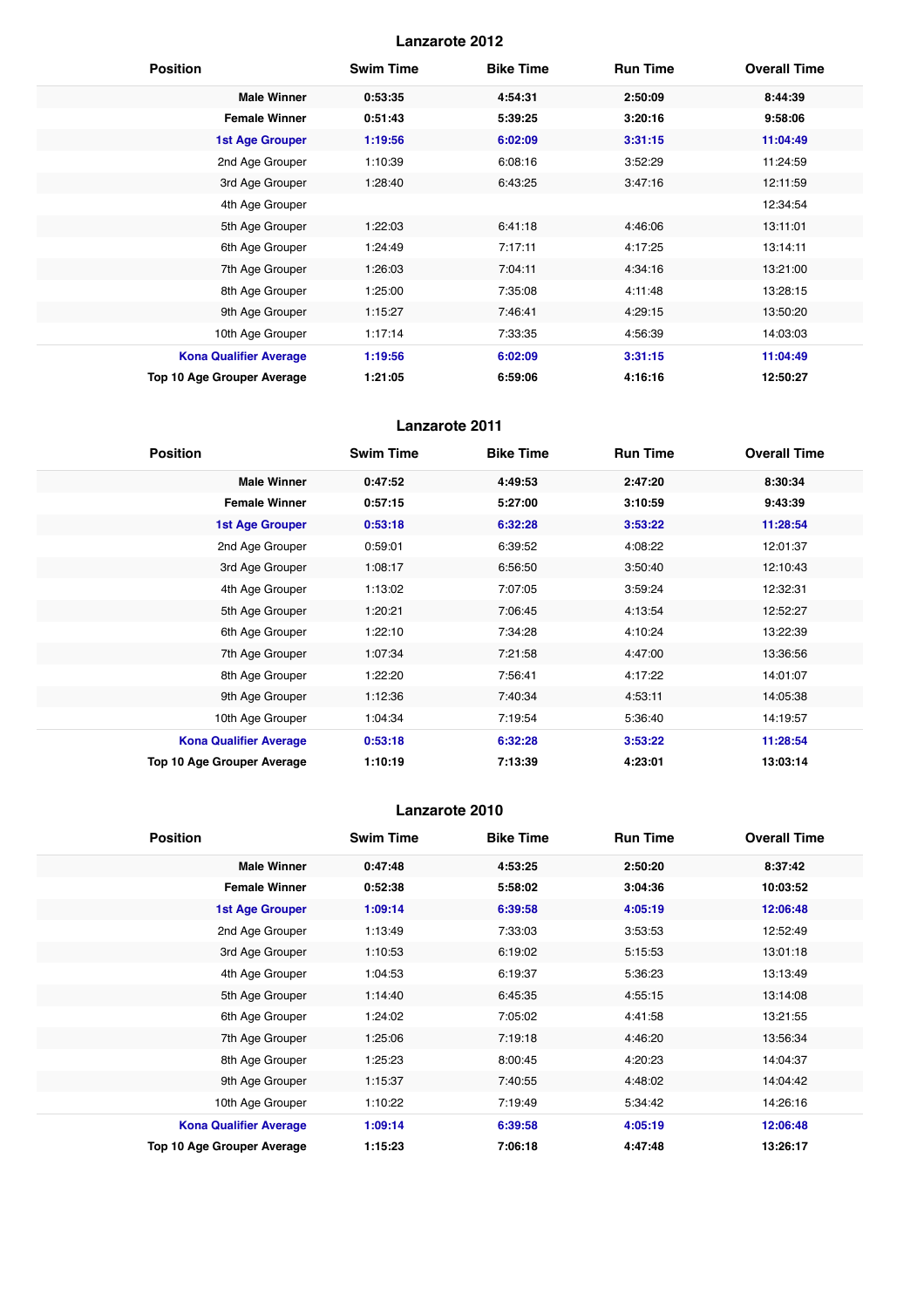## Lanzarote 2012

| Position | Swim Time | Bike Time | Run Time | Overall Time |
|---|---|---|---|---|
| **Male Winner** | **0:53:35** | **4:54:31** | **2:50:09** | **8:44:39** |
| **Female Winner** | **0:51:43** | **5:39:25** | **3:20:16** | **9:58:06** |
| **1st Age Grouper** | **1:19:56** | **6:02:09** | **3:31:15** | **11:04:49** |
| 2nd Age Grouper | 1:10:39 | 6:08:16 | 3:52:29 | 11:24:59 |
| 3rd Age Grouper | 1:28:40 | 6:43:25 | 3:47:16 | 12:11:59 |
| 4th Age Grouper | | | | 12:34:54 |
| 5th Age Grouper | 1:22:03 | 6:41:18 | 4:46:06 | 13:11:01 |
| 6th Age Grouper | 1:24:49 | 7:17:11 | 4:17:25 | 13:14:11 |
| 7th Age Grouper | 1:26:03 | 7:04:11 | 4:34:16 | 13:21:00 |
| 8th Age Grouper | 1:25:00 | 7:35:08 | 4:11:48 | 13:28:15 |
| 9th Age Grouper | 1:15:27 | 7:46:41 | 4:29:15 | 13:50:20 |
| 10th Age Grouper | 1:17:14 | 7:33:35 | 4:56:39 | 14:03:03 |
| **Kona Qualifier Average** | **1:19:56** | **6:02:09** | **3:31:15** | **11:04:49** |
| **Top 10 Age Grouper Average** | **1:21:05** | **6:59:06** | **4:16:16** | **12:50:27** |

## Lanzarote 2011

| Position | Swim Time | Bike Time | Run Time | Overall Time |
|---|---|---|---|---|
| **Male Winner** | **0:47:52** | **4:49:53** | **2:47:20** | **8:30:34** |
| **Female Winner** | **0:57:15** | **5:27:00** | **3:10:59** | **9:43:39** |
| **1st Age Grouper** | **0:53:18** | **6:32:28** | **3:53:22** | **11:28:54** |
| 2nd Age Grouper | 0:59:01 | 6:39:52 | 4:08:22 | 12:01:37 |
| 3rd Age Grouper | 1:08:17 | 6:56:50 | 3:50:40 | 12:10:43 |
| 4th Age Grouper | 1:13:02 | 7:07:05 | 3:59:24 | 12:32:31 |
| 5th Age Grouper | 1:20:21 | 7:06:45 | 4:13:54 | 12:52:27 |
| 6th Age Grouper | 1:22:10 | 7:34:28 | 4:10:24 | 13:22:39 |
| 7th Age Grouper | 1:07:34 | 7:21:58 | 4:47:00 | 13:36:56 |
| 8th Age Grouper | 1:22:20 | 7:56:41 | 4:17:22 | 14:01:07 |
| 9th Age Grouper | 1:12:36 | 7:40:34 | 4:53:11 | 14:05:38 |
| 10th Age Grouper | 1:04:34 | 7:19:54 | 5:36:40 | 14:19:57 |
| **Kona Qualifier Average** | **0:53:18** | **6:32:28** | **3:53:22** | **11:28:54** |
| **Top 10 Age Grouper Average** | **1:10:19** | **7:13:39** | **4:23:01** | **13:03:14** |

## Lanzarote 2010

| Position | Swim Time | Bike Time | Run Time | Overall Time |
|---|---|---|---|---|
| **Male Winner** | **0:47:48** | **4:53:25** | **2:50:20** | **8:37:42** |
| **Female Winner** | **0:52:38** | **5:58:02** | **3:04:36** | **10:03:52** |
| **1st Age Grouper** | **1:09:14** | **6:39:58** | **4:05:19** | **12:06:48** |
| 2nd Age Grouper | 1:13:49 | 7:33:03 | 3:53:53 | 12:52:49 |
| 3rd Age Grouper | 1:10:53 | 6:19:02 | 5:15:53 | 13:01:18 |
| 4th Age Grouper | 1:04:53 | 6:19:37 | 5:36:23 | 13:13:49 |
| 5th Age Grouper | 1:14:40 | 6:45:35 | 4:55:15 | 13:14:08 |
| 6th Age Grouper | 1:24:02 | 7:05:02 | 4:41:58 | 13:21:55 |
| 7th Age Grouper | 1:25:06 | 7:19:18 | 4:46:20 | 13:56:34 |
| 8th Age Grouper | 1:25:23 | 8:00:45 | 4:20:23 | 14:04:37 |
| 9th Age Grouper | 1:15:37 | 7:40:55 | 4:48:02 | 14:04:42 |
| 10th Age Grouper | 1:10:22 | 7:19:49 | 5:34:42 | 14:26:16 |
| **Kona Qualifier Average** | **1:09:14** | **6:39:58** | **4:05:19** | **12:06:48** |
| **Top 10 Age Grouper Average** | **1:15:23** | **7:06:18** | **4:47:48** | **13:26:17** |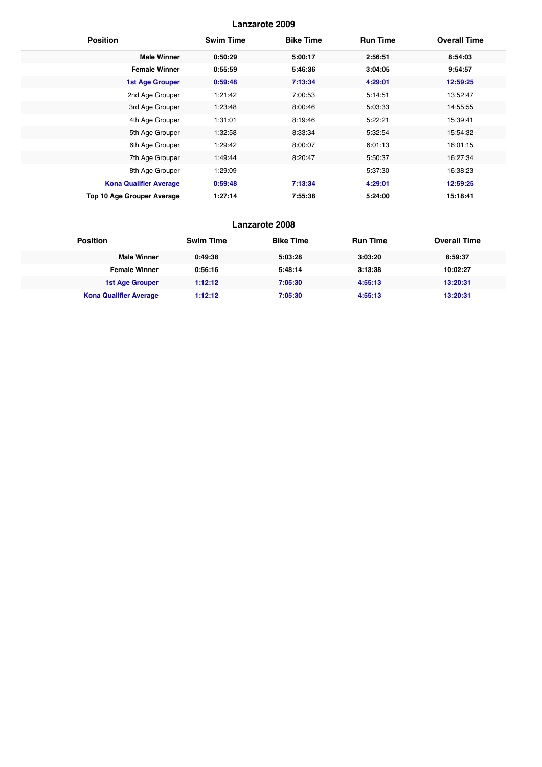## Lanzarote 2009

| Position | Swim Time | Bike Time | Run Time | Overall Time |
|---|---|---|---|---|
| **Male Winner** | **0:50:29** | **5:00:17** | **2:56:51** | **8:54:03** |
| **Female Winner** | **0:55:59** | **5:46:36** | **3:04:05** | **9:54:57** |
| **1st Age Grouper** | **0:59:48** | **7:13:34** | **4:29:01** | **12:59:25** |
| 2nd Age Grouper | 1:21:42 | 7:00:53 | 5:14:51 | 13:52:47 |
| 3rd Age Grouper | 1:23:48 | 8:00:46 | 5:03:33 | 14:55:55 |
| 4th Age Grouper | 1:31:01 | 8:19:46 | 5:22:21 | 15:39:41 |
| 5th Age Grouper | 1:32:58 | 8:33:34 | 5:32:54 | 15:54:32 |
| 6th Age Grouper | 1:29:42 | 8:00:07 | 6:01:13 | 16:01:15 |
| 7th Age Grouper | 1:49:44 | 8:20:47 | 5:50:37 | 16:27:34 |
| 8th Age Grouper | 1:29:09 | | 5:37:30 | 16:38:23 |
| **Kona Qualifier Average** | **0:59:48** | **7:13:34** | **4:29:01** | **12:59:25** |
| **Top 10 Age Grouper Average** | **1:27:14** | **7:55:38** | **5:24:00** | **15:18:41** |

## Lanzarote 2008

| Position | Swim Time | Bike Time | Run Time | Overall Time |
|---|---|---|---|---|
| **Male Winner** | **0:49:38** | **5:03:28** | **3:03:20** | **8:59:37** |
| **Female Winner** | **0:56:16** | **5:48:14** | **3:13:38** | **10:02:27** |
| **1st Age Grouper** | **1:12:12** | **7:05:30** | **4:55:13** | **13:20:31** |
| **Kona Qualifier Average** | **1:12:12** | **7:05:30** | **4:55:13** | **13:20:31** |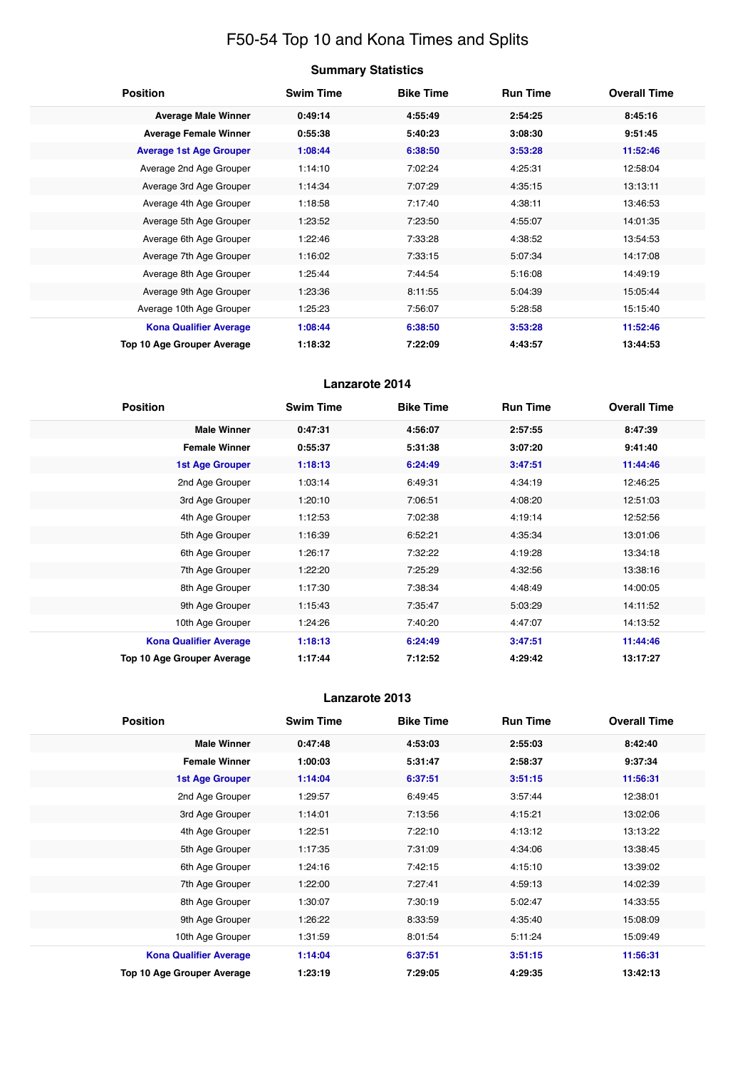# F50-54 Top 10 and Kona Times and Splits

## Summary Statistics

| Position | Swim Time | Bike Time | Run Time | Overall Time |
|---|---|---|---|---|
| **Average Male Winner** | **0:49:14** | **4:55:49** | **2:54:25** | **8:45:16** |
| **Average Female Winner** | **0:55:38** | **5:40:23** | **3:08:30** | **9:51:45** |
| **Average 1st Age Grouper** | **1:08:44** | **6:38:50** | **3:53:28** | **11:52:46** |
| Average 2nd Age Grouper | 1:14:10 | 7:02:24 | 4:25:31 | 12:58:04 |
| Average 3rd Age Grouper | 1:14:34 | 7:07:29 | 4:35:15 | 13:13:11 |
| Average 4th Age Grouper | 1:18:58 | 7:17:40 | 4:38:11 | 13:46:53 |
| Average 5th Age Grouper | 1:23:52 | 7:23:50 | 4:55:07 | 14:01:35 |
| Average 6th Age Grouper | 1:22:46 | 7:33:28 | 4:38:52 | 13:54:53 |
| Average 7th Age Grouper | 1:16:02 | 7:33:15 | 5:07:34 | 14:17:08 |
| Average 8th Age Grouper | 1:25:44 | 7:44:54 | 5:16:08 | 14:49:19 |
| Average 9th Age Grouper | 1:23:36 | 8:11:55 | 5:04:39 | 15:05:44 |
| Average 10th Age Grouper | 1:25:23 | 7:56:07 | 5:28:58 | 15:15:40 |
| **Kona Qualifier Average** | **1:08:44** | **6:38:50** | **3:53:28** | **11:52:46** |
| **Top 10 Age Grouper Average** | **1:18:32** | **7:22:09** | **4:43:57** | **13:44:53** |

## Lanzarote 2014

| Position | Swim Time | Bike Time | Run Time | Overall Time |
|---|---|---|---|---|
| **Male Winner** | **0:47:31** | **4:56:07** | **2:57:55** | **8:47:39** |
| **Female Winner** | **0:55:37** | **5:31:38** | **3:07:20** | **9:41:40** |
| **1st Age Grouper** | **1:18:13** | **6:24:49** | **3:47:51** | **11:44:46** |
| 2nd Age Grouper | 1:03:14 | 6:49:31 | 4:34:19 | 12:46:25 |
| 3rd Age Grouper | 1:20:10 | 7:06:51 | 4:08:20 | 12:51:03 |
| 4th Age Grouper | 1:12:53 | 7:02:38 | 4:19:14 | 12:52:56 |
| 5th Age Grouper | 1:16:39 | 6:52:21 | 4:35:34 | 13:01:06 |
| 6th Age Grouper | 1:26:17 | 7:32:22 | 4:19:28 | 13:34:18 |
| 7th Age Grouper | 1:22:20 | 7:25:29 | 4:32:56 | 13:38:16 |
| 8th Age Grouper | 1:17:30 | 7:38:34 | 4:48:49 | 14:00:05 |
| 9th Age Grouper | 1:15:43 | 7:35:47 | 5:03:29 | 14:11:52 |
| 10th Age Grouper | 1:24:26 | 7:40:20 | 4:47:07 | 14:13:52 |
| **Kona Qualifier Average** | **1:18:13** | **6:24:49** | **3:47:51** | **11:44:46** |
| **Top 10 Age Grouper Average** | **1:17:44** | **7:12:52** | **4:29:42** | **13:17:27** |

## Lanzarote 2013

| Position | Swim Time | Bike Time | Run Time | Overall Time |
|---|---|---|---|---|
| **Male Winner** | **0:47:48** | **4:53:03** | **2:55:03** | **8:42:40** |
| **Female Winner** | **1:00:03** | **5:31:47** | **2:58:37** | **9:37:34** |
| **1st Age Grouper** | **1:14:04** | **6:37:51** | **3:51:15** | **11:56:31** |
| 2nd Age Grouper | 1:29:57 | 6:49:45 | 3:57:44 | 12:38:01 |
| 3rd Age Grouper | 1:14:01 | 7:13:56 | 4:15:21 | 13:02:06 |
| 4th Age Grouper | 1:22:51 | 7:22:10 | 4:13:12 | 13:13:22 |
| 5th Age Grouper | 1:17:35 | 7:31:09 | 4:34:06 | 13:38:45 |
| 6th Age Grouper | 1:24:16 | 7:42:15 | 4:15:10 | 13:39:02 |
| 7th Age Grouper | 1:22:00 | 7:27:41 | 4:59:13 | 14:02:39 |
| 8th Age Grouper | 1:30:07 | 7:30:19 | 5:02:47 | 14:33:55 |
| 9th Age Grouper | 1:26:22 | 8:33:59 | 4:35:40 | 15:08:09 |
| 10th Age Grouper | 1:31:59 | 8:01:54 | 5:11:24 | 15:09:49 |
| **Kona Qualifier Average** | **1:14:04** | **6:37:51** | **3:51:15** | **11:56:31** |
| **Top 10 Age Grouper Average** | **1:23:19** | **7:29:05** | **4:29:35** | **13:42:13** |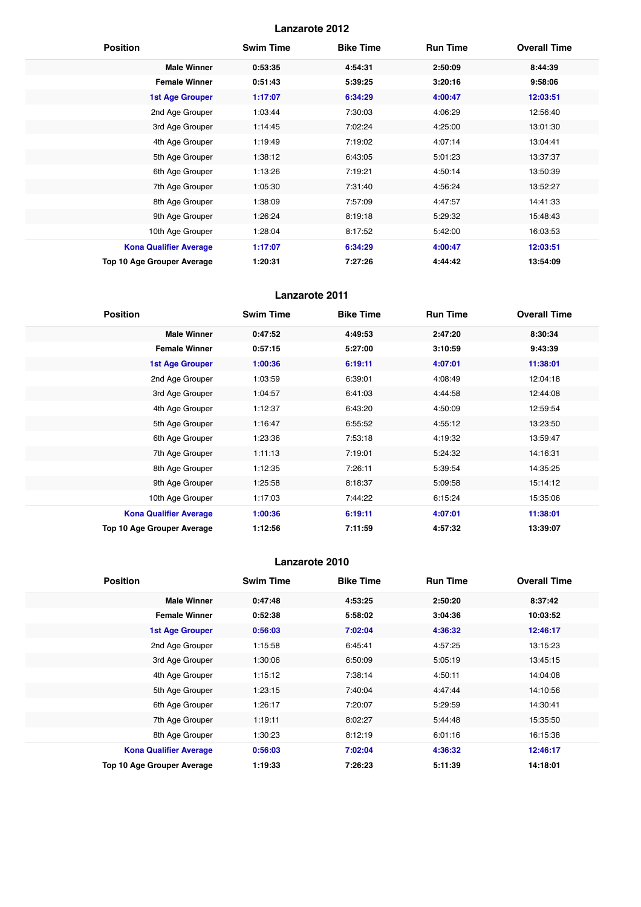## Lanzarote 2012

| Position | Swim Time | Bike Time | Run Time | Overall Time |
|---|---|---|---|---|
| **Male Winner** | **0:53:35** | **4:54:31** | **2:50:09** | **8:44:39** |
| **Female Winner** | **0:51:43** | **5:39:25** | **3:20:16** | **9:58:06** |
| **1st Age Grouper** | **1:17:07** | **6:34:29** | **4:00:47** | **12:03:51** |
| 2nd Age Grouper | 1:03:44 | 7:30:03 | 4:06:29 | 12:56:40 |
| 3rd Age Grouper | 1:14:45 | 7:02:24 | 4:25:00 | 13:01:30 |
| 4th Age Grouper | 1:19:49 | 7:19:02 | 4:07:14 | 13:04:41 |
| 5th Age Grouper | 1:38:12 | 6:43:05 | 5:01:23 | 13:37:37 |
| 6th Age Grouper | 1:13:26 | 7:19:21 | 4:50:14 | 13:50:39 |
| 7th Age Grouper | 1:05:30 | 7:31:40 | 4:56:24 | 13:52:27 |
| 8th Age Grouper | 1:38:09 | 7:57:09 | 4:47:57 | 14:41:33 |
| 9th Age Grouper | 1:26:24 | 8:19:18 | 5:29:32 | 15:48:43 |
| 10th Age Grouper | 1:28:04 | 8:17:52 | 5:42:00 | 16:03:53 |
| **Kona Qualifier Average** | **1:17:07** | **6:34:29** | **4:00:47** | **12:03:51** |
| **Top 10 Age Grouper Average** | **1:20:31** | **7:27:26** | **4:44:42** | **13:54:09** |

## Lanzarote 2011

| Position | Swim Time | Bike Time | Run Time | Overall Time |
|---|---|---|---|---|
| **Male Winner** | **0:47:52** | **4:49:53** | **2:47:20** | **8:30:34** |
| **Female Winner** | **0:57:15** | **5:27:00** | **3:10:59** | **9:43:39** |
| **1st Age Grouper** | **1:00:36** | **6:19:11** | **4:07:01** | **11:38:01** |
| 2nd Age Grouper | 1:03:59 | 6:39:01 | 4:08:49 | 12:04:18 |
| 3rd Age Grouper | 1:04:57 | 6:41:03 | 4:44:58 | 12:44:08 |
| 4th Age Grouper | 1:12:37 | 6:43:20 | 4:50:09 | 12:59:54 |
| 5th Age Grouper | 1:16:47 | 6:55:52 | 4:55:12 | 13:23:50 |
| 6th Age Grouper | 1:23:36 | 7:53:18 | 4:19:32 | 13:59:47 |
| 7th Age Grouper | 1:11:13 | 7:19:01 | 5:24:32 | 14:16:31 |
| 8th Age Grouper | 1:12:35 | 7:26:11 | 5:39:54 | 14:35:25 |
| 9th Age Grouper | 1:25:58 | 8:18:37 | 5:09:58 | 15:14:12 |
| 10th Age Grouper | 1:17:03 | 7:44:22 | 6:15:24 | 15:35:06 |
| **Kona Qualifier Average** | **1:00:36** | **6:19:11** | **4:07:01** | **11:38:01** |
| **Top 10 Age Grouper Average** | **1:12:56** | **7:11:59** | **4:57:32** | **13:39:07** |

## Lanzarote 2010

| Position | Swim Time | Bike Time | Run Time | Overall Time |
|---|---|---|---|---|
| **Male Winner** | **0:47:48** | **4:53:25** | **2:50:20** | **8:37:42** |
| **Female Winner** | **0:52:38** | **5:58:02** | **3:04:36** | **10:03:52** |
| **1st Age Grouper** | **0:56:03** | **7:02:04** | **4:36:32** | **12:46:17** |
| 2nd Age Grouper | 1:15:58 | 6:45:41 | 4:57:25 | 13:15:23 |
| 3rd Age Grouper | 1:30:06 | 6:50:09 | 5:05:19 | 13:45:15 |
| 4th Age Grouper | 1:15:12 | 7:38:14 | 4:50:11 | 14:04:08 |
| 5th Age Grouper | 1:23:15 | 7:40:04 | 4:47:44 | 14:10:56 |
| 6th Age Grouper | 1:26:17 | 7:20:07 | 5:29:59 | 14:30:41 |
| 7th Age Grouper | 1:19:11 | 8:02:27 | 5:44:48 | 15:35:50 |
| 8th Age Grouper | 1:30:23 | 8:12:19 | 6:01:16 | 16:15:38 |
| **Kona Qualifier Average** | **0:56:03** | **7:02:04** | **4:36:32** | **12:46:17** |
| **Top 10 Age Grouper Average** | **1:19:33** | **7:26:23** | **5:11:39** | **14:18:01** |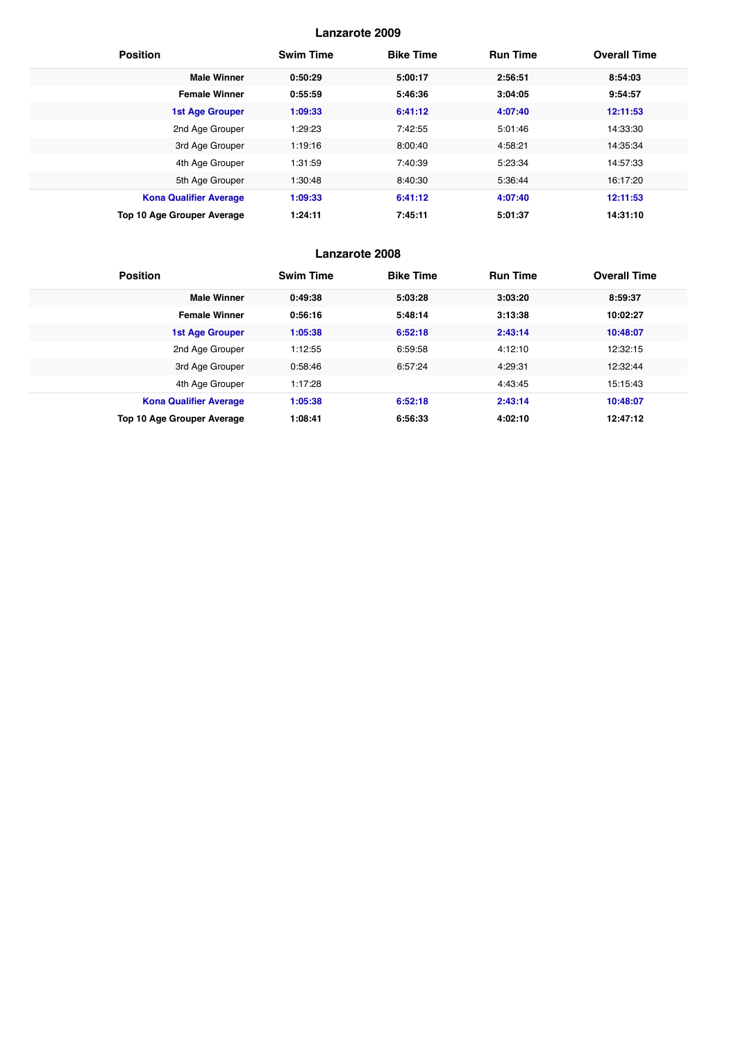## Lanzarote 2009

| Position | Swim Time | Bike Time | Run Time | Overall Time |
|---|---|---|---|---|
| **Male Winner** | **0:50:29** | **5:00:17** | **2:56:51** | **8:54:03** |
| **Female Winner** | **0:55:59** | **5:46:36** | **3:04:05** | **9:54:57** |
| **1st Age Grouper** | **1:09:33** | **6:41:12** | **4:07:40** | **12:11:53** |
| 2nd Age Grouper | 1:29:23 | 7:42:55 | 5:01:46 | 14:33:30 |
| 3rd Age Grouper | 1:19:16 | 8:00:40 | 4:58:21 | 14:35:34 |
| 4th Age Grouper | 1:31:59 | 7:40:39 | 5:23:34 | 14:57:33 |
| 5th Age Grouper | 1:30:48 | 8:40:30 | 5:36:44 | 16:17:20 |
| **Kona Qualifier Average** | **1:09:33** | **6:41:12** | **4:07:40** | **12:11:53** |
| **Top 10 Age Grouper Average** | **1:24:11** | **7:45:11** | **5:01:37** | **14:31:10** |

## Lanzarote 2008

| Position | Swim Time | Bike Time | Run Time | Overall Time |
|---|---|---|---|---|
| **Male Winner** | **0:49:38** | **5:03:28** | **3:03:20** | **8:59:37** |
| **Female Winner** | **0:56:16** | **5:48:14** | **3:13:38** | **10:02:27** |
| **1st Age Grouper** | **1:05:38** | **6:52:18** | **2:43:14** | **10:48:07** |
| 2nd Age Grouper | 1:12:55 | 6:59:58 | 4:12:10 | 12:32:15 |
| 3rd Age Grouper | 0:58:46 | 6:57:24 | 4:29:31 | 12:32:44 |
| 4th Age Grouper | 1:17:28 | | 4:43:45 | 15:15:43 |
| **Kona Qualifier Average** | **1:05:38** | **6:52:18** | **2:43:14** | **10:48:07** |
| **Top 10 Age Grouper Average** | **1:08:41** | **6:56:33** | **4:02:10** | **12:47:12** |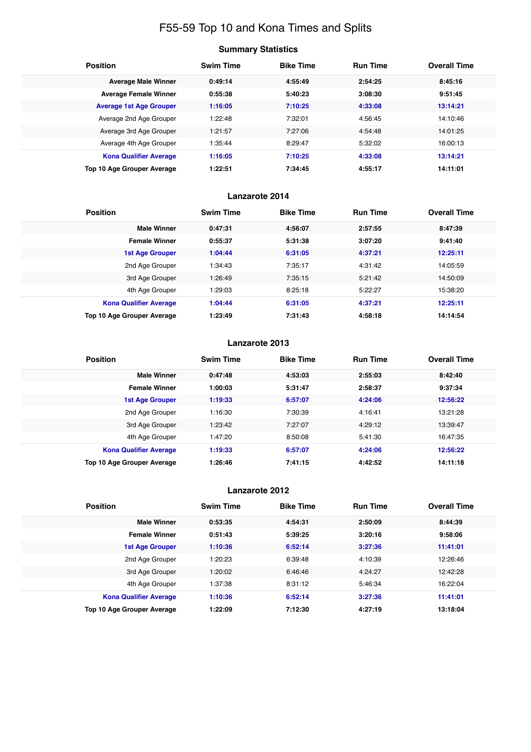# F55-59 Top 10 and Kona Times and Splits

## Summary Statistics

| Position | Swim Time | Bike Time | Run Time | Overall Time |
| --- | --- | --- | --- | --- |
| **Average Male Winner** | **0:49:14** | **4:55:49** | **2:54:25** | **8:45:16** |
| **Average Female Winner** | **0:55:38** | **5:40:23** | **3:08:30** | **9:51:45** |
| **Average 1st Age Grouper** | **1:16:05** | **7:10:25** | **4:33:08** | **13:14:21** |
| Average 2nd Age Grouper | 1:22:48 | 7:32:01 | 4:56:45 | 14:10:46 |
| Average 3rd Age Grouper | 1:21:57 | 7:27:06 | 4:54:48 | 14:01:25 |
| Average 4th Age Grouper | 1:35:44 | 8:29:47 | 5:32:02 | 16:00:13 |
| **Kona Qualifier Average** | **1:16:05** | **7:10:25** | **4:33:08** | **13:14:21** |
| **Top 10 Age Grouper Average** | **1:22:51** | **7:34:45** | **4:55:17** | **14:11:01** |

## Lanzarote 2014

| Position | Swim Time | Bike Time | Run Time | Overall Time |
| --- | --- | --- | --- | --- |
| **Male Winner** | **0:47:31** | **4:56:07** | **2:57:55** | **8:47:39** |
| **Female Winner** | **0:55:37** | **5:31:38** | **3:07:20** | **9:41:40** |
| **1st Age Grouper** | **1:04:44** | **6:31:05** | **4:37:21** | **12:25:11** |
| 2nd Age Grouper | 1:34:43 | 7:35:17 | 4:31:42 | 14:05:59 |
| 3rd Age Grouper | 1:26:49 | 7:35:15 | 5:21:42 | 14:50:09 |
| 4th Age Grouper | 1:29:03 | 8:25:18 | 5:22:27 | 15:38:20 |
| **Kona Qualifier Average** | **1:04:44** | **6:31:05** | **4:37:21** | **12:25:11** |
| **Top 10 Age Grouper Average** | **1:23:49** | **7:31:43** | **4:58:18** | **14:14:54** |

## Lanzarote 2013

| Position | Swim Time | Bike Time | Run Time | Overall Time |
| --- | --- | --- | --- | --- |
| **Male Winner** | **0:47:48** | **4:53:03** | **2:55:03** | **8:42:40** |
| **Female Winner** | **1:00:03** | **5:31:47** | **2:58:37** | **9:37:34** |
| **1st Age Grouper** | **1:19:33** | **6:57:07** | **4:24:06** | **12:56:22** |
| 2nd Age Grouper | 1:16:30 | 7:30:39 | 4:16:41 | 13:21:28 |
| 3rd Age Grouper | 1:23:42 | 7:27:07 | 4:29:12 | 13:39:47 |
| 4th Age Grouper | 1:47:20 | 8:50:08 | 5:41:30 | 16:47:35 |
| **Kona Qualifier Average** | **1:19:33** | **6:57:07** | **4:24:06** | **12:56:22** |
| **Top 10 Age Grouper Average** | **1:26:46** | **7:41:15** | **4:42:52** | **14:11:18** |

## Lanzarote 2012

| Position | Swim Time | Bike Time | Run Time | Overall Time |
| --- | --- | --- | --- | --- |
| **Male Winner** | **0:53:35** | **4:54:31** | **2:50:09** | **8:44:39** |
| **Female Winner** | **0:51:43** | **5:39:25** | **3:20:16** | **9:58:06** |
| **1st Age Grouper** | **1:10:36** | **6:52:14** | **3:27:36** | **11:41:01** |
| 2nd Age Grouper | 1:20:23 | 6:39:48 | 4:10:39 | 12:26:46 |
| 3rd Age Grouper | 1:20:02 | 6:46:46 | 4:24:27 | 12:42:28 |
| 4th Age Grouper | 1:37:38 | 8:31:12 | 5:46:34 | 16:22:04 |
| **Kona Qualifier Average** | **1:10:36** | **6:52:14** | **3:27:36** | **11:41:01** |
| **Top 10 Age Grouper Average** | **1:22:09** | **7:12:30** | **4:27:19** | **13:18:04** |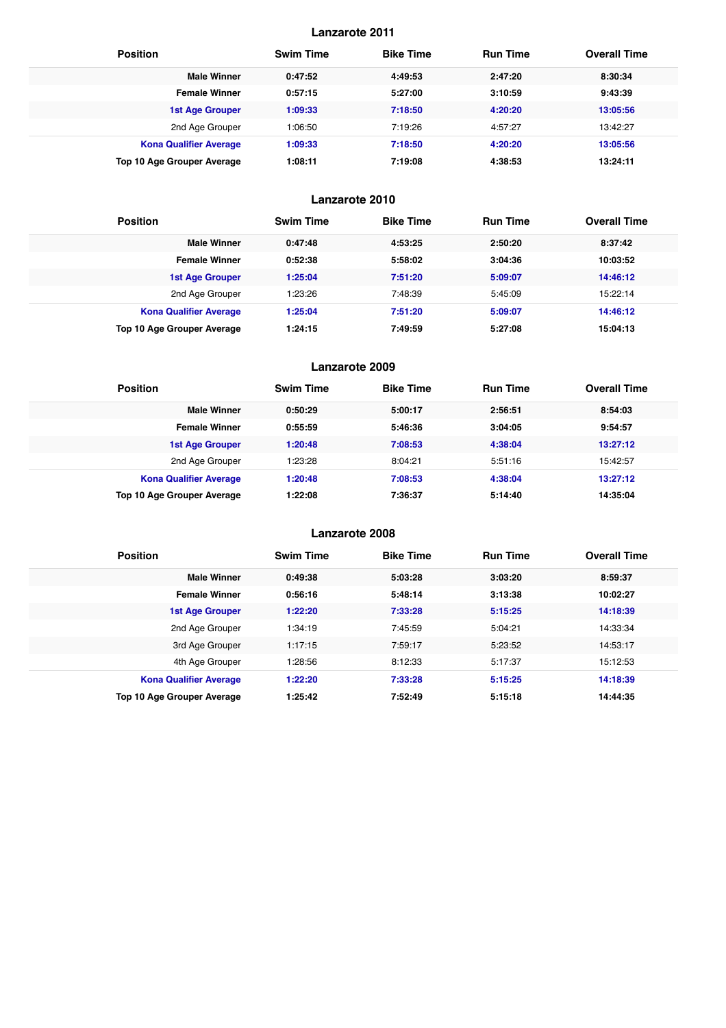## Lanzarote 2011

| Position | Swim Time | Bike Time | Run Time | Overall Time |
|---|---|---|---|---|
| **Male Winner** | **0:47:52** | **4:49:53** | **2:47:20** | **8:30:34** |
| **Female Winner** | **0:57:15** | **5:27:00** | **3:10:59** | **9:43:39** |
| **1st Age Grouper** | **1:09:33** | **7:18:50** | **4:20:20** | **13:05:56** |
| 2nd Age Grouper | 1:06:50 | 7:19:26 | 4:57:27 | 13:42:27 |
| **Kona Qualifier Average** | **1:09:33** | **7:18:50** | **4:20:20** | **13:05:56** |
| **Top 10 Age Grouper Average** | **1:08:11** | **7:19:08** | **4:38:53** | **13:24:11** |

## Lanzarote 2010

| Position | Swim Time | Bike Time | Run Time | Overall Time |
|---|---|---|---|---|
| **Male Winner** | **0:47:48** | **4:53:25** | **2:50:20** | **8:37:42** |
| **Female Winner** | **0:52:38** | **5:58:02** | **3:04:36** | **10:03:52** |
| **1st Age Grouper** | **1:25:04** | **7:51:20** | **5:09:07** | **14:46:12** |
| 2nd Age Grouper | 1:23:26 | 7:48:39 | 5:45:09 | 15:22:14 |
| **Kona Qualifier Average** | **1:25:04** | **7:51:20** | **5:09:07** | **14:46:12** |
| **Top 10 Age Grouper Average** | **1:24:15** | **7:49:59** | **5:27:08** | **15:04:13** |

## Lanzarote 2009

| Position | Swim Time | Bike Time | Run Time | Overall Time |
|---|---|---|---|---|
| **Male Winner** | **0:50:29** | **5:00:17** | **2:56:51** | **8:54:03** |
| **Female Winner** | **0:55:59** | **5:46:36** | **3:04:05** | **9:54:57** |
| **1st Age Grouper** | **1:20:48** | **7:08:53** | **4:38:04** | **13:27:12** |
| 2nd Age Grouper | 1:23:28 | 8:04:21 | 5:51:16 | 15:42:57 |
| **Kona Qualifier Average** | **1:20:48** | **7:08:53** | **4:38:04** | **13:27:12** |
| **Top 10 Age Grouper Average** | **1:22:08** | **7:36:37** | **5:14:40** | **14:35:04** |

## Lanzarote 2008

| Position | Swim Time | Bike Time | Run Time | Overall Time |
|---|---|---|---|---|
| **Male Winner** | **0:49:38** | **5:03:28** | **3:03:20** | **8:59:37** |
| **Female Winner** | **0:56:16** | **5:48:14** | **3:13:38** | **10:02:27** |
| **1st Age Grouper** | **1:22:20** | **7:33:28** | **5:15:25** | **14:18:39** |
| 2nd Age Grouper | 1:34:19 | 7:45:59 | 5:04:21 | 14:33:34 |
| 3rd Age Grouper | 1:17:15 | 7:59:17 | 5:23:52 | 14:53:17 |
| 4th Age Grouper | 1:28:56 | 8:12:33 | 5:17:37 | 15:12:53 |
| **Kona Qualifier Average** | **1:22:20** | **7:33:28** | **5:15:25** | **14:18:39** |
| **Top 10 Age Grouper Average** | **1:25:42** | **7:52:49** | **5:15:18** | **14:44:35** |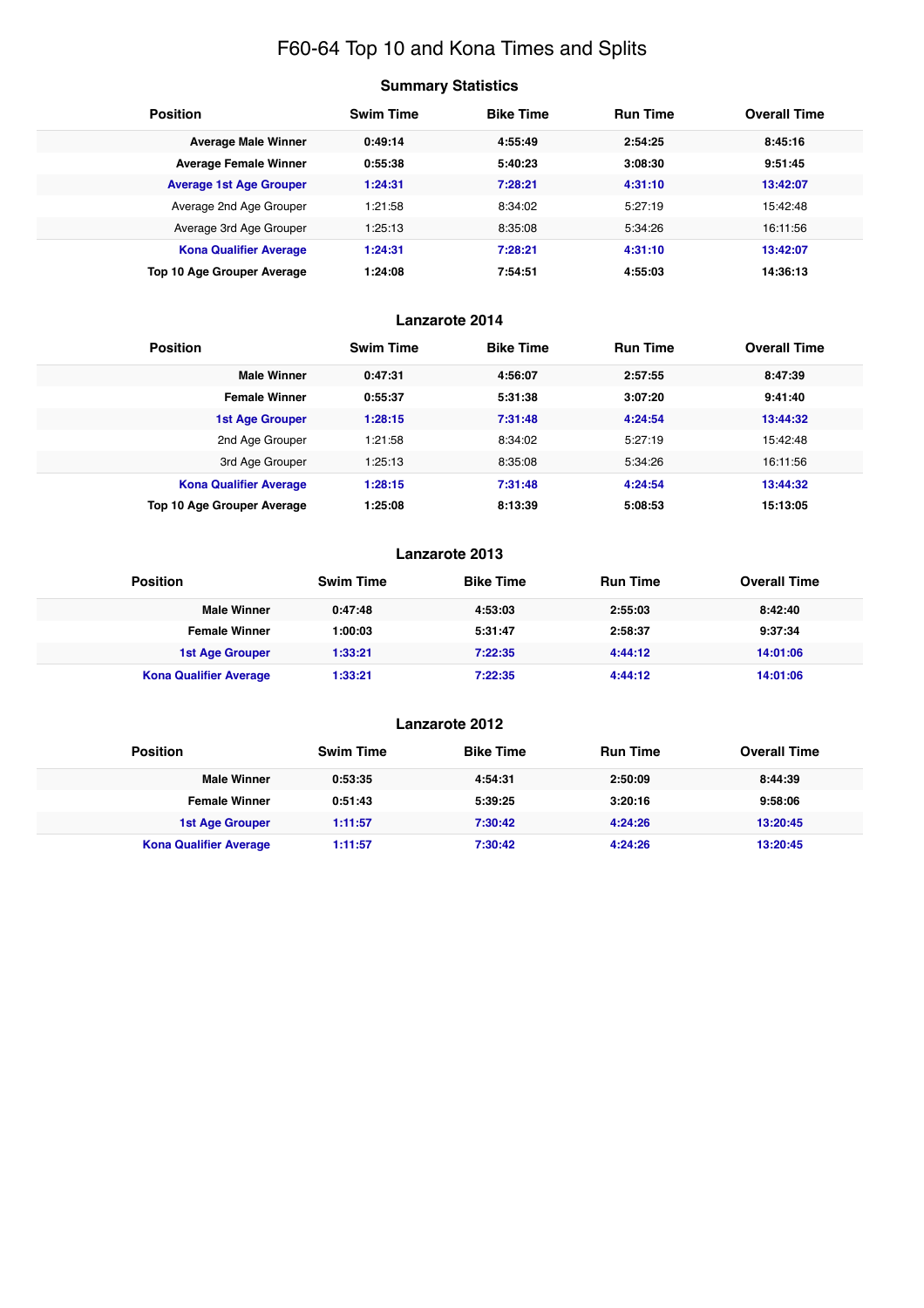# F60-64 Top 10 and Kona Times and Splits

## Summary Statistics

| Position | Swim Time | Bike Time | Run Time | Overall Time |
|---|---|---|---|---|
| **Average Male Winner** | **0:49:14** | **4:55:49** | **2:54:25** | **8:45:16** |
| **Average Female Winner** | **0:55:38** | **5:40:23** | **3:08:30** | **9:51:45** |
| **Average 1st Age Grouper** | **1:24:31** | **7:28:21** | **4:31:10** | **13:42:07** |
| Average 2nd Age Grouper | 1:21:58 | 8:34:02 | 5:27:19 | 15:42:48 |
| Average 3rd Age Grouper | 1:25:13 | 8:35:08 | 5:34:26 | 16:11:56 |
| **Kona Qualifier Average** | **1:24:31** | **7:28:21** | **4:31:10** | **13:42:07** |
| **Top 10 Age Grouper Average** | **1:24:08** | **7:54:51** | **4:55:03** | **14:36:13** |

## Lanzarote 2014

| Position | Swim Time | Bike Time | Run Time | Overall Time |
|---|---|---|---|---|
| **Male Winner** | **0:47:31** | **4:56:07** | **2:57:55** | **8:47:39** |
| **Female Winner** | **0:55:37** | **5:31:38** | **3:07:20** | **9:41:40** |
| **1st Age Grouper** | **1:28:15** | **7:31:48** | **4:24:54** | **13:44:32** |
| 2nd Age Grouper | 1:21:58 | 8:34:02 | 5:27:19 | 15:42:48 |
| 3rd Age Grouper | 1:25:13 | 8:35:08 | 5:34:26 | 16:11:56 |
| **Kona Qualifier Average** | **1:28:15** | **7:31:48** | **4:24:54** | **13:44:32** |
| **Top 10 Age Grouper Average** | **1:25:08** | **8:13:39** | **5:08:53** | **15:13:05** |

## Lanzarote 2013

| Position | Swim Time | Bike Time | Run Time | Overall Time |
|---|---|---|---|---|
| **Male Winner** | **0:47:48** | **4:53:03** | **2:55:03** | **8:42:40** |
| **Female Winner** | **1:00:03** | **5:31:47** | **2:58:37** | **9:37:34** |
| **1st Age Grouper** | **1:33:21** | **7:22:35** | **4:44:12** | **14:01:06** |
| **Kona Qualifier Average** | **1:33:21** | **7:22:35** | **4:44:12** | **14:01:06** |

## Lanzarote 2012

| Position | Swim Time | Bike Time | Run Time | Overall Time |
|---|---|---|---|---|
| **Male Winner** | **0:53:35** | **4:54:31** | **2:50:09** | **8:44:39** |
| **Female Winner** | **0:51:43** | **5:39:25** | **3:20:16** | **9:58:06** |
| **1st Age Grouper** | **1:11:57** | **7:30:42** | **4:24:26** | **13:20:45** |
| **Kona Qualifier Average** | **1:11:57** | **7:30:42** | **4:24:26** | **13:20:45** |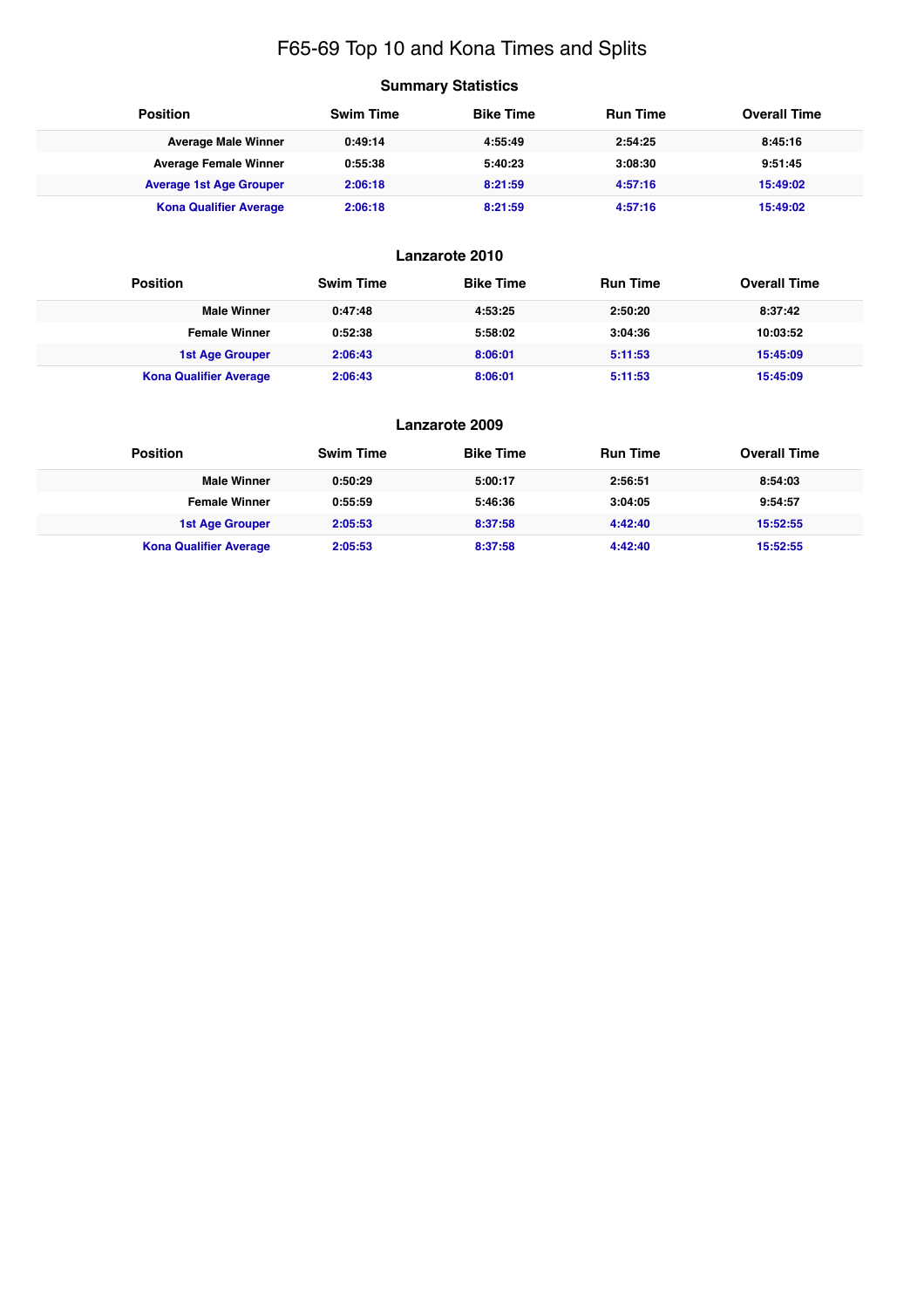# F65-69 Top 10 and Kona Times and Splits

### Summary Statistics

| Position | Swim Time | Bike Time | Run Time | Overall Time |
|---|---|---|---|---|
| **Average Male Winner** | **0:49:14** | **4:55:49** | **2:54:25** | **8:45:16** |
| **Average Female Winner** | **0:55:38** | **5:40:23** | **3:08:30** | **9:51:45** |
| **Average 1st Age Grouper** | **2:06:18** | **8:21:59** | **4:57:16** | **15:49:02** |
| **Kona Qualifier Average** | **2:06:18** | **8:21:59** | **4:57:16** | **15:49:02** |

### Lanzarote 2010

| Position | Swim Time | Bike Time | Run Time | Overall Time |
|---|---|---|---|---|
| **Male Winner** | **0:47:48** | **4:53:25** | **2:50:20** | **8:37:42** |
| **Female Winner** | **0:52:38** | **5:58:02** | **3:04:36** | **10:03:52** |
| **1st Age Grouper** | **2:06:43** | **8:06:01** | **5:11:53** | **15:45:09** |
| **Kona Qualifier Average** | **2:06:43** | **8:06:01** | **5:11:53** | **15:45:09** |

### Lanzarote 2009

| Position | Swim Time | Bike Time | Run Time | Overall Time |
|---|---|---|---|---|
| **Male Winner** | **0:50:29** | **5:00:17** | **2:56:51** | **8:54:03** |
| **Female Winner** | **0:55:59** | **5:46:36** | **3:04:05** | **9:54:57** |
| **1st Age Grouper** | **2:05:53** | **8:37:58** | **4:42:40** | **15:52:55** |
| **Kona Qualifier Average** | **2:05:53** | **8:37:58** | **4:42:40** | **15:52:55** |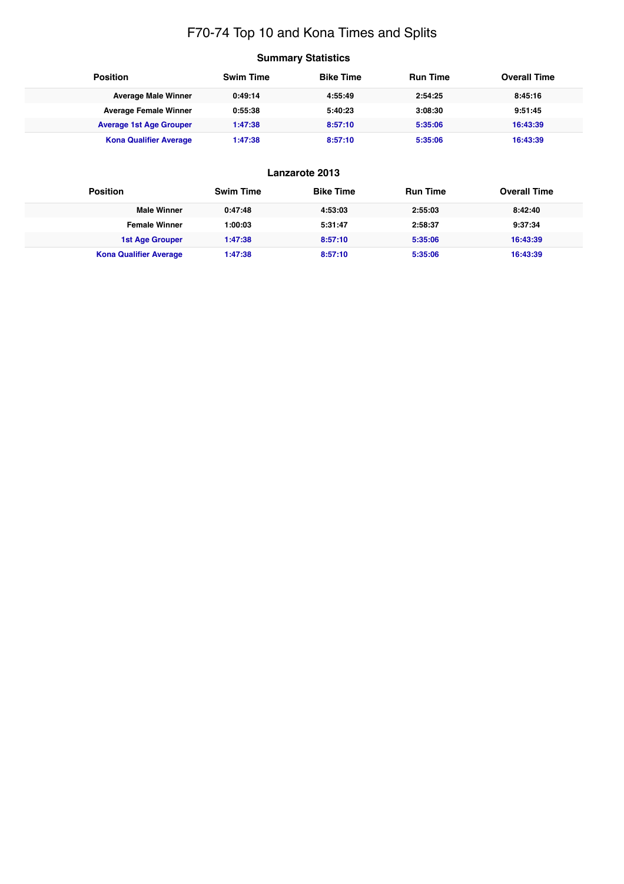# F70-74 Top 10 and Kona Times and Splits

## Summary Statistics

| Position | Swim Time | Bike Time | Run Time | Overall Time |
|---|---|---|---|---|
| **Average Male Winner** | **0:49:14** | **4:55:49** | **2:54:25** | **8:45:16** |
| **Average Female Winner** | **0:55:38** | **5:40:23** | **3:08:30** | **9:51:45** |
| **Average 1st Age Grouper** | **1:47:38** | **8:57:10** | **5:35:06** | **16:43:39** |
| **Kona Qualifier Average** | **1:47:38** | **8:57:10** | **5:35:06** | **16:43:39** |

## Lanzarote 2013

| Position | Swim Time | Bike Time | Run Time | Overall Time |
|---|---|---|---|---|
| **Male Winner** | **0:47:48** | **4:53:03** | **2:55:03** | **8:42:40** |
| **Female Winner** | **1:00:03** | **5:31:47** | **2:58:37** | **9:37:34** |
| **1st Age Grouper** | **1:47:38** | **8:57:10** | **5:35:06** | **16:43:39** |
| **Kona Qualifier Average** | **1:47:38** | **8:57:10** | **5:35:06** | **16:43:39** |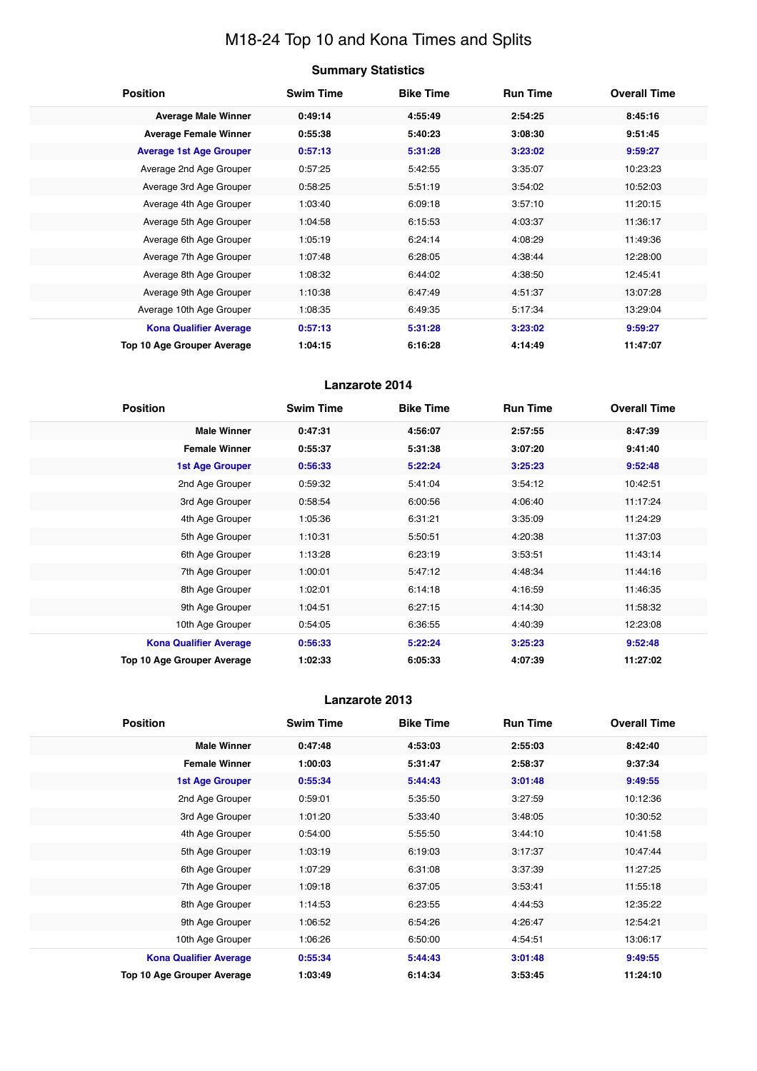# M18-24 Top 10 and Kona Times and Splits

## Summary Statistics

| Position | Swim Time | Bike Time | Run Time | Overall Time |
|---|---|---|---|---|
| **Average Male Winner** | **0:49:14** | **4:55:49** | **2:54:25** | **8:45:16** |
| **Average Female Winner** | **0:55:38** | **5:40:23** | **3:08:30** | **9:51:45** |
| **Average 1st Age Grouper** | **0:57:13** | **5:31:28** | **3:23:02** | **9:59:27** |
| Average 2nd Age Grouper | 0:57:25 | 5:42:55 | 3:35:07 | 10:23:23 |
| Average 3rd Age Grouper | 0:58:25 | 5:51:19 | 3:54:02 | 10:52:03 |
| Average 4th Age Grouper | 1:03:40 | 6:09:18 | 3:57:10 | 11:20:15 |
| Average 5th Age Grouper | 1:04:58 | 6:15:53 | 4:03:37 | 11:36:17 |
| Average 6th Age Grouper | 1:05:19 | 6:24:14 | 4:08:29 | 11:49:36 |
| Average 7th Age Grouper | 1:07:48 | 6:28:05 | 4:38:44 | 12:28:00 |
| Average 8th Age Grouper | 1:08:32 | 6:44:02 | 4:38:50 | 12:45:41 |
| Average 9th Age Grouper | 1:10:38 | 6:47:49 | 4:51:37 | 13:07:28 |
| Average 10th Age Grouper | 1:08:35 | 6:49:35 | 5:17:34 | 13:29:04 |
| **Kona Qualifier Average** | **0:57:13** | **5:31:28** | **3:23:02** | **9:59:27** |
| **Top 10 Age Grouper Average** | **1:04:15** | **6:16:28** | **4:14:49** | **11:47:07** |

## Lanzarote 2014

| Position | Swim Time | Bike Time | Run Time | Overall Time |
|---|---|---|---|---|
| **Male Winner** | **0:47:31** | **4:56:07** | **2:57:55** | **8:47:39** |
| **Female Winner** | **0:55:37** | **5:31:38** | **3:07:20** | **9:41:40** |
| **1st Age Grouper** | **0:56:33** | **5:22:24** | **3:25:23** | **9:52:48** |
| 2nd Age Grouper | 0:59:32 | 5:41:04 | 3:54:12 | 10:42:51 |
| 3rd Age Grouper | 0:58:54 | 6:00:56 | 4:06:40 | 11:17:24 |
| 4th Age Grouper | 1:05:36 | 6:31:21 | 3:35:09 | 11:24:29 |
| 5th Age Grouper | 1:10:31 | 5:50:51 | 4:20:38 | 11:37:03 |
| 6th Age Grouper | 1:13:28 | 6:23:19 | 3:53:51 | 11:43:14 |
| 7th Age Grouper | 1:00:01 | 5:47:12 | 4:48:34 | 11:44:16 |
| 8th Age Grouper | 1:02:01 | 6:14:18 | 4:16:59 | 11:46:35 |
| 9th Age Grouper | 1:04:51 | 6:27:15 | 4:14:30 | 11:58:32 |
| 10th Age Grouper | 0:54:05 | 6:36:55 | 4:40:39 | 12:23:08 |
| **Kona Qualifier Average** | **0:56:33** | **5:22:24** | **3:25:23** | **9:52:48** |
| **Top 10 Age Grouper Average** | **1:02:33** | **6:05:33** | **4:07:39** | **11:27:02** |

## Lanzarote 2013

| Position | Swim Time | Bike Time | Run Time | Overall Time |
|---|---|---|---|---|
| **Male Winner** | **0:47:48** | **4:53:03** | **2:55:03** | **8:42:40** |
| **Female Winner** | **1:00:03** | **5:31:47** | **2:58:37** | **9:37:34** |
| **1st Age Grouper** | **0:55:34** | **5:44:43** | **3:01:48** | **9:49:55** |
| 2nd Age Grouper | 0:59:01 | 5:35:50 | 3:27:59 | 10:12:36 |
| 3rd Age Grouper | 1:01:20 | 5:33:40 | 3:48:05 | 10:30:52 |
| 4th Age Grouper | 0:54:00 | 5:55:50 | 3:44:10 | 10:41:58 |
| 5th Age Grouper | 1:03:19 | 6:19:03 | 3:17:37 | 10:47:44 |
| 6th Age Grouper | 1:07:29 | 6:31:08 | 3:37:39 | 11:27:25 |
| 7th Age Grouper | 1:09:18 | 6:37:05 | 3:53:41 | 11:55:18 |
| 8th Age Grouper | 1:14:53 | 6:23:55 | 4:44:53 | 12:35:22 |
| 9th Age Grouper | 1:06:52 | 6:54:26 | 4:26:47 | 12:54:21 |
| 10th Age Grouper | 1:06:26 | 6:50:00 | 4:54:51 | 13:06:17 |
| **Kona Qualifier Average** | **0:55:34** | **5:44:43** | **3:01:48** | **9:49:55** |
| **Top 10 Age Grouper Average** | **1:03:49** | **6:14:34** | **3:53:45** | **11:24:10** |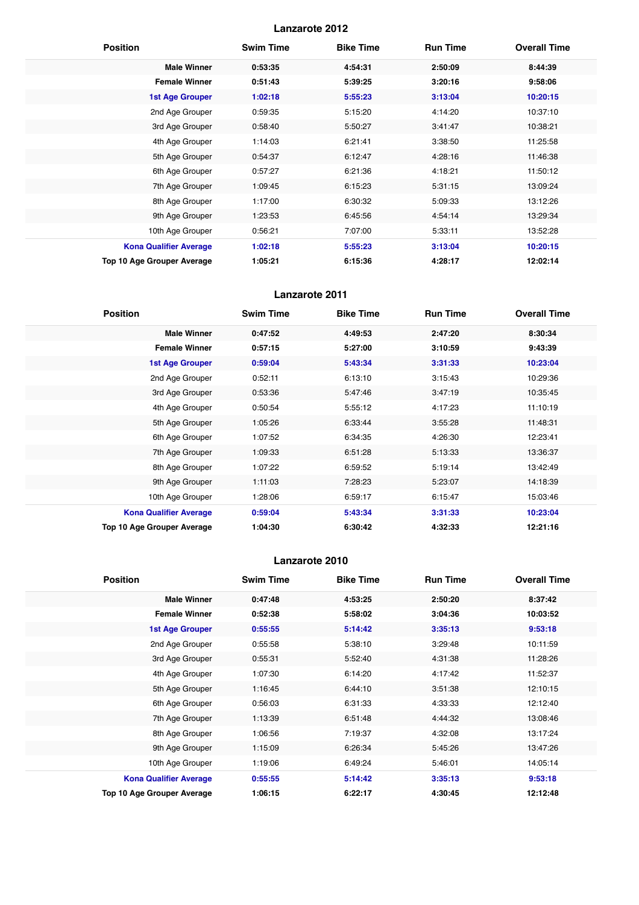## Lanzarote 2012

| Position | Swim Time | Bike Time | Run Time | Overall Time |
|---|---|---|---|---|
| **Male Winner** | **0:53:35** | **4:54:31** | **2:50:09** | **8:44:39** |
| **Female Winner** | **0:51:43** | **5:39:25** | **3:20:16** | **9:58:06** |
| **1st Age Grouper** | **1:02:18** | **5:55:23** | **3:13:04** | **10:20:15** |
| 2nd Age Grouper | 0:59:35 | 5:15:20 | 4:14:20 | 10:37:10 |
| 3rd Age Grouper | 0:58:40 | 5:50:27 | 3:41:47 | 10:38:21 |
| 4th Age Grouper | 1:14:03 | 6:21:41 | 3:38:50 | 11:25:58 |
| 5th Age Grouper | 0:54:37 | 6:12:47 | 4:28:16 | 11:46:38 |
| 6th Age Grouper | 0:57:27 | 6:21:36 | 4:18:21 | 11:50:12 |
| 7th Age Grouper | 1:09:45 | 6:15:23 | 5:31:15 | 13:09:24 |
| 8th Age Grouper | 1:17:00 | 6:30:32 | 5:09:33 | 13:12:26 |
| 9th Age Grouper | 1:23:53 | 6:45:56 | 4:54:14 | 13:29:34 |
| 10th Age Grouper | 0:56:21 | 7:07:00 | 5:33:11 | 13:52:28 |
| **Kona Qualifier Average** | **1:02:18** | **5:55:23** | **3:13:04** | **10:20:15** |
| **Top 10 Age Grouper Average** | **1:05:21** | **6:15:36** | **4:28:17** | **12:02:14** |

## Lanzarote 2011

| Position | Swim Time | Bike Time | Run Time | Overall Time |
|---|---|---|---|---|
| **Male Winner** | **0:47:52** | **4:49:53** | **2:47:20** | **8:30:34** |
| **Female Winner** | **0:57:15** | **5:27:00** | **3:10:59** | **9:43:39** |
| **1st Age Grouper** | **0:59:04** | **5:43:34** | **3:31:33** | **10:23:04** |
| 2nd Age Grouper | 0:52:11 | 6:13:10 | 3:15:43 | 10:29:36 |
| 3rd Age Grouper | 0:53:36 | 5:47:46 | 3:47:19 | 10:35:45 |
| 4th Age Grouper | 0:50:54 | 5:55:12 | 4:17:23 | 11:10:19 |
| 5th Age Grouper | 1:05:26 | 6:33:44 | 3:55:28 | 11:48:31 |
| 6th Age Grouper | 1:07:52 | 6:34:35 | 4:26:30 | 12:23:41 |
| 7th Age Grouper | 1:09:33 | 6:51:28 | 5:13:33 | 13:36:37 |
| 8th Age Grouper | 1:07:22 | 6:59:52 | 5:19:14 | 13:42:49 |
| 9th Age Grouper | 1:11:03 | 7:28:23 | 5:23:07 | 14:18:39 |
| 10th Age Grouper | 1:28:06 | 6:59:17 | 6:15:47 | 15:03:46 |
| **Kona Qualifier Average** | **0:59:04** | **5:43:34** | **3:31:33** | **10:23:04** |
| **Top 10 Age Grouper Average** | **1:04:30** | **6:30:42** | **4:32:33** | **12:21:16** |

## Lanzarote 2010

| Position | Swim Time | Bike Time | Run Time | Overall Time |
|---|---|---|---|---|
| **Male Winner** | **0:47:48** | **4:53:25** | **2:50:20** | **8:37:42** |
| **Female Winner** | **0:52:38** | **5:58:02** | **3:04:36** | **10:03:52** |
| **1st Age Grouper** | **0:55:55** | **5:14:42** | **3:35:13** | **9:53:18** |
| 2nd Age Grouper | 0:55:58 | 5:38:10 | 3:29:48 | 10:11:59 |
| 3rd Age Grouper | 0:55:31 | 5:52:40 | 4:31:38 | 11:28:26 |
| 4th Age Grouper | 1:07:30 | 6:14:20 | 4:17:42 | 11:52:37 |
| 5th Age Grouper | 1:16:45 | 6:44:10 | 3:51:38 | 12:10:15 |
| 6th Age Grouper | 0:56:03 | 6:31:33 | 4:33:33 | 12:12:40 |
| 7th Age Grouper | 1:13:39 | 6:51:48 | 4:44:32 | 13:08:46 |
| 8th Age Grouper | 1:06:56 | 7:19:37 | 4:32:08 | 13:17:24 |
| 9th Age Grouper | 1:15:09 | 6:26:34 | 5:45:26 | 13:47:26 |
| 10th Age Grouper | 1:19:06 | 6:49:24 | 5:46:01 | 14:05:14 |
| **Kona Qualifier Average** | **0:55:55** | **5:14:42** | **3:35:13** | **9:53:18** |
| **Top 10 Age Grouper Average** | **1:06:15** | **6:22:17** | **4:30:45** | **12:12:48** |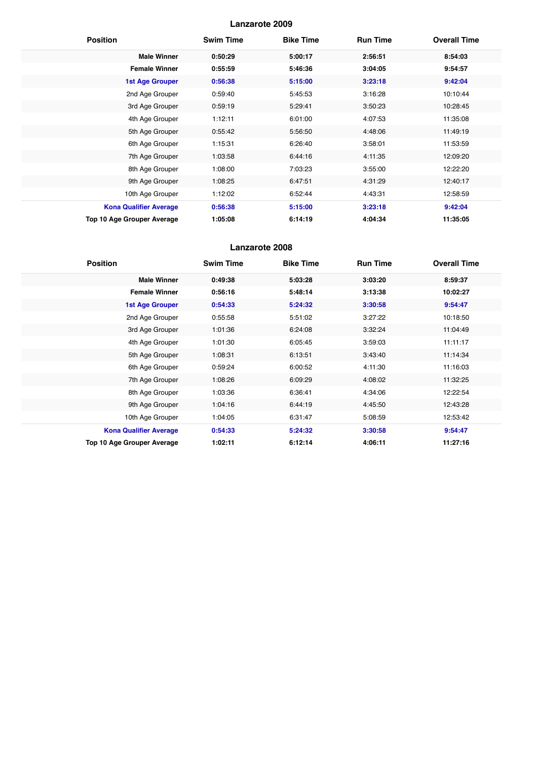## Lanzarote 2009

| Position | Swim Time | Bike Time | Run Time | Overall Time |
|---|---|---|---|---|
| **Male Winner** | **0:50:29** | **5:00:17** | **2:56:51** | **8:54:03** |
| **Female Winner** | **0:55:59** | **5:46:36** | **3:04:05** | **9:54:57** |
| **1st Age Grouper** | **0:56:38** | **5:15:00** | **3:23:18** | **9:42:04** |
| 2nd Age Grouper | 0:59:40 | 5:45:53 | 3:16:28 | 10:10:44 |
| 3rd Age Grouper | 0:59:19 | 5:29:41 | 3:50:23 | 10:28:45 |
| 4th Age Grouper | 1:12:11 | 6:01:00 | 4:07:53 | 11:35:08 |
| 5th Age Grouper | 0:55:42 | 5:56:50 | 4:48:06 | 11:49:19 |
| 6th Age Grouper | 1:15:31 | 6:26:40 | 3:58:01 | 11:53:59 |
| 7th Age Grouper | 1:03:58 | 6:44:16 | 4:11:35 | 12:09:20 |
| 8th Age Grouper | 1:08:00 | 7:03:23 | 3:55:00 | 12:22:20 |
| 9th Age Grouper | 1:08:25 | 6:47:51 | 4:31:29 | 12:40:17 |
| 10th Age Grouper | 1:12:02 | 6:52:44 | 4:43:31 | 12:58:59 |
| **Kona Qualifier Average** | **0:56:38** | **5:15:00** | **3:23:18** | **9:42:04** |
| **Top 10 Age Grouper Average** | **1:05:08** | **6:14:19** | **4:04:34** | **11:35:05** |

## Lanzarote 2008

| Position | Swim Time | Bike Time | Run Time | Overall Time |
|---|---|---|---|---|
| **Male Winner** | **0:49:38** | **5:03:28** | **3:03:20** | **8:59:37** |
| **Female Winner** | **0:56:16** | **5:48:14** | **3:13:38** | **10:02:27** |
| **1st Age Grouper** | **0:54:33** | **5:24:32** | **3:30:58** | **9:54:47** |
| 2nd Age Grouper | 0:55:58 | 5:51:02 | 3:27:22 | 10:18:50 |
| 3rd Age Grouper | 1:01:36 | 6:24:08 | 3:32:24 | 11:04:49 |
| 4th Age Grouper | 1:01:30 | 6:05:45 | 3:59:03 | 11:11:17 |
| 5th Age Grouper | 1:08:31 | 6:13:51 | 3:43:40 | 11:14:34 |
| 6th Age Grouper | 0:59:24 | 6:00:52 | 4:11:30 | 11:16:03 |
| 7th Age Grouper | 1:08:26 | 6:09:29 | 4:08:02 | 11:32:25 |
| 8th Age Grouper | 1:03:36 | 6:36:41 | 4:34:06 | 12:22:54 |
| 9th Age Grouper | 1:04:16 | 6:44:19 | 4:45:50 | 12:43:28 |
| 10th Age Grouper | 1:04:05 | 6:31:47 | 5:08:59 | 12:53:42 |
| **Kona Qualifier Average** | **0:54:33** | **5:24:32** | **3:30:58** | **9:54:47** |
| **Top 10 Age Grouper Average** | **1:02:11** | **6:12:14** | **4:06:11** | **11:27:16** |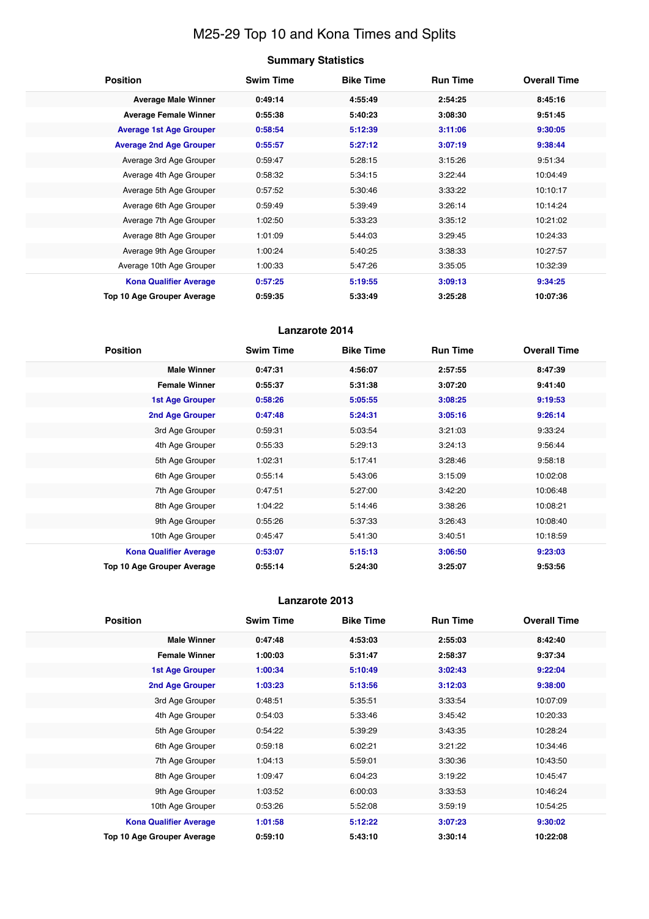# M25-29 Top 10 and Kona Times and Splits

### Summary Statistics

| Position | Swim Time | Bike Time | Run Time | Overall Time |
|---|---|---|---|---|
| **Average Male Winner** | **0:49:14** | **4:55:49** | **2:54:25** | **8:45:16** |
| **Average Female Winner** | **0:55:38** | **5:40:23** | **3:08:30** | **9:51:45** |
| **Average 1st Age Grouper** | **0:58:54** | **5:12:39** | **3:11:06** | **9:30:05** |
| **Average 2nd Age Grouper** | **0:55:57** | **5:27:12** | **3:07:19** | **9:38:44** |
| Average 3rd Age Grouper | 0:59:47 | 5:28:15 | 3:15:26 | 9:51:34 |
| Average 4th Age Grouper | 0:58:32 | 5:34:15 | 3:22:44 | 10:04:49 |
| Average 5th Age Grouper | 0:57:52 | 5:30:46 | 3:33:22 | 10:10:17 |
| Average 6th Age Grouper | 0:59:49 | 5:39:49 | 3:26:14 | 10:14:24 |
| Average 7th Age Grouper | 1:02:50 | 5:33:23 | 3:35:12 | 10:21:02 |
| Average 8th Age Grouper | 1:01:09 | 5:44:03 | 3:29:45 | 10:24:33 |
| Average 9th Age Grouper | 1:00:24 | 5:40:25 | 3:38:33 | 10:27:57 |
| Average 10th Age Grouper | 1:00:33 | 5:47:26 | 3:35:05 | 10:32:39 |
| **Kona Qualifier Average** | **0:57:25** | **5:19:55** | **3:09:13** | **9:34:25** |
| **Top 10 Age Grouper Average** | **0:59:35** | **5:33:49** | **3:25:28** | **10:07:36** |

### Lanzarote 2014

| Position | Swim Time | Bike Time | Run Time | Overall Time |
|---|---|---|---|---|
| **Male Winner** | **0:47:31** | **4:56:07** | **2:57:55** | **8:47:39** |
| **Female Winner** | **0:55:37** | **5:31:38** | **3:07:20** | **9:41:40** |
| **1st Age Grouper** | **0:58:26** | **5:05:55** | **3:08:25** | **9:19:53** |
| **2nd Age Grouper** | **0:47:48** | **5:24:31** | **3:05:16** | **9:26:14** |
| 3rd Age Grouper | 0:59:31 | 5:03:54 | 3:21:03 | 9:33:24 |
| 4th Age Grouper | 0:55:33 | 5:29:13 | 3:24:13 | 9:56:44 |
| 5th Age Grouper | 1:02:31 | 5:17:41 | 3:28:46 | 9:58:18 |
| 6th Age Grouper | 0:55:14 | 5:43:06 | 3:15:09 | 10:02:08 |
| 7th Age Grouper | 0:47:51 | 5:27:00 | 3:42:20 | 10:06:48 |
| 8th Age Grouper | 1:04:22 | 5:14:46 | 3:38:26 | 10:08:21 |
| 9th Age Grouper | 0:55:26 | 5:37:33 | 3:26:43 | 10:08:40 |
| 10th Age Grouper | 0:45:47 | 5:41:30 | 3:40:51 | 10:18:59 |
| **Kona Qualifier Average** | **0:53:07** | **5:15:13** | **3:06:50** | **9:23:03** |
| **Top 10 Age Grouper Average** | **0:55:14** | **5:24:30** | **3:25:07** | **9:53:56** |

### Lanzarote 2013

| Position | Swim Time | Bike Time | Run Time | Overall Time |
|---|---|---|---|---|
| **Male Winner** | **0:47:48** | **4:53:03** | **2:55:03** | **8:42:40** |
| **Female Winner** | **1:00:03** | **5:31:47** | **2:58:37** | **9:37:34** |
| **1st Age Grouper** | **1:00:34** | **5:10:49** | **3:02:43** | **9:22:04** |
| **2nd Age Grouper** | **1:03:23** | **5:13:56** | **3:12:03** | **9:38:00** |
| 3rd Age Grouper | 0:48:51 | 5:35:51 | 3:33:54 | 10:07:09 |
| 4th Age Grouper | 0:54:03 | 5:33:46 | 3:45:42 | 10:20:33 |
| 5th Age Grouper | 0:54:22 | 5:39:29 | 3:43:35 | 10:28:24 |
| 6th Age Grouper | 0:59:18 | 6:02:21 | 3:21:22 | 10:34:46 |
| 7th Age Grouper | 1:04:13 | 5:59:01 | 3:30:36 | 10:43:50 |
| 8th Age Grouper | 1:09:47 | 6:04:23 | 3:19:22 | 10:45:47 |
| 9th Age Grouper | 1:03:52 | 6:00:03 | 3:33:53 | 10:46:24 |
| 10th Age Grouper | 0:53:26 | 5:52:08 | 3:59:19 | 10:54:25 |
| **Kona Qualifier Average** | **1:01:58** | **5:12:22** | **3:07:23** | **9:30:02** |
| **Top 10 Age Grouper Average** | **0:59:10** | **5:43:10** | **3:30:14** | **10:22:08** |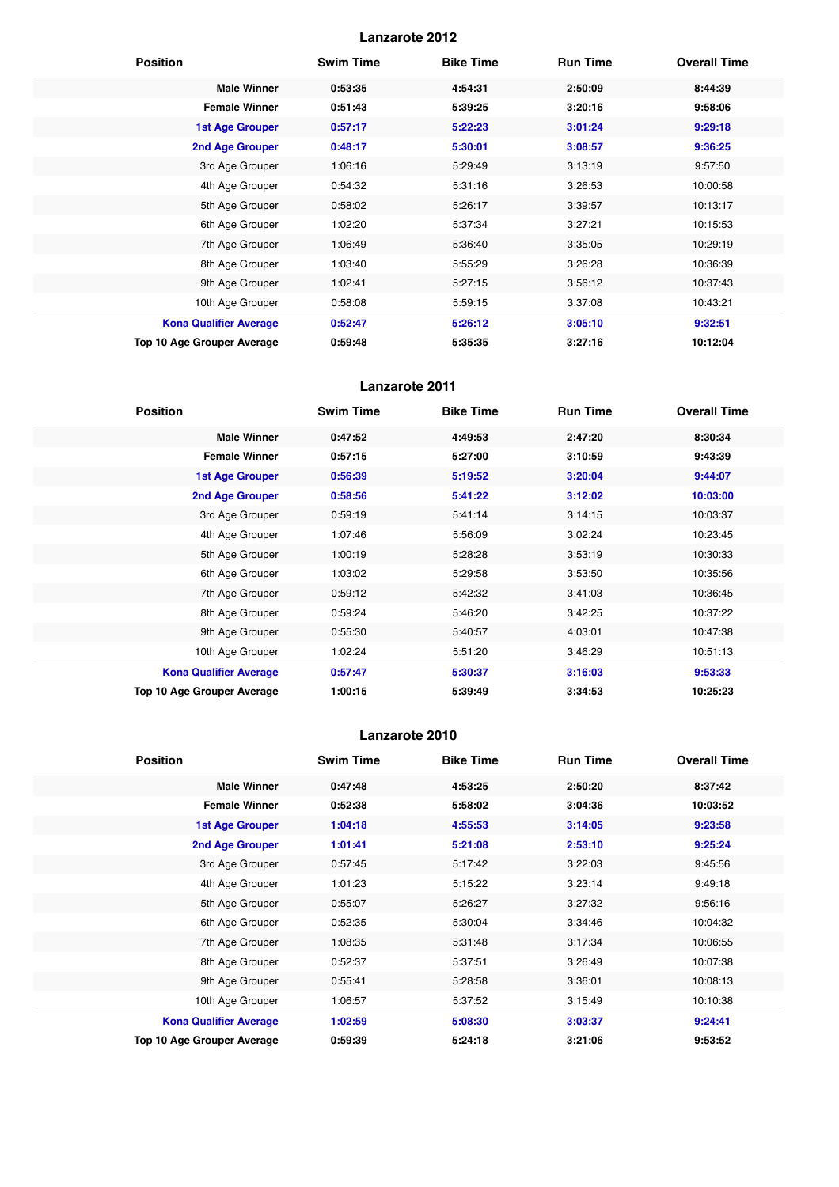## Lanzarote 2012

| Position | Swim Time | Bike Time | Run Time | Overall Time |
|---|---|---|---|---|
| **Male Winner** | **0:53:35** | **4:54:31** | **2:50:09** | **8:44:39** |
| **Female Winner** | **0:51:43** | **5:39:25** | **3:20:16** | **9:58:06** |
| **1st Age Grouper** | **0:57:17** | **5:22:23** | **3:01:24** | **9:29:18** |
| **2nd Age Grouper** | **0:48:17** | **5:30:01** | **3:08:57** | **9:36:25** |
| 3rd Age Grouper | 1:06:16 | 5:29:49 | 3:13:19 | 9:57:50 |
| 4th Age Grouper | 0:54:32 | 5:31:16 | 3:26:53 | 10:00:58 |
| 5th Age Grouper | 0:58:02 | 5:26:17 | 3:39:57 | 10:13:17 |
| 6th Age Grouper | 1:02:20 | 5:37:34 | 3:27:21 | 10:15:53 |
| 7th Age Grouper | 1:06:49 | 5:36:40 | 3:35:05 | 10:29:19 |
| 8th Age Grouper | 1:03:40 | 5:55:29 | 3:26:28 | 10:36:39 |
| 9th Age Grouper | 1:02:41 | 5:27:15 | 3:56:12 | 10:37:43 |
| 10th Age Grouper | 0:58:08 | 5:59:15 | 3:37:08 | 10:43:21 |
| **Kona Qualifier Average** | **0:52:47** | **5:26:12** | **3:05:10** | **9:32:51** |
| **Top 10 Age Grouper Average** | **0:59:48** | **5:35:35** | **3:27:16** | **10:12:04** |

## Lanzarote 2011

| Position | Swim Time | Bike Time | Run Time | Overall Time |
|---|---|---|---|---|
| **Male Winner** | **0:47:52** | **4:49:53** | **2:47:20** | **8:30:34** |
| **Female Winner** | **0:57:15** | **5:27:00** | **3:10:59** | **9:43:39** |
| **1st Age Grouper** | **0:56:39** | **5:19:52** | **3:20:04** | **9:44:07** |
| **2nd Age Grouper** | **0:58:56** | **5:41:22** | **3:12:02** | **10:03:00** |
| 3rd Age Grouper | 0:59:19 | 5:41:14 | 3:14:15 | 10:03:37 |
| 4th Age Grouper | 1:07:46 | 5:56:09 | 3:02:24 | 10:23:45 |
| 5th Age Grouper | 1:00:19 | 5:28:28 | 3:53:19 | 10:30:33 |
| 6th Age Grouper | 1:03:02 | 5:29:58 | 3:53:50 | 10:35:56 |
| 7th Age Grouper | 0:59:12 | 5:42:32 | 3:41:03 | 10:36:45 |
| 8th Age Grouper | 0:59:24 | 5:46:20 | 3:42:25 | 10:37:22 |
| 9th Age Grouper | 0:55:30 | 5:40:57 | 4:03:01 | 10:47:38 |
| 10th Age Grouper | 1:02:24 | 5:51:20 | 3:46:29 | 10:51:13 |
| **Kona Qualifier Average** | **0:57:47** | **5:30:37** | **3:16:03** | **9:53:33** |
| **Top 10 Age Grouper Average** | **1:00:15** | **5:39:49** | **3:34:53** | **10:25:23** |

## Lanzarote 2010

| Position | Swim Time | Bike Time | Run Time | Overall Time |
|---|---|---|---|---|
| **Male Winner** | **0:47:48** | **4:53:25** | **2:50:20** | **8:37:42** |
| **Female Winner** | **0:52:38** | **5:58:02** | **3:04:36** | **10:03:52** |
| **1st Age Grouper** | **1:04:18** | **4:55:53** | **3:14:05** | **9:23:58** |
| **2nd Age Grouper** | **1:01:41** | **5:21:08** | **2:53:10** | **9:25:24** |
| 3rd Age Grouper | 0:57:45 | 5:17:42 | 3:22:03 | 9:45:56 |
| 4th Age Grouper | 1:01:23 | 5:15:22 | 3:23:14 | 9:49:18 |
| 5th Age Grouper | 0:55:07 | 5:26:27 | 3:27:32 | 9:56:16 |
| 6th Age Grouper | 0:52:35 | 5:30:04 | 3:34:46 | 10:04:32 |
| 7th Age Grouper | 1:08:35 | 5:31:48 | 3:17:34 | 10:06:55 |
| 8th Age Grouper | 0:52:37 | 5:37:51 | 3:26:49 | 10:07:38 |
| 9th Age Grouper | 0:55:41 | 5:28:58 | 3:36:01 | 10:08:13 |
| 10th Age Grouper | 1:06:57 | 5:37:52 | 3:15:49 | 10:10:38 |
| **Kona Qualifier Average** | **1:02:59** | **5:08:30** | **3:03:37** | **9:24:41** |
| **Top 10 Age Grouper Average** | **0:59:39** | **5:24:18** | **3:21:06** | **9:53:52** |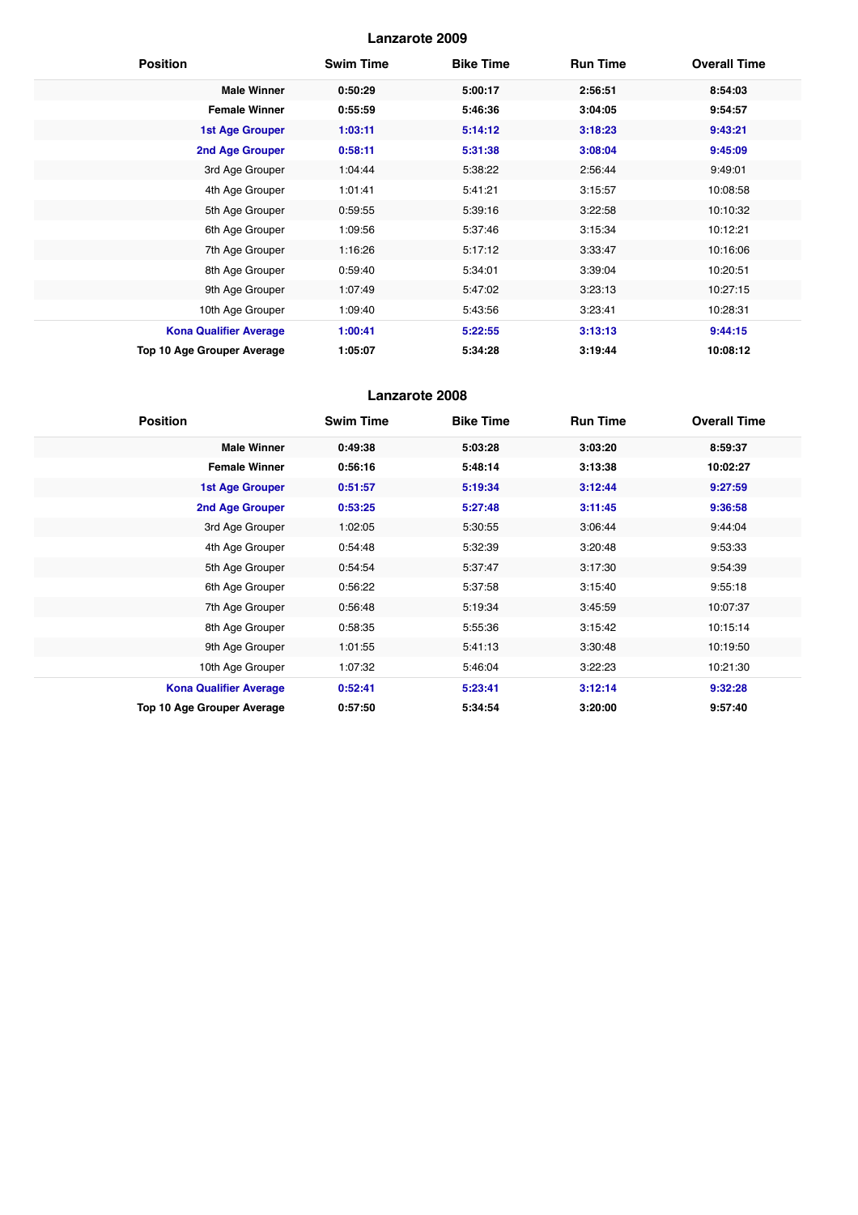## Lanzarote 2009

| Position | Swim Time | Bike Time | Run Time | Overall Time |
|---|---|---|---|---|
| **Male Winner** | **0:50:29** | **5:00:17** | **2:56:51** | **8:54:03** |
| **Female Winner** | **0:55:59** | **5:46:36** | **3:04:05** | **9:54:57** |
| **1st Age Grouper** | **1:03:11** | **5:14:12** | **3:18:23** | **9:43:21** |
| **2nd Age Grouper** | **0:58:11** | **5:31:38** | **3:08:04** | **9:45:09** |
| 3rd Age Grouper | 1:04:44 | 5:38:22 | 2:56:44 | 9:49:01 |
| 4th Age Grouper | 1:01:41 | 5:41:21 | 3:15:57 | 10:08:58 |
| 5th Age Grouper | 0:59:55 | 5:39:16 | 3:22:58 | 10:10:32 |
| 6th Age Grouper | 1:09:56 | 5:37:46 | 3:15:34 | 10:12:21 |
| 7th Age Grouper | 1:16:26 | 5:17:12 | 3:33:47 | 10:16:06 |
| 8th Age Grouper | 0:59:40 | 5:34:01 | 3:39:04 | 10:20:51 |
| 9th Age Grouper | 1:07:49 | 5:47:02 | 3:23:13 | 10:27:15 |
| 10th Age Grouper | 1:09:40 | 5:43:56 | 3:23:41 | 10:28:31 |
| **Kona Qualifier Average** | **1:00:41** | **5:22:55** | **3:13:13** | **9:44:15** |
| **Top 10 Age Grouper Average** | **1:05:07** | **5:34:28** | **3:19:44** | **10:08:12** |

## Lanzarote 2008

| Position | Swim Time | Bike Time | Run Time | Overall Time |
|---|---|---|---|---|
| **Male Winner** | **0:49:38** | **5:03:28** | **3:03:20** | **8:59:37** |
| **Female Winner** | **0:56:16** | **5:48:14** | **3:13:38** | **10:02:27** |
| **1st Age Grouper** | **0:51:57** | **5:19:34** | **3:12:44** | **9:27:59** |
| **2nd Age Grouper** | **0:53:25** | **5:27:48** | **3:11:45** | **9:36:58** |
| 3rd Age Grouper | 1:02:05 | 5:30:55 | 3:06:44 | 9:44:04 |
| 4th Age Grouper | 0:54:48 | 5:32:39 | 3:20:48 | 9:53:33 |
| 5th Age Grouper | 0:54:54 | 5:37:47 | 3:17:30 | 9:54:39 |
| 6th Age Grouper | 0:56:22 | 5:37:58 | 3:15:40 | 9:55:18 |
| 7th Age Grouper | 0:56:48 | 5:19:34 | 3:45:59 | 10:07:37 |
| 8th Age Grouper | 0:58:35 | 5:55:36 | 3:15:42 | 10:15:14 |
| 9th Age Grouper | 1:01:55 | 5:41:13 | 3:30:48 | 10:19:50 |
| 10th Age Grouper | 1:07:32 | 5:46:04 | 3:22:23 | 10:21:30 |
| **Kona Qualifier Average** | **0:52:41** | **5:23:41** | **3:12:14** | **9:32:28** |
| **Top 10 Age Grouper Average** | **0:57:50** | **5:34:54** | **3:20:00** | **9:57:40** |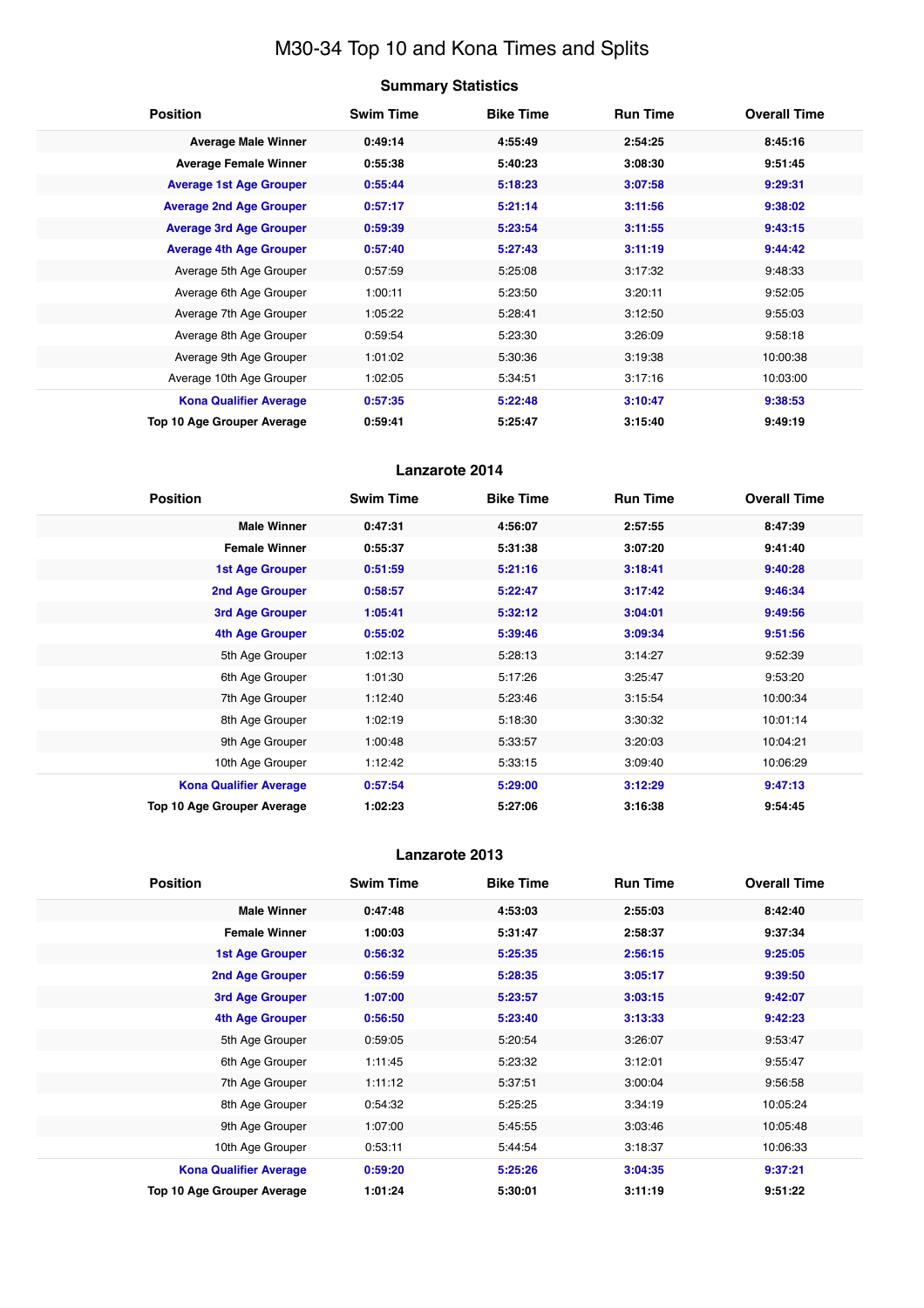# M30-34 Top 10 and Kona Times and Splits

### Summary Statistics

| Position | Swim Time | Bike Time | Run Time | Overall Time |
|---|---|---|---|---|
| **Average Male Winner** | **0:49:14** | **4:55:49** | **2:54:25** | **8:45:16** |
| **Average Female Winner** | **0:55:38** | **5:40:23** | **3:08:30** | **9:51:45** |
| **Average 1st Age Grouper** | **0:55:44** | **5:18:23** | **3:07:58** | **9:29:31** |
| **Average 2nd Age Grouper** | **0:57:17** | **5:21:14** | **3:11:56** | **9:38:02** |
| **Average 3rd Age Grouper** | **0:59:39** | **5:23:54** | **3:11:55** | **9:43:15** |
| **Average 4th Age Grouper** | **0:57:40** | **5:27:43** | **3:11:19** | **9:44:42** |
| Average 5th Age Grouper | 0:57:59 | 5:25:08 | 3:17:32 | 9:48:33 |
| Average 6th Age Grouper | 1:00:11 | 5:23:50 | 3:20:11 | 9:52:05 |
| Average 7th Age Grouper | 1:05:22 | 5:28:41 | 3:12:50 | 9:55:03 |
| Average 8th Age Grouper | 0:59:54 | 5:23:30 | 3:26:09 | 9:58:18 |
| Average 9th Age Grouper | 1:01:02 | 5:30:36 | 3:19:38 | 10:00:38 |
| Average 10th Age Grouper | 1:02:05 | 5:34:51 | 3:17:16 | 10:03:00 |
| **Kona Qualifier Average** | **0:57:35** | **5:22:48** | **3:10:47** | **9:38:53** |
| **Top 10 Age Grouper Average** | **0:59:41** | **5:25:47** | **3:15:40** | **9:49:19** |

### Lanzarote 2014

| Position | Swim Time | Bike Time | Run Time | Overall Time |
|---|---|---|---|---|
| **Male Winner** | **0:47:31** | **4:56:07** | **2:57:55** | **8:47:39** |
| **Female Winner** | **0:55:37** | **5:31:38** | **3:07:20** | **9:41:40** |
| **1st Age Grouper** | **0:51:59** | **5:21:16** | **3:18:41** | **9:40:28** |
| **2nd Age Grouper** | **0:58:57** | **5:22:47** | **3:17:42** | **9:46:34** |
| **3rd Age Grouper** | **1:05:41** | **5:32:12** | **3:04:01** | **9:49:56** |
| **4th Age Grouper** | **0:55:02** | **5:39:46** | **3:09:34** | **9:51:56** |
| 5th Age Grouper | 1:02:13 | 5:28:13 | 3:14:27 | 9:52:39 |
| 6th Age Grouper | 1:01:30 | 5:17:26 | 3:25:47 | 9:53:20 |
| 7th Age Grouper | 1:12:40 | 5:23:46 | 3:15:54 | 10:00:34 |
| 8th Age Grouper | 1:02:19 | 5:18:30 | 3:30:32 | 10:01:14 |
| 9th Age Grouper | 1:00:48 | 5:33:57 | 3:20:03 | 10:04:21 |
| 10th Age Grouper | 1:12:42 | 5:33:15 | 3:09:40 | 10:06:29 |
| **Kona Qualifier Average** | **0:57:54** | **5:29:00** | **3:12:29** | **9:47:13** |
| **Top 10 Age Grouper Average** | **1:02:23** | **5:27:06** | **3:16:38** | **9:54:45** |

### Lanzarote 2013

| Position | Swim Time | Bike Time | Run Time | Overall Time |
|---|---|---|---|---|
| **Male Winner** | **0:47:48** | **4:53:03** | **2:55:03** | **8:42:40** |
| **Female Winner** | **1:00:03** | **5:31:47** | **2:58:37** | **9:37:34** |
| **1st Age Grouper** | **0:56:32** | **5:25:35** | **2:56:15** | **9:25:05** |
| **2nd Age Grouper** | **0:56:59** | **5:28:35** | **3:05:17** | **9:39:50** |
| **3rd Age Grouper** | **1:07:00** | **5:23:57** | **3:03:15** | **9:42:07** |
| **4th Age Grouper** | **0:56:50** | **5:23:40** | **3:13:33** | **9:42:23** |
| 5th Age Grouper | 0:59:05 | 5:20:54 | 3:26:07 | 9:53:47 |
| 6th Age Grouper | 1:11:45 | 5:23:32 | 3:12:01 | 9:55:47 |
| 7th Age Grouper | 1:11:12 | 5:37:51 | 3:00:04 | 9:56:58 |
| 8th Age Grouper | 0:54:32 | 5:25:25 | 3:34:19 | 10:05:24 |
| 9th Age Grouper | 1:07:00 | 5:45:55 | 3:03:46 | 10:05:48 |
| 10th Age Grouper | 0:53:11 | 5:44:54 | 3:18:37 | 10:06:33 |
| **Kona Qualifier Average** | **0:59:20** | **5:25:26** | **3:04:35** | **9:37:21** |
| **Top 10 Age Grouper Average** | **1:01:24** | **5:30:01** | **3:11:19** | **9:51:22** |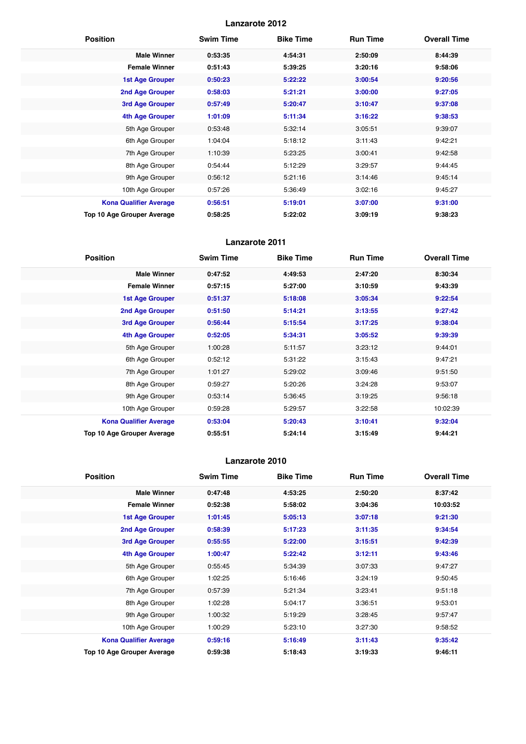## Lanzarote 2012

| Position | Swim Time | Bike Time | Run Time | Overall Time |
|---|---|---|---|---|
| **Male Winner** | **0:53:35** | **4:54:31** | **2:50:09** | **8:44:39** |
| **Female Winner** | **0:51:43** | **5:39:25** | **3:20:16** | **9:58:06** |
| **1st Age Grouper** | **0:50:23** | **5:22:22** | **3:00:54** | **9:20:56** |
| **2nd Age Grouper** | **0:58:03** | **5:21:21** | **3:00:00** | **9:27:05** |
| **3rd Age Grouper** | **0:57:49** | **5:20:47** | **3:10:47** | **9:37:08** |
| **4th Age Grouper** | **1:01:09** | **5:11:34** | **3:16:22** | **9:38:53** |
| 5th Age Grouper | 0:53:48 | 5:32:14 | 3:05:51 | 9:39:07 |
| 6th Age Grouper | 1:04:04 | 5:18:12 | 3:11:43 | 9:42:21 |
| 7th Age Grouper | 1:10:39 | 5:23:25 | 3:00:41 | 9:42:58 |
| 8th Age Grouper | 0:54:44 | 5:12:29 | 3:29:57 | 9:44:45 |
| 9th Age Grouper | 0:56:12 | 5:21:16 | 3:14:46 | 9:45:14 |
| 10th Age Grouper | 0:57:26 | 5:36:49 | 3:02:16 | 9:45:27 |
| **Kona Qualifier Average** | **0:56:51** | **5:19:01** | **3:07:00** | **9:31:00** |
| **Top 10 Age Grouper Average** | **0:58:25** | **5:22:02** | **3:09:19** | **9:38:23** |

## Lanzarote 2011

| Position | Swim Time | Bike Time | Run Time | Overall Time |
|---|---|---|---|---|
| **Male Winner** | **0:47:52** | **4:49:53** | **2:47:20** | **8:30:34** |
| **Female Winner** | **0:57:15** | **5:27:00** | **3:10:59** | **9:43:39** |
| **1st Age Grouper** | **0:51:37** | **5:18:08** | **3:05:34** | **9:22:54** |
| **2nd Age Grouper** | **0:51:50** | **5:14:21** | **3:13:55** | **9:27:42** |
| **3rd Age Grouper** | **0:56:44** | **5:15:54** | **3:17:25** | **9:38:04** |
| **4th Age Grouper** | **0:52:05** | **5:34:31** | **3:05:52** | **9:39:39** |
| 5th Age Grouper | 1:00:28 | 5:11:57 | 3:23:12 | 9:44:01 |
| 6th Age Grouper | 0:52:12 | 5:31:22 | 3:15:43 | 9:47:21 |
| 7th Age Grouper | 1:01:27 | 5:29:02 | 3:09:46 | 9:51:50 |
| 8th Age Grouper | 0:59:27 | 5:20:26 | 3:24:28 | 9:53:07 |
| 9th Age Grouper | 0:53:14 | 5:36:45 | 3:19:25 | 9:56:18 |
| 10th Age Grouper | 0:59:28 | 5:29:57 | 3:22:58 | 10:02:39 |
| **Kona Qualifier Average** | **0:53:04** | **5:20:43** | **3:10:41** | **9:32:04** |
| **Top 10 Age Grouper Average** | **0:55:51** | **5:24:14** | **3:15:49** | **9:44:21** |

## Lanzarote 2010

| Position | Swim Time | Bike Time | Run Time | Overall Time |
|---|---|---|---|---|
| **Male Winner** | **0:47:48** | **4:53:25** | **2:50:20** | **8:37:42** |
| **Female Winner** | **0:52:38** | **5:58:02** | **3:04:36** | **10:03:52** |
| **1st Age Grouper** | **1:01:45** | **5:05:13** | **3:07:18** | **9:21:30** |
| **2nd Age Grouper** | **0:58:39** | **5:17:23** | **3:11:35** | **9:34:54** |
| **3rd Age Grouper** | **0:55:55** | **5:22:00** | **3:15:51** | **9:42:39** |
| **4th Age Grouper** | **1:00:47** | **5:22:42** | **3:12:11** | **9:43:46** |
| 5th Age Grouper | 0:55:45 | 5:34:39 | 3:07:33 | 9:47:27 |
| 6th Age Grouper | 1:02:25 | 5:16:46 | 3:24:19 | 9:50:45 |
| 7th Age Grouper | 0:57:39 | 5:21:34 | 3:23:41 | 9:51:18 |
| 8th Age Grouper | 1:02:28 | 5:04:17 | 3:36:51 | 9:53:01 |
| 9th Age Grouper | 1:00:32 | 5:19:29 | 3:28:45 | 9:57:47 |
| 10th Age Grouper | 1:00:29 | 5:23:10 | 3:27:30 | 9:58:52 |
| **Kona Qualifier Average** | **0:59:16** | **5:16:49** | **3:11:43** | **9:35:42** |
| **Top 10 Age Grouper Average** | **0:59:38** | **5:18:43** | **3:19:33** | **9:46:11** |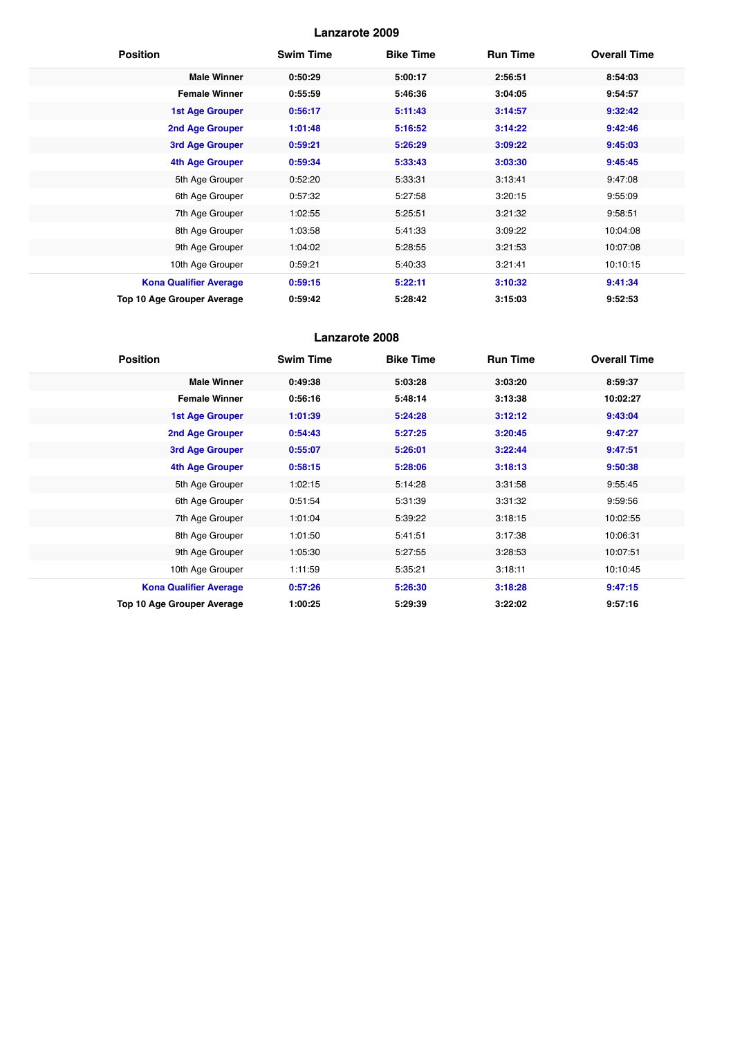## Lanzarote 2009

| Position | Swim Time | Bike Time | Run Time | Overall Time |
|---|---|---|---|---|
| **Male Winner** | **0:50:29** | **5:00:17** | **2:56:51** | **8:54:03** |
| **Female Winner** | **0:55:59** | **5:46:36** | **3:04:05** | **9:54:57** |
| **1st Age Grouper** | **0:56:17** | **5:11:43** | **3:14:57** | **9:32:42** |
| **2nd Age Grouper** | **1:01:48** | **5:16:52** | **3:14:22** | **9:42:46** |
| **3rd Age Grouper** | **0:59:21** | **5:26:29** | **3:09:22** | **9:45:03** |
| **4th Age Grouper** | **0:59:34** | **5:33:43** | **3:03:30** | **9:45:45** |
| 5th Age Grouper | 0:52:20 | 5:33:31 | 3:13:41 | 9:47:08 |
| 6th Age Grouper | 0:57:32 | 5:27:58 | 3:20:15 | 9:55:09 |
| 7th Age Grouper | 1:02:55 | 5:25:51 | 3:21:32 | 9:58:51 |
| 8th Age Grouper | 1:03:58 | 5:41:33 | 3:09:22 | 10:04:08 |
| 9th Age Grouper | 1:04:02 | 5:28:55 | 3:21:53 | 10:07:08 |
| 10th Age Grouper | 0:59:21 | 5:40:33 | 3:21:41 | 10:10:15 |
| **Kona Qualifier Average** | **0:59:15** | **5:22:11** | **3:10:32** | **9:41:34** |
| **Top 10 Age Grouper Average** | **0:59:42** | **5:28:42** | **3:15:03** | **9:52:53** |

## Lanzarote 2008

| Position | Swim Time | Bike Time | Run Time | Overall Time |
|---|---|---|---|---|
| **Male Winner** | **0:49:38** | **5:03:28** | **3:03:20** | **8:59:37** |
| **Female Winner** | **0:56:16** | **5:48:14** | **3:13:38** | **10:02:27** |
| **1st Age Grouper** | **1:01:39** | **5:24:28** | **3:12:12** | **9:43:04** |
| **2nd Age Grouper** | **0:54:43** | **5:27:25** | **3:20:45** | **9:47:27** |
| **3rd Age Grouper** | **0:55:07** | **5:26:01** | **3:22:44** | **9:47:51** |
| **4th Age Grouper** | **0:58:15** | **5:28:06** | **3:18:13** | **9:50:38** |
| 5th Age Grouper | 1:02:15 | 5:14:28 | 3:31:58 | 9:55:45 |
| 6th Age Grouper | 0:51:54 | 5:31:39 | 3:31:32 | 9:59:56 |
| 7th Age Grouper | 1:01:04 | 5:39:22 | 3:18:15 | 10:02:55 |
| 8th Age Grouper | 1:01:50 | 5:41:51 | 3:17:38 | 10:06:31 |
| 9th Age Grouper | 1:05:30 | 5:27:55 | 3:28:53 | 10:07:51 |
| 10th Age Grouper | 1:11:59 | 5:35:21 | 3:18:11 | 10:10:45 |
| **Kona Qualifier Average** | **0:57:26** | **5:26:30** | **3:18:28** | **9:47:15** |
| **Top 10 Age Grouper Average** | **1:00:25** | **5:29:39** | **3:22:02** | **9:57:16** |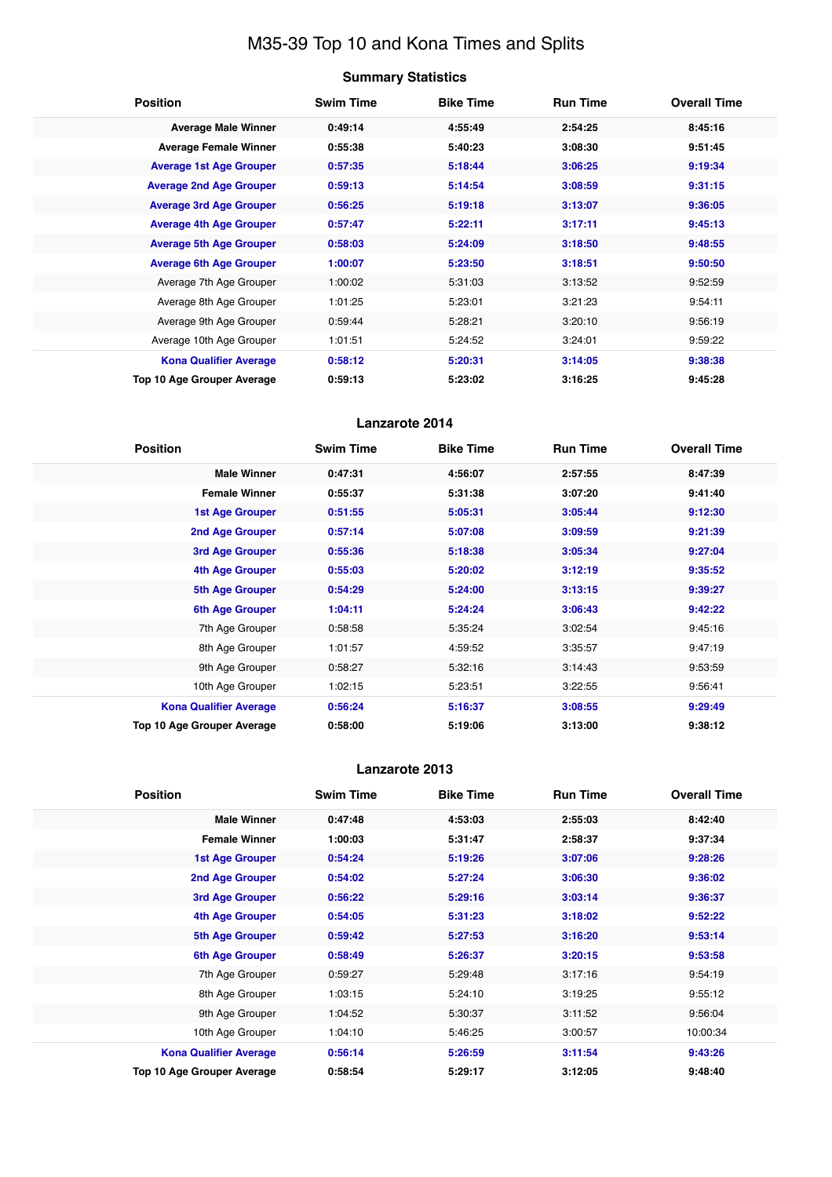# M35-39 Top 10 and Kona Times and Splits

## Summary Statistics

| Position | Swim Time | Bike Time | Run Time | Overall Time |
|---|---|---|---|---|
| **Average Male Winner** | **0:49:14** | **4:55:49** | **2:54:25** | **8:45:16** |
| **Average Female Winner** | **0:55:38** | **5:40:23** | **3:08:30** | **9:51:45** |
| **Average 1st Age Grouper** | **0:57:35** | **5:18:44** | **3:06:25** | **9:19:34** |
| **Average 2nd Age Grouper** | **0:59:13** | **5:14:54** | **3:08:59** | **9:31:15** |
| **Average 3rd Age Grouper** | **0:56:25** | **5:19:18** | **3:13:07** | **9:36:05** |
| **Average 4th Age Grouper** | **0:57:47** | **5:22:11** | **3:17:11** | **9:45:13** |
| **Average 5th Age Grouper** | **0:58:03** | **5:24:09** | **3:18:50** | **9:48:55** |
| **Average 6th Age Grouper** | **1:00:07** | **5:23:50** | **3:18:51** | **9:50:50** |
| Average 7th Age Grouper | 1:00:02 | 5:31:03 | 3:13:52 | 9:52:59 |
| Average 8th Age Grouper | 1:01:25 | 5:23:01 | 3:21:23 | 9:54:11 |
| Average 9th Age Grouper | 0:59:44 | 5:28:21 | 3:20:10 | 9:56:19 |
| Average 10th Age Grouper | 1:01:51 | 5:24:52 | 3:24:01 | 9:59:22 |
| **Kona Qualifier Average** | **0:58:12** | **5:20:31** | **3:14:05** | **9:38:38** |
| **Top 10 Age Grouper Average** | **0:59:13** | **5:23:02** | **3:16:25** | **9:45:28** |

## Lanzarote 2014

| Position | Swim Time | Bike Time | Run Time | Overall Time |
|---|---|---|---|---|
| **Male Winner** | **0:47:31** | **4:56:07** | **2:57:55** | **8:47:39** |
| **Female Winner** | **0:55:37** | **5:31:38** | **3:07:20** | **9:41:40** |
| **1st Age Grouper** | **0:51:55** | **5:05:31** | **3:05:44** | **9:12:30** |
| **2nd Age Grouper** | **0:57:14** | **5:07:08** | **3:09:59** | **9:21:39** |
| **3rd Age Grouper** | **0:55:36** | **5:18:38** | **3:05:34** | **9:27:04** |
| **4th Age Grouper** | **0:55:03** | **5:20:02** | **3:12:19** | **9:35:52** |
| **5th Age Grouper** | **0:54:29** | **5:24:00** | **3:13:15** | **9:39:27** |
| **6th Age Grouper** | **1:04:11** | **5:24:24** | **3:06:43** | **9:42:22** |
| 7th Age Grouper | 0:58:58 | 5:35:24 | 3:02:54 | 9:45:16 |
| 8th Age Grouper | 1:01:57 | 4:59:52 | 3:35:57 | 9:47:19 |
| 9th Age Grouper | 0:58:27 | 5:32:16 | 3:14:43 | 9:53:59 |
| 10th Age Grouper | 1:02:15 | 5:23:51 | 3:22:55 | 9:56:41 |
| **Kona Qualifier Average** | **0:56:24** | **5:16:37** | **3:08:55** | **9:29:49** |
| **Top 10 Age Grouper Average** | **0:58:00** | **5:19:06** | **3:13:00** | **9:38:12** |

## Lanzarote 2013

| Position | Swim Time | Bike Time | Run Time | Overall Time |
|---|---|---|---|---|
| **Male Winner** | **0:47:48** | **4:53:03** | **2:55:03** | **8:42:40** |
| **Female Winner** | **1:00:03** | **5:31:47** | **2:58:37** | **9:37:34** |
| **1st Age Grouper** | **0:54:24** | **5:19:26** | **3:07:06** | **9:28:26** |
| **2nd Age Grouper** | **0:54:02** | **5:27:24** | **3:06:30** | **9:36:02** |
| **3rd Age Grouper** | **0:56:22** | **5:29:16** | **3:03:14** | **9:36:37** |
| **4th Age Grouper** | **0:54:05** | **5:31:23** | **3:18:02** | **9:52:22** |
| **5th Age Grouper** | **0:59:42** | **5:27:53** | **3:16:20** | **9:53:14** |
| **6th Age Grouper** | **0:58:49** | **5:26:37** | **3:20:15** | **9:53:58** |
| 7th Age Grouper | 0:59:27 | 5:29:48 | 3:17:16 | 9:54:19 |
| 8th Age Grouper | 1:03:15 | 5:24:10 | 3:19:25 | 9:55:12 |
| 9th Age Grouper | 1:04:52 | 5:30:37 | 3:11:52 | 9:56:04 |
| 10th Age Grouper | 1:04:10 | 5:46:25 | 3:00:57 | 10:00:34 |
| **Kona Qualifier Average** | **0:56:14** | **5:26:59** | **3:11:54** | **9:43:26** |
| **Top 10 Age Grouper Average** | **0:58:54** | **5:29:17** | **3:12:05** | **9:48:40** |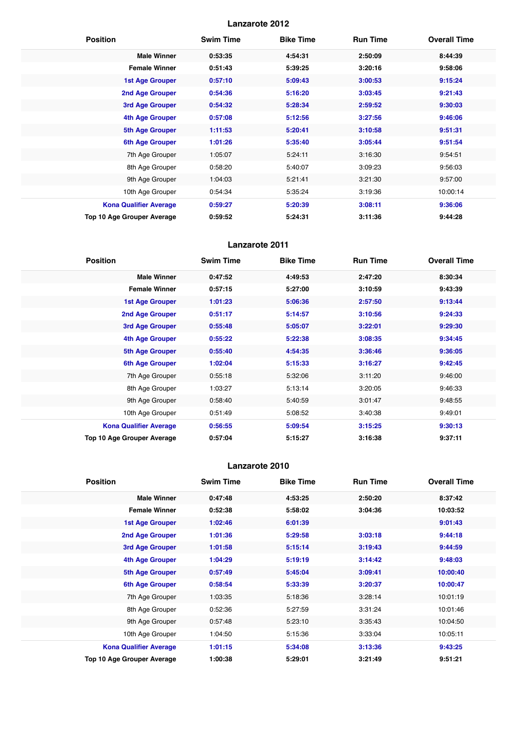## Lanzarote 2012

| Position | Swim Time | Bike Time | Run Time | Overall Time |
|---|---|---|---|---|
| **Male Winner** | **0:53:35** | **4:54:31** | **2:50:09** | **8:44:39** |
| **Female Winner** | **0:51:43** | **5:39:25** | **3:20:16** | **9:58:06** |
| **1st Age Grouper** | **0:57:10** | **5:09:43** | **3:00:53** | **9:15:24** |
| **2nd Age Grouper** | **0:54:36** | **5:16:20** | **3:03:45** | **9:21:43** |
| **3rd Age Grouper** | **0:54:32** | **5:28:34** | **2:59:52** | **9:30:03** |
| **4th Age Grouper** | **0:57:08** | **5:12:56** | **3:27:56** | **9:46:06** |
| **5th Age Grouper** | **1:11:53** | **5:20:41** | **3:10:58** | **9:51:31** |
| **6th Age Grouper** | **1:01:26** | **5:35:40** | **3:05:44** | **9:51:54** |
| 7th Age Grouper | 1:05:07 | 5:24:11 | 3:16:30 | 9:54:51 |
| 8th Age Grouper | 0:58:20 | 5:40:07 | 3:09:23 | 9:56:03 |
| 9th Age Grouper | 1:04:03 | 5:21:41 | 3:21:30 | 9:57:00 |
| 10th Age Grouper | 0:54:34 | 5:35:24 | 3:19:36 | 10:00:14 |
| **Kona Qualifier Average** | **0:59:27** | **5:20:39** | **3:08:11** | **9:36:06** |
| **Top 10 Age Grouper Average** | **0:59:52** | **5:24:31** | **3:11:36** | **9:44:28** |

## Lanzarote 2011

| Position | Swim Time | Bike Time | Run Time | Overall Time |
|---|---|---|---|---|
| **Male Winner** | **0:47:52** | **4:49:53** | **2:47:20** | **8:30:34** |
| **Female Winner** | **0:57:15** | **5:27:00** | **3:10:59** | **9:43:39** |
| **1st Age Grouper** | **1:01:23** | **5:06:36** | **2:57:50** | **9:13:44** |
| **2nd Age Grouper** | **0:51:17** | **5:14:57** | **3:10:56** | **9:24:33** |
| **3rd Age Grouper** | **0:55:48** | **5:05:07** | **3:22:01** | **9:29:30** |
| **4th Age Grouper** | **0:55:22** | **5:22:38** | **3:08:35** | **9:34:45** |
| **5th Age Grouper** | **0:55:40** | **4:54:35** | **3:36:46** | **9:36:05** |
| **6th Age Grouper** | **1:02:04** | **5:15:33** | **3:16:27** | **9:42:45** |
| 7th Age Grouper | 0:55:18 | 5:32:06 | 3:11:20 | 9:46:00 |
| 8th Age Grouper | 1:03:27 | 5:13:14 | 3:20:05 | 9:46:33 |
| 9th Age Grouper | 0:58:40 | 5:40:59 | 3:01:47 | 9:48:55 |
| 10th Age Grouper | 0:51:49 | 5:08:52 | 3:40:38 | 9:49:01 |
| **Kona Qualifier Average** | **0:56:55** | **5:09:54** | **3:15:25** | **9:30:13** |
| **Top 10 Age Grouper Average** | **0:57:04** | **5:15:27** | **3:16:38** | **9:37:11** |

## Lanzarote 2010

| Position | Swim Time | Bike Time | Run Time | Overall Time |
|---|---|---|---|---|
| **Male Winner** | **0:47:48** | **4:53:25** | **2:50:20** | **8:37:42** |
| **Female Winner** | **0:52:38** | **5:58:02** | **3:04:36** | **10:03:52** |
| **1st Age Grouper** | **1:02:46** | **6:01:39** | | **9:01:43** |
| **2nd Age Grouper** | **1:01:36** | **5:29:58** | **3:03:18** | **9:44:18** |
| **3rd Age Grouper** | **1:01:58** | **5:15:14** | **3:19:43** | **9:44:59** |
| **4th Age Grouper** | **1:04:29** | **5:19:19** | **3:14:42** | **9:48:03** |
| **5th Age Grouper** | **0:57:49** | **5:45:04** | **3:09:41** | **10:00:40** |
| **6th Age Grouper** | **0:58:54** | **5:33:39** | **3:20:37** | **10:00:47** |
| 7th Age Grouper | 1:03:35 | 5:18:36 | 3:28:14 | 10:01:19 |
| 8th Age Grouper | 0:52:36 | 5:27:59 | 3:31:24 | 10:01:46 |
| 9th Age Grouper | 0:57:48 | 5:23:10 | 3:35:43 | 10:04:50 |
| 10th Age Grouper | 1:04:50 | 5:15:36 | 3:33:04 | 10:05:11 |
| **Kona Qualifier Average** | **1:01:15** | **5:34:08** | **3:13:36** | **9:43:25** |
| **Top 10 Age Grouper Average** | **1:00:38** | **5:29:01** | **3:21:49** | **9:51:21** |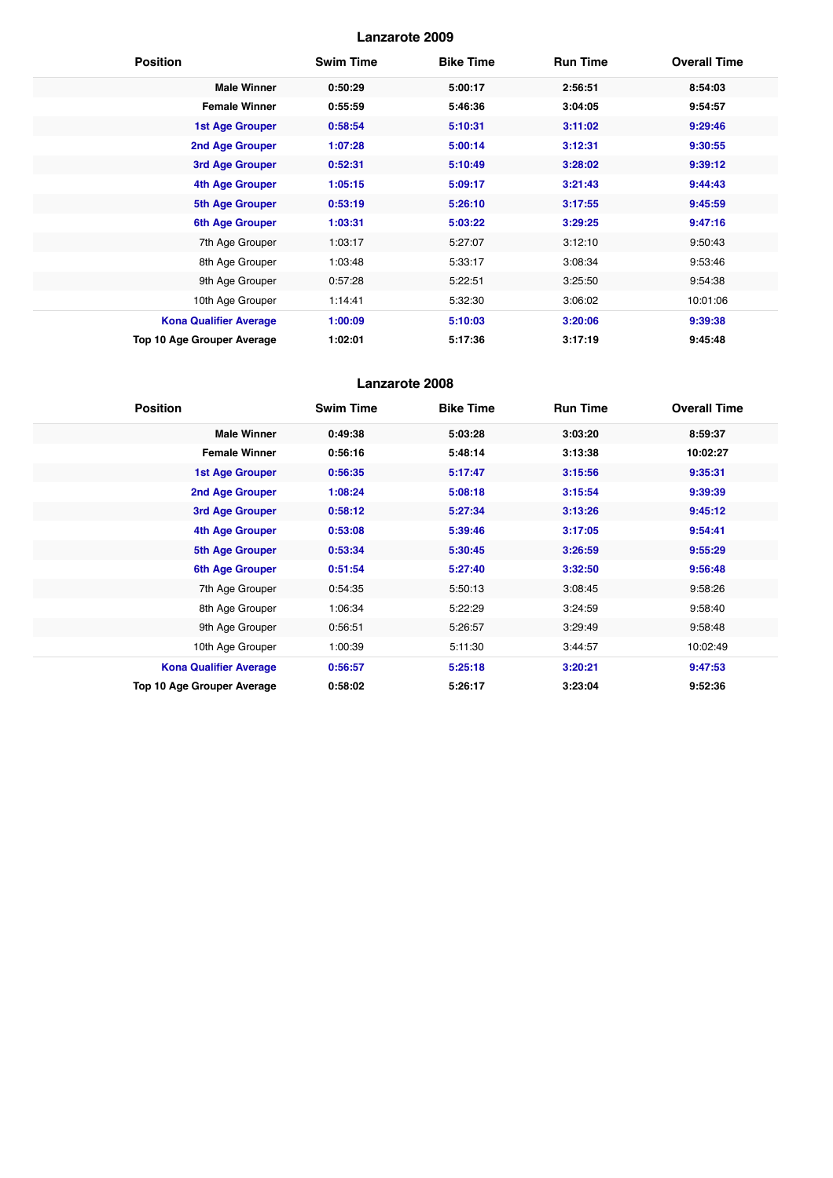## Lanzarote 2009

| Position | Swim Time | Bike Time | Run Time | Overall Time |
|---|---|---|---|---|
| **Male Winner** | **0:50:29** | **5:00:17** | **2:56:51** | **8:54:03** |
| **Female Winner** | **0:55:59** | **5:46:36** | **3:04:05** | **9:54:57** |
| **1st Age Grouper** | **0:58:54** | **5:10:31** | **3:11:02** | **9:29:46** |
| **2nd Age Grouper** | **1:07:28** | **5:00:14** | **3:12:31** | **9:30:55** |
| **3rd Age Grouper** | **0:52:31** | **5:10:49** | **3:28:02** | **9:39:12** |
| **4th Age Grouper** | **1:05:15** | **5:09:17** | **3:21:43** | **9:44:43** |
| **5th Age Grouper** | **0:53:19** | **5:26:10** | **3:17:55** | **9:45:59** |
| **6th Age Grouper** | **1:03:31** | **5:03:22** | **3:29:25** | **9:47:16** |
| 7th Age Grouper | 1:03:17 | 5:27:07 | 3:12:10 | 9:50:43 |
| 8th Age Grouper | 1:03:48 | 5:33:17 | 3:08:34 | 9:53:46 |
| 9th Age Grouper | 0:57:28 | 5:22:51 | 3:25:50 | 9:54:38 |
| 10th Age Grouper | 1:14:41 | 5:32:30 | 3:06:02 | 10:01:06 |
| **Kona Qualifier Average** | **1:00:09** | **5:10:03** | **3:20:06** | **9:39:38** |
| **Top 10 Age Grouper Average** | **1:02:01** | **5:17:36** | **3:17:19** | **9:45:48** |

## Lanzarote 2008

| Position | Swim Time | Bike Time | Run Time | Overall Time |
|---|---|---|---|---|
| **Male Winner** | **0:49:38** | **5:03:28** | **3:03:20** | **8:59:37** |
| **Female Winner** | **0:56:16** | **5:48:14** | **3:13:38** | **10:02:27** |
| **1st Age Grouper** | **0:56:35** | **5:17:47** | **3:15:56** | **9:35:31** |
| **2nd Age Grouper** | **1:08:24** | **5:08:18** | **3:15:54** | **9:39:39** |
| **3rd Age Grouper** | **0:58:12** | **5:27:34** | **3:13:26** | **9:45:12** |
| **4th Age Grouper** | **0:53:08** | **5:39:46** | **3:17:05** | **9:54:41** |
| **5th Age Grouper** | **0:53:34** | **5:30:45** | **3:26:59** | **9:55:29** |
| **6th Age Grouper** | **0:51:54** | **5:27:40** | **3:32:50** | **9:56:48** |
| 7th Age Grouper | 0:54:35 | 5:50:13 | 3:08:45 | 9:58:26 |
| 8th Age Grouper | 1:06:34 | 5:22:29 | 3:24:59 | 9:58:40 |
| 9th Age Grouper | 0:56:51 | 5:26:57 | 3:29:49 | 9:58:48 |
| 10th Age Grouper | 1:00:39 | 5:11:30 | 3:44:57 | 10:02:49 |
| **Kona Qualifier Average** | **0:56:57** | **5:25:18** | **3:20:21** | **9:47:53** |
| **Top 10 Age Grouper Average** | **0:58:02** | **5:26:17** | **3:23:04** | **9:52:36** |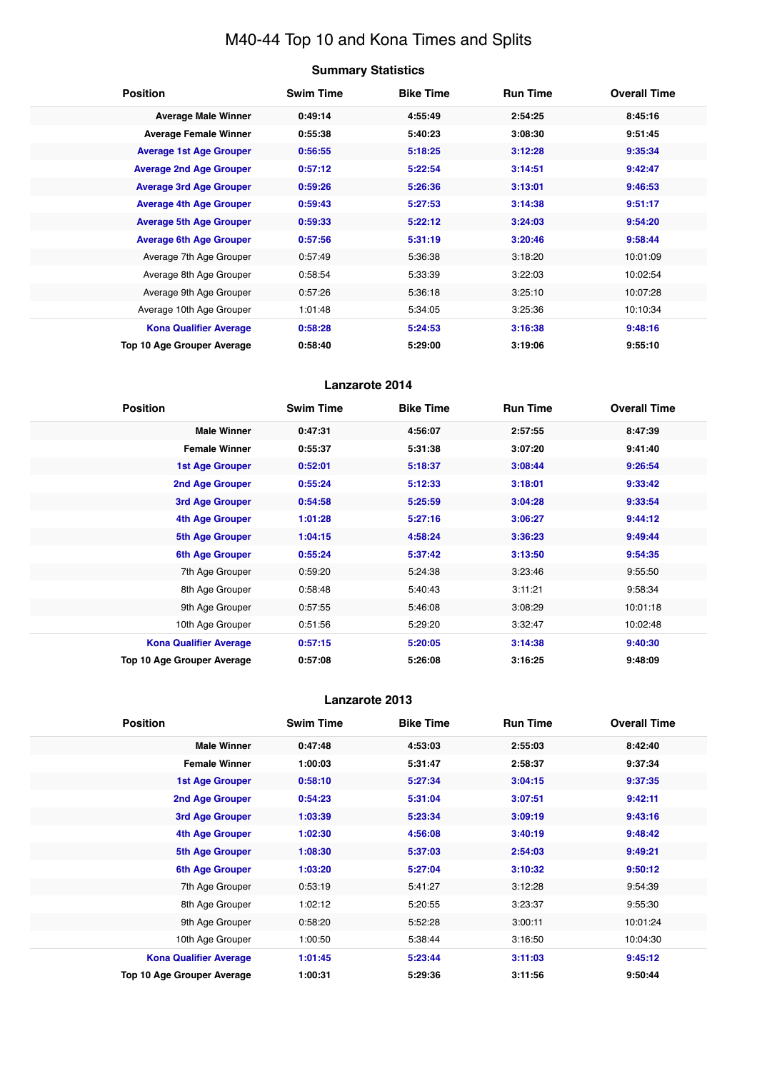# M40-44 Top 10 and Kona Times and Splits

## Summary Statistics

| Position | Swim Time | Bike Time | Run Time | Overall Time |
|---|---|---|---|---|
| **Average Male Winner** | **0:49:14** | **4:55:49** | **2:54:25** | **8:45:16** |
| **Average Female Winner** | **0:55:38** | **5:40:23** | **3:08:30** | **9:51:45** |
| **Average 1st Age Grouper** | **0:56:55** | **5:18:25** | **3:12:28** | **9:35:34** |
| **Average 2nd Age Grouper** | **0:57:12** | **5:22:54** | **3:14:51** | **9:42:47** |
| **Average 3rd Age Grouper** | **0:59:26** | **5:26:36** | **3:13:01** | **9:46:53** |
| **Average 4th Age Grouper** | **0:59:43** | **5:27:53** | **3:14:38** | **9:51:17** |
| **Average 5th Age Grouper** | **0:59:33** | **5:22:12** | **3:24:03** | **9:54:20** |
| **Average 6th Age Grouper** | **0:57:56** | **5:31:19** | **3:20:46** | **9:58:44** |
| Average 7th Age Grouper | 0:57:49 | 5:36:38 | 3:18:20 | 10:01:09 |
| Average 8th Age Grouper | 0:58:54 | 5:33:39 | 3:22:03 | 10:02:54 |
| Average 9th Age Grouper | 0:57:26 | 5:36:18 | 3:25:10 | 10:07:28 |
| Average 10th Age Grouper | 1:01:48 | 5:34:05 | 3:25:36 | 10:10:34 |
| **Kona Qualifier Average** | **0:58:28** | **5:24:53** | **3:16:38** | **9:48:16** |
| **Top 10 Age Grouper Average** | **0:58:40** | **5:29:00** | **3:19:06** | **9:55:10** |

## Lanzarote 2014

| Position | Swim Time | Bike Time | Run Time | Overall Time |
|---|---|---|---|---|
| **Male Winner** | **0:47:31** | **4:56:07** | **2:57:55** | **8:47:39** |
| **Female Winner** | **0:55:37** | **5:31:38** | **3:07:20** | **9:41:40** |
| **1st Age Grouper** | **0:52:01** | **5:18:37** | **3:08:44** | **9:26:54** |
| **2nd Age Grouper** | **0:55:24** | **5:12:33** | **3:18:01** | **9:33:42** |
| **3rd Age Grouper** | **0:54:58** | **5:25:59** | **3:04:28** | **9:33:54** |
| **4th Age Grouper** | **1:01:28** | **5:27:16** | **3:06:27** | **9:44:12** |
| **5th Age Grouper** | **1:04:15** | **4:58:24** | **3:36:23** | **9:49:44** |
| **6th Age Grouper** | **0:55:24** | **5:37:42** | **3:13:50** | **9:54:35** |
| 7th Age Grouper | 0:59:20 | 5:24:38 | 3:23:46 | 9:55:50 |
| 8th Age Grouper | 0:58:48 | 5:40:43 | 3:11:21 | 9:58:34 |
| 9th Age Grouper | 0:57:55 | 5:46:08 | 3:08:29 | 10:01:18 |
| 10th Age Grouper | 0:51:56 | 5:29:20 | 3:32:47 | 10:02:48 |
| **Kona Qualifier Average** | **0:57:15** | **5:20:05** | **3:14:38** | **9:40:30** |
| **Top 10 Age Grouper Average** | **0:57:08** | **5:26:08** | **3:16:25** | **9:48:09** |

## Lanzarote 2013

| Position | Swim Time | Bike Time | Run Time | Overall Time |
|---|---|---|---|---|
| **Male Winner** | **0:47:48** | **4:53:03** | **2:55:03** | **8:42:40** |
| **Female Winner** | **1:00:03** | **5:31:47** | **2:58:37** | **9:37:34** |
| **1st Age Grouper** | **0:58:10** | **5:27:34** | **3:04:15** | **9:37:35** |
| **2nd Age Grouper** | **0:54:23** | **5:31:04** | **3:07:51** | **9:42:11** |
| **3rd Age Grouper** | **1:03:39** | **5:23:34** | **3:09:19** | **9:43:16** |
| **4th Age Grouper** | **1:02:30** | **4:56:08** | **3:40:19** | **9:48:42** |
| **5th Age Grouper** | **1:08:30** | **5:37:03** | **2:54:03** | **9:49:21** |
| **6th Age Grouper** | **1:03:20** | **5:27:04** | **3:10:32** | **9:50:12** |
| 7th Age Grouper | 0:53:19 | 5:41:27 | 3:12:28 | 9:54:39 |
| 8th Age Grouper | 1:02:12 | 5:20:55 | 3:23:37 | 9:55:30 |
| 9th Age Grouper | 0:58:20 | 5:52:28 | 3:00:11 | 10:01:24 |
| 10th Age Grouper | 1:00:50 | 5:38:44 | 3:16:50 | 10:04:30 |
| **Kona Qualifier Average** | **1:01:45** | **5:23:44** | **3:11:03** | **9:45:12** |
| **Top 10 Age Grouper Average** | **1:00:31** | **5:29:36** | **3:11:56** | **9:50:44** |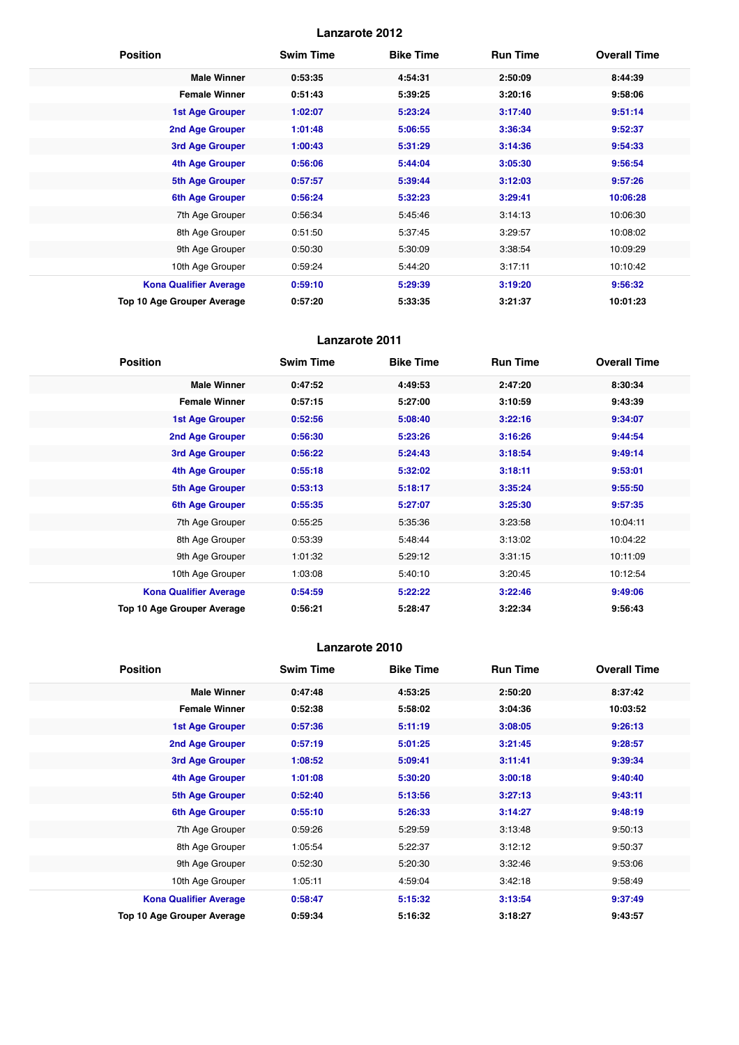## Lanzarote 2012

| Position | Swim Time | Bike Time | Run Time | Overall Time |
|---|---|---|---|---|
| **Male Winner** | **0:53:35** | **4:54:31** | **2:50:09** | **8:44:39** |
| **Female Winner** | **0:51:43** | **5:39:25** | **3:20:16** | **9:58:06** |
| **1st Age Grouper** | **1:02:07** | **5:23:24** | **3:17:40** | **9:51:14** |
| **2nd Age Grouper** | **1:01:48** | **5:06:55** | **3:36:34** | **9:52:37** |
| **3rd Age Grouper** | **1:00:43** | **5:31:29** | **3:14:36** | **9:54:33** |
| **4th Age Grouper** | **0:56:06** | **5:44:04** | **3:05:30** | **9:56:54** |
| **5th Age Grouper** | **0:57:57** | **5:39:44** | **3:12:03** | **9:57:26** |
| **6th Age Grouper** | **0:56:24** | **5:32:23** | **3:29:41** | **10:06:28** |
| 7th Age Grouper | 0:56:34 | 5:45:46 | 3:14:13 | 10:06:30 |
| 8th Age Grouper | 0:51:50 | 5:37:45 | 3:29:57 | 10:08:02 |
| 9th Age Grouper | 0:50:30 | 5:30:09 | 3:38:54 | 10:09:29 |
| 10th Age Grouper | 0:59:24 | 5:44:20 | 3:17:11 | 10:10:42 |
| **Kona Qualifier Average** | **0:59:10** | **5:29:39** | **3:19:20** | **9:56:32** |
| **Top 10 Age Grouper Average** | **0:57:20** | **5:33:35** | **3:21:37** | **10:01:23** |

## Lanzarote 2011

| Position | Swim Time | Bike Time | Run Time | Overall Time |
|---|---|---|---|---|
| **Male Winner** | **0:47:52** | **4:49:53** | **2:47:20** | **8:30:34** |
| **Female Winner** | **0:57:15** | **5:27:00** | **3:10:59** | **9:43:39** |
| **1st Age Grouper** | **0:52:56** | **5:08:40** | **3:22:16** | **9:34:07** |
| **2nd Age Grouper** | **0:56:30** | **5:23:26** | **3:16:26** | **9:44:54** |
| **3rd Age Grouper** | **0:56:22** | **5:24:43** | **3:18:54** | **9:49:14** |
| **4th Age Grouper** | **0:55:18** | **5:32:02** | **3:18:11** | **9:53:01** |
| **5th Age Grouper** | **0:53:13** | **5:18:17** | **3:35:24** | **9:55:50** |
| **6th Age Grouper** | **0:55:35** | **5:27:07** | **3:25:30** | **9:57:35** |
| 7th Age Grouper | 0:55:25 | 5:35:36 | 3:23:58 | 10:04:11 |
| 8th Age Grouper | 0:53:39 | 5:48:44 | 3:13:02 | 10:04:22 |
| 9th Age Grouper | 1:01:32 | 5:29:12 | 3:31:15 | 10:11:09 |
| 10th Age Grouper | 1:03:08 | 5:40:10 | 3:20:45 | 10:12:54 |
| **Kona Qualifier Average** | **0:54:59** | **5:22:22** | **3:22:46** | **9:49:06** |
| **Top 10 Age Grouper Average** | **0:56:21** | **5:28:47** | **3:22:34** | **9:56:43** |

## Lanzarote 2010

| Position | Swim Time | Bike Time | Run Time | Overall Time |
|---|---|---|---|---|
| **Male Winner** | **0:47:48** | **4:53:25** | **2:50:20** | **8:37:42** |
| **Female Winner** | **0:52:38** | **5:58:02** | **3:04:36** | **10:03:52** |
| **1st Age Grouper** | **0:57:36** | **5:11:19** | **3:08:05** | **9:26:13** |
| **2nd Age Grouper** | **0:57:19** | **5:01:25** | **3:21:45** | **9:28:57** |
| **3rd Age Grouper** | **1:08:52** | **5:09:41** | **3:11:41** | **9:39:34** |
| **4th Age Grouper** | **1:01:08** | **5:30:20** | **3:00:18** | **9:40:40** |
| **5th Age Grouper** | **0:52:40** | **5:13:56** | **3:27:13** | **9:43:11** |
| **6th Age Grouper** | **0:55:10** | **5:26:33** | **3:14:27** | **9:48:19** |
| 7th Age Grouper | 0:59:26 | 5:29:59 | 3:13:48 | 9:50:13 |
| 8th Age Grouper | 1:05:54 | 5:22:37 | 3:12:12 | 9:50:37 |
| 9th Age Grouper | 0:52:30 | 5:20:30 | 3:32:46 | 9:53:06 |
| 10th Age Grouper | 1:05:11 | 4:59:04 | 3:42:18 | 9:58:49 |
| **Kona Qualifier Average** | **0:58:47** | **5:15:32** | **3:13:54** | **9:37:49** |
| **Top 10 Age Grouper Average** | **0:59:34** | **5:16:32** | **3:18:27** | **9:43:57** |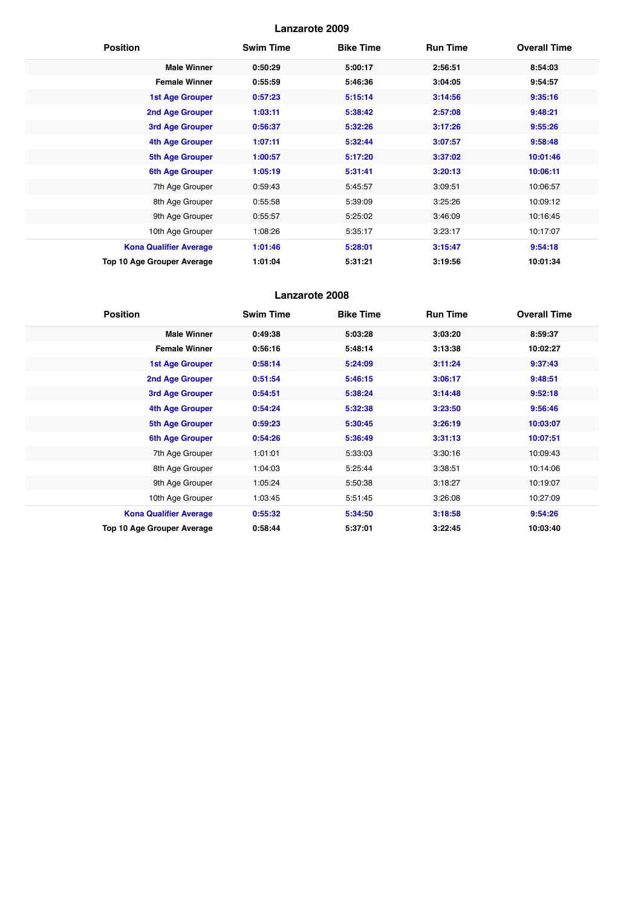## Lanzarote 2009

| Position | Swim Time | Bike Time | Run Time | Overall Time |
|---|---|---|---|---|
| **Male Winner** | **0:50:29** | **5:00:17** | **2:56:51** | **8:54:03** |
| **Female Winner** | **0:55:59** | **5:46:36** | **3:04:05** | **9:54:57** |
| **1st Age Grouper** | **0:57:23** | **5:15:14** | **3:14:56** | **9:35:16** |
| **2nd Age Grouper** | **1:03:11** | **5:38:42** | **2:57:08** | **9:48:21** |
| **3rd Age Grouper** | **0:56:37** | **5:32:26** | **3:17:26** | **9:55:26** |
| **4th Age Grouper** | **1:07:11** | **5:32:44** | **3:07:57** | **9:58:48** |
| **5th Age Grouper** | **1:00:57** | **5:17:20** | **3:37:02** | **10:01:46** |
| **6th Age Grouper** | **1:05:19** | **5:31:41** | **3:20:13** | **10:06:11** |
| 7th Age Grouper | 0:59:43 | 5:45:57 | 3:09:51 | 10:06:57 |
| 8th Age Grouper | 0:55:58 | 5:39:09 | 3:25:26 | 10:09:12 |
| 9th Age Grouper | 0:55:57 | 5:25:02 | 3:46:09 | 10:16:45 |
| 10th Age Grouper | 1:08:26 | 5:35:17 | 3:23:17 | 10:17:07 |
| **Kona Qualifier Average** | **1:01:46** | **5:28:01** | **3:15:47** | **9:54:18** |
| **Top 10 Age Grouper Average** | **1:01:04** | **5:31:21** | **3:19:56** | **10:01:34** |

## Lanzarote 2008

| Position | Swim Time | Bike Time | Run Time | Overall Time |
|---|---|---|---|---|
| **Male Winner** | **0:49:38** | **5:03:28** | **3:03:20** | **8:59:37** |
| **Female Winner** | **0:56:16** | **5:48:14** | **3:13:38** | **10:02:27** |
| **1st Age Grouper** | **0:58:14** | **5:24:09** | **3:11:24** | **9:37:43** |
| **2nd Age Grouper** | **0:51:54** | **5:46:15** | **3:06:17** | **9:48:51** |
| **3rd Age Grouper** | **0:54:51** | **5:38:24** | **3:14:48** | **9:52:18** |
| **4th Age Grouper** | **0:54:24** | **5:32:38** | **3:23:50** | **9:56:46** |
| **5th Age Grouper** | **0:59:23** | **5:30:45** | **3:26:19** | **10:03:07** |
| **6th Age Grouper** | **0:54:26** | **5:36:49** | **3:31:13** | **10:07:51** |
| 7th Age Grouper | 1:01:01 | 5:33:03 | 3:30:16 | 10:09:43 |
| 8th Age Grouper | 1:04:03 | 5:25:44 | 3:38:51 | 10:14:06 |
| 9th Age Grouper | 1:05:24 | 5:50:38 | 3:18:27 | 10:19:07 |
| 10th Age Grouper | 1:03:45 | 5:51:45 | 3:26:08 | 10:27:09 |
| **Kona Qualifier Average** | **0:55:32** | **5:34:50** | **3:18:58** | **9:54:26** |
| **Top 10 Age Grouper Average** | **0:58:44** | **5:37:01** | **3:22:45** | **10:03:40** |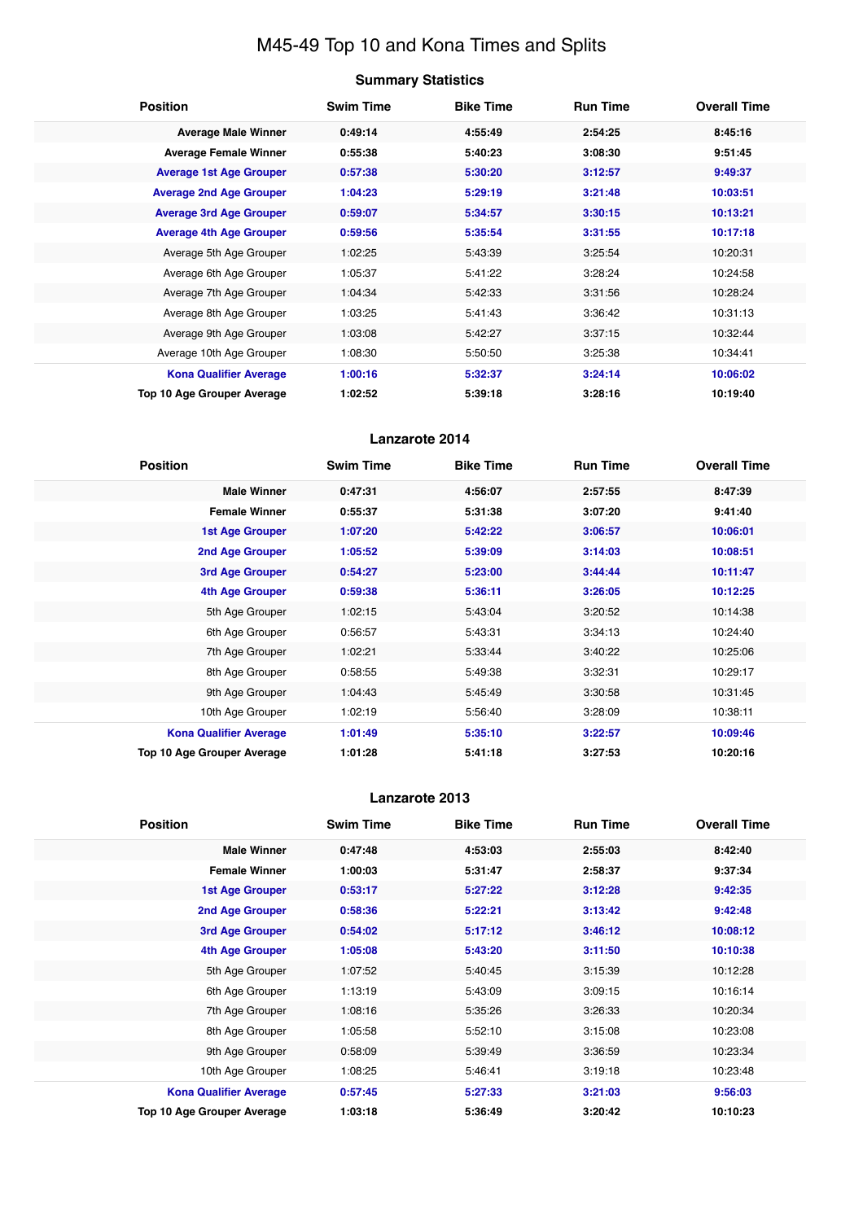# M45-49 Top 10 and Kona Times and Splits

## Summary Statistics

| Position | Swim Time | Bike Time | Run Time | Overall Time |
|---|---|---|---|---|
| **Average Male Winner** | **0:49:14** | **4:55:49** | **2:54:25** | **8:45:16** |
| **Average Female Winner** | **0:55:38** | **5:40:23** | **3:08:30** | **9:51:45** |
| **Average 1st Age Grouper** | **0:57:38** | **5:30:20** | **3:12:57** | **9:49:37** |
| **Average 2nd Age Grouper** | **1:04:23** | **5:29:19** | **3:21:48** | **10:03:51** |
| **Average 3rd Age Grouper** | **0:59:07** | **5:34:57** | **3:30:15** | **10:13:21** |
| **Average 4th Age Grouper** | **0:59:56** | **5:35:54** | **3:31:55** | **10:17:18** |
| Average 5th Age Grouper | 1:02:25 | 5:43:39 | 3:25:54 | 10:20:31 |
| Average 6th Age Grouper | 1:05:37 | 5:41:22 | 3:28:24 | 10:24:58 |
| Average 7th Age Grouper | 1:04:34 | 5:42:33 | 3:31:56 | 10:28:24 |
| Average 8th Age Grouper | 1:03:25 | 5:41:43 | 3:36:42 | 10:31:13 |
| Average 9th Age Grouper | 1:03:08 | 5:42:27 | 3:37:15 | 10:32:44 |
| Average 10th Age Grouper | 1:08:30 | 5:50:50 | 3:25:38 | 10:34:41 |
| **Kona Qualifier Average** | **1:00:16** | **5:32:37** | **3:24:14** | **10:06:02** |
| **Top 10 Age Grouper Average** | **1:02:52** | **5:39:18** | **3:28:16** | **10:19:40** |

## Lanzarote 2014

| Position | Swim Time | Bike Time | Run Time | Overall Time |
|---|---|---|---|---|
| **Male Winner** | **0:47:31** | **4:56:07** | **2:57:55** | **8:47:39** |
| **Female Winner** | **0:55:37** | **5:31:38** | **3:07:20** | **9:41:40** |
| **1st Age Grouper** | **1:07:20** | **5:42:22** | **3:06:57** | **10:06:01** |
| **2nd Age Grouper** | **1:05:52** | **5:39:09** | **3:14:03** | **10:08:51** |
| **3rd Age Grouper** | **0:54:27** | **5:23:00** | **3:44:44** | **10:11:47** |
| **4th Age Grouper** | **0:59:38** | **5:36:11** | **3:26:05** | **10:12:25** |
| 5th Age Grouper | 1:02:15 | 5:43:04 | 3:20:52 | 10:14:38 |
| 6th Age Grouper | 0:56:57 | 5:43:31 | 3:34:13 | 10:24:40 |
| 7th Age Grouper | 1:02:21 | 5:33:44 | 3:40:22 | 10:25:06 |
| 8th Age Grouper | 0:58:55 | 5:49:38 | 3:32:31 | 10:29:17 |
| 9th Age Grouper | 1:04:43 | 5:45:49 | 3:30:58 | 10:31:45 |
| 10th Age Grouper | 1:02:19 | 5:56:40 | 3:28:09 | 10:38:11 |
| **Kona Qualifier Average** | **1:01:49** | **5:35:10** | **3:22:57** | **10:09:46** |
| **Top 10 Age Grouper Average** | **1:01:28** | **5:41:18** | **3:27:53** | **10:20:16** |

## Lanzarote 2013

| Position | Swim Time | Bike Time | Run Time | Overall Time |
|---|---|---|---|---|
| **Male Winner** | **0:47:48** | **4:53:03** | **2:55:03** | **8:42:40** |
| **Female Winner** | **1:00:03** | **5:31:47** | **2:58:37** | **9:37:34** |
| **1st Age Grouper** | **0:53:17** | **5:27:22** | **3:12:28** | **9:42:35** |
| **2nd Age Grouper** | **0:58:36** | **5:22:21** | **3:13:42** | **9:42:48** |
| **3rd Age Grouper** | **0:54:02** | **5:17:12** | **3:46:12** | **10:08:12** |
| **4th Age Grouper** | **1:05:08** | **5:43:20** | **3:11:50** | **10:10:38** |
| 5th Age Grouper | 1:07:52 | 5:40:45 | 3:15:39 | 10:12:28 |
| 6th Age Grouper | 1:13:19 | 5:43:09 | 3:09:15 | 10:16:14 |
| 7th Age Grouper | 1:08:16 | 5:35:26 | 3:26:33 | 10:20:34 |
| 8th Age Grouper | 1:05:58 | 5:52:10 | 3:15:08 | 10:23:08 |
| 9th Age Grouper | 0:58:09 | 5:39:49 | 3:36:59 | 10:23:34 |
| 10th Age Grouper | 1:08:25 | 5:46:41 | 3:19:18 | 10:23:48 |
| **Kona Qualifier Average** | **0:57:45** | **5:27:33** | **3:21:03** | **9:56:03** |
| **Top 10 Age Grouper Average** | **1:03:18** | **5:36:49** | **3:20:42** | **10:10:23** |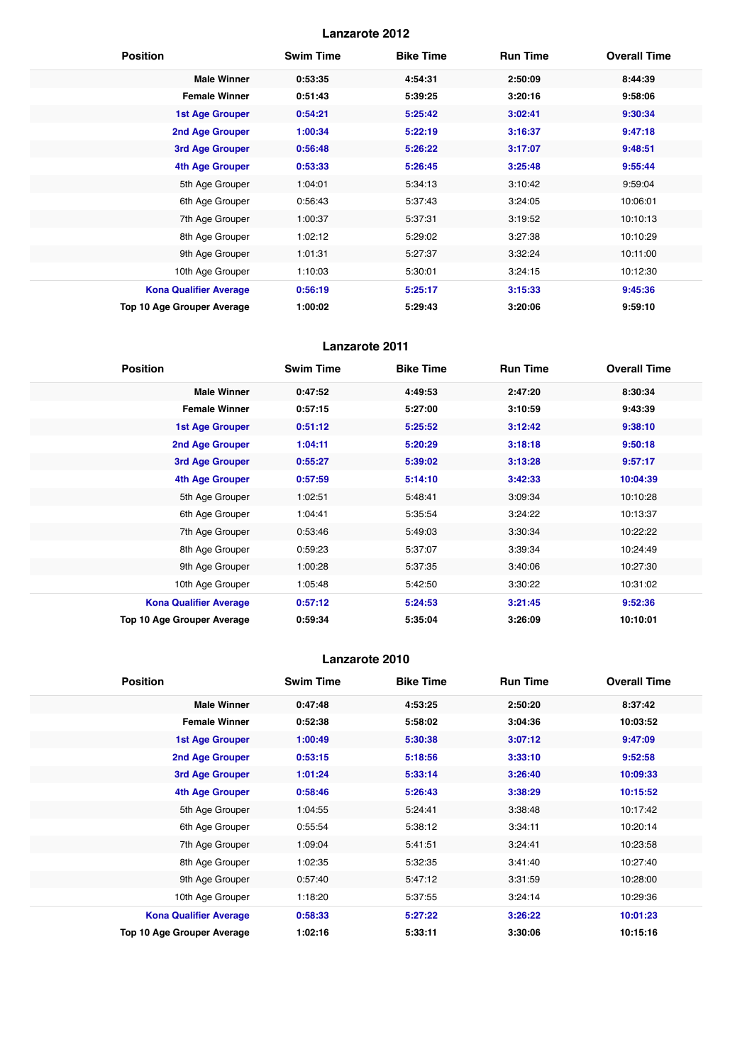## Lanzarote 2012

| Position | Swim Time | Bike Time | Run Time | Overall Time |
|---|---|---|---|---|
| **Male Winner** | **0:53:35** | **4:54:31** | **2:50:09** | **8:44:39** |
| **Female Winner** | **0:51:43** | **5:39:25** | **3:20:16** | **9:58:06** |
| **1st Age Grouper** | **0:54:21** | **5:25:42** | **3:02:41** | **9:30:34** |
| **2nd Age Grouper** | **1:00:34** | **5:22:19** | **3:16:37** | **9:47:18** |
| **3rd Age Grouper** | **0:56:48** | **5:26:22** | **3:17:07** | **9:48:51** |
| **4th Age Grouper** | **0:53:33** | **5:26:45** | **3:25:48** | **9:55:44** |
| 5th Age Grouper | 1:04:01 | 5:34:13 | 3:10:42 | 9:59:04 |
| 6th Age Grouper | 0:56:43 | 5:37:43 | 3:24:05 | 10:06:01 |
| 7th Age Grouper | 1:00:37 | 5:37:31 | 3:19:52 | 10:10:13 |
| 8th Age Grouper | 1:02:12 | 5:29:02 | 3:27:38 | 10:10:29 |
| 9th Age Grouper | 1:01:31 | 5:27:37 | 3:32:24 | 10:11:00 |
| 10th Age Grouper | 1:10:03 | 5:30:01 | 3:24:15 | 10:12:30 |
| **Kona Qualifier Average** | **0:56:19** | **5:25:17** | **3:15:33** | **9:45:36** |
| **Top 10 Age Grouper Average** | **1:00:02** | **5:29:43** | **3:20:06** | **9:59:10** |

## Lanzarote 2011

| Position | Swim Time | Bike Time | Run Time | Overall Time |
|---|---|---|---|---|
| **Male Winner** | **0:47:52** | **4:49:53** | **2:47:20** | **8:30:34** |
| **Female Winner** | **0:57:15** | **5:27:00** | **3:10:59** | **9:43:39** |
| **1st Age Grouper** | **0:51:12** | **5:25:52** | **3:12:42** | **9:38:10** |
| **2nd Age Grouper** | **1:04:11** | **5:20:29** | **3:18:18** | **9:50:18** |
| **3rd Age Grouper** | **0:55:27** | **5:39:02** | **3:13:28** | **9:57:17** |
| **4th Age Grouper** | **0:57:59** | **5:14:10** | **3:42:33** | **10:04:39** |
| 5th Age Grouper | 1:02:51 | 5:48:41 | 3:09:34 | 10:10:28 |
| 6th Age Grouper | 1:04:41 | 5:35:54 | 3:24:22 | 10:13:37 |
| 7th Age Grouper | 0:53:46 | 5:49:03 | 3:30:34 | 10:22:22 |
| 8th Age Grouper | 0:59:23 | 5:37:07 | 3:39:34 | 10:24:49 |
| 9th Age Grouper | 1:00:28 | 5:37:35 | 3:40:06 | 10:27:30 |
| 10th Age Grouper | 1:05:48 | 5:42:50 | 3:30:22 | 10:31:02 |
| **Kona Qualifier Average** | **0:57:12** | **5:24:53** | **3:21:45** | **9:52:36** |
| **Top 10 Age Grouper Average** | **0:59:34** | **5:35:04** | **3:26:09** | **10:10:01** |

## Lanzarote 2010

| Position | Swim Time | Bike Time | Run Time | Overall Time |
|---|---|---|---|---|
| **Male Winner** | **0:47:48** | **4:53:25** | **2:50:20** | **8:37:42** |
| **Female Winner** | **0:52:38** | **5:58:02** | **3:04:36** | **10:03:52** |
| **1st Age Grouper** | **1:00:49** | **5:30:38** | **3:07:12** | **9:47:09** |
| **2nd Age Grouper** | **0:53:15** | **5:18:56** | **3:33:10** | **9:52:58** |
| **3rd Age Grouper** | **1:01:24** | **5:33:14** | **3:26:40** | **10:09:33** |
| **4th Age Grouper** | **0:58:46** | **5:26:43** | **3:38:29** | **10:15:52** |
| 5th Age Grouper | 1:04:55 | 5:24:41 | 3:38:48 | 10:17:42 |
| 6th Age Grouper | 0:55:54 | 5:38:12 | 3:34:11 | 10:20:14 |
| 7th Age Grouper | 1:09:04 | 5:41:51 | 3:24:41 | 10:23:58 |
| 8th Age Grouper | 1:02:35 | 5:32:35 | 3:41:40 | 10:27:40 |
| 9th Age Grouper | 0:57:40 | 5:47:12 | 3:31:59 | 10:28:00 |
| 10th Age Grouper | 1:18:20 | 5:37:55 | 3:24:14 | 10:29:36 |
| **Kona Qualifier Average** | **0:58:33** | **5:27:22** | **3:26:22** | **10:01:23** |
| **Top 10 Age Grouper Average** | **1:02:16** | **5:33:11** | **3:30:06** | **10:15:16** |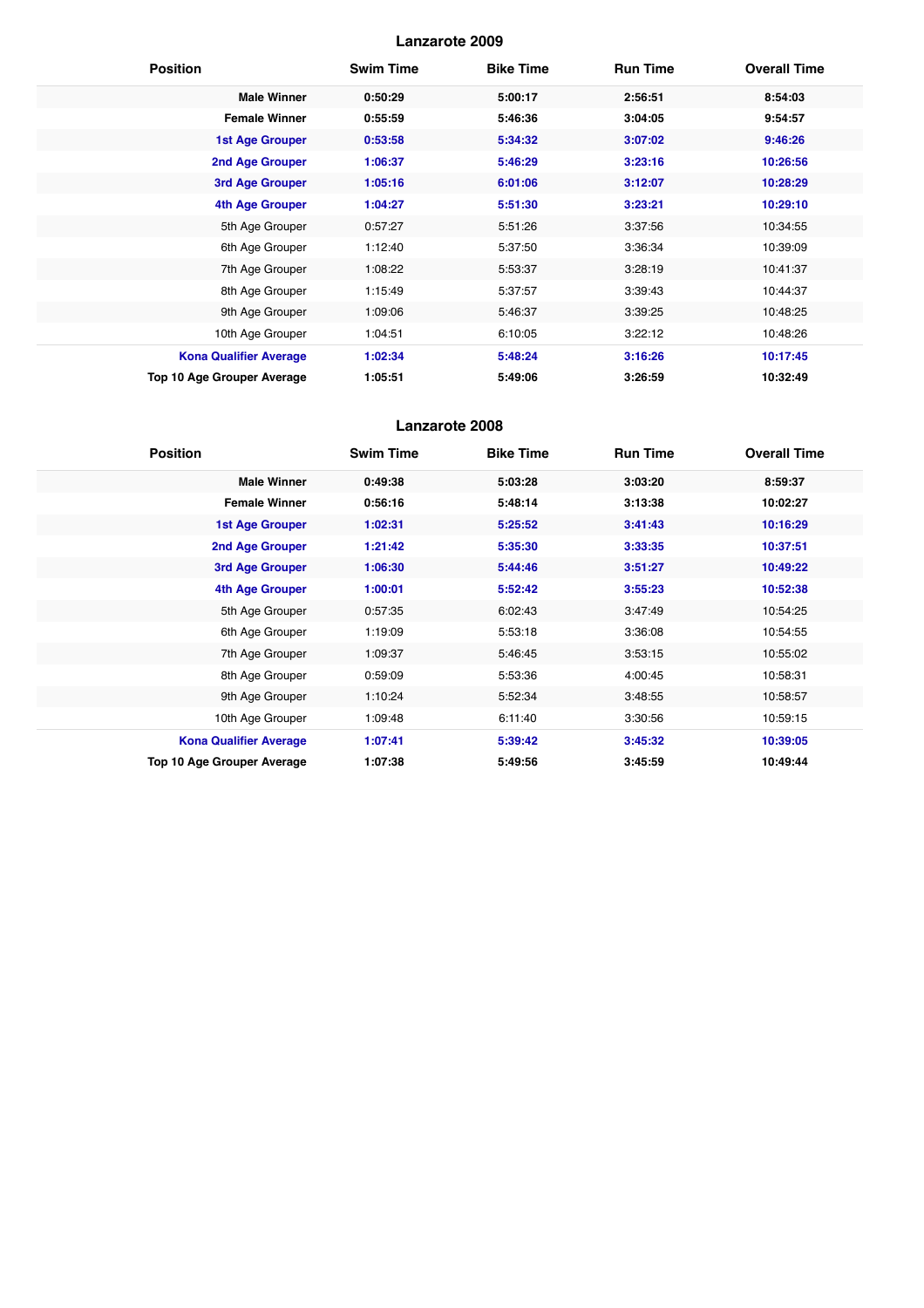## Lanzarote 2009

| Position | Swim Time | Bike Time | Run Time | Overall Time |
|---|---|---|---|---|
| **Male Winner** | **0:50:29** | **5:00:17** | **2:56:51** | **8:54:03** |
| **Female Winner** | **0:55:59** | **5:46:36** | **3:04:05** | **9:54:57** |
| **1st Age Grouper** | **0:53:58** | **5:34:32** | **3:07:02** | **9:46:26** |
| **2nd Age Grouper** | **1:06:37** | **5:46:29** | **3:23:16** | **10:26:56** |
| **3rd Age Grouper** | **1:05:16** | **6:01:06** | **3:12:07** | **10:28:29** |
| **4th Age Grouper** | **1:04:27** | **5:51:30** | **3:23:21** | **10:29:10** |
| 5th Age Grouper | 0:57:27 | 5:51:26 | 3:37:56 | 10:34:55 |
| 6th Age Grouper | 1:12:40 | 5:37:50 | 3:36:34 | 10:39:09 |
| 7th Age Grouper | 1:08:22 | 5:53:37 | 3:28:19 | 10:41:37 |
| 8th Age Grouper | 1:15:49 | 5:37:57 | 3:39:43 | 10:44:37 |
| 9th Age Grouper | 1:09:06 | 5:46:37 | 3:39:25 | 10:48:25 |
| 10th Age Grouper | 1:04:51 | 6:10:05 | 3:22:12 | 10:48:26 |
| **Kona Qualifier Average** | **1:02:34** | **5:48:24** | **3:16:26** | **10:17:45** |
| **Top 10 Age Grouper Average** | **1:05:51** | **5:49:06** | **3:26:59** | **10:32:49** |

## Lanzarote 2008

| Position | Swim Time | Bike Time | Run Time | Overall Time |
|---|---|---|---|---|
| **Male Winner** | **0:49:38** | **5:03:28** | **3:03:20** | **8:59:37** |
| **Female Winner** | **0:56:16** | **5:48:14** | **3:13:38** | **10:02:27** |
| **1st Age Grouper** | **1:02:31** | **5:25:52** | **3:41:43** | **10:16:29** |
| **2nd Age Grouper** | **1:21:42** | **5:35:30** | **3:33:35** | **10:37:51** |
| **3rd Age Grouper** | **1:06:30** | **5:44:46** | **3:51:27** | **10:49:22** |
| **4th Age Grouper** | **1:00:01** | **5:52:42** | **3:55:23** | **10:52:38** |
| 5th Age Grouper | 0:57:35 | 6:02:43 | 3:47:49 | 10:54:25 |
| 6th Age Grouper | 1:19:09 | 5:53:18 | 3:36:08 | 10:54:55 |
| 7th Age Grouper | 1:09:37 | 5:46:45 | 3:53:15 | 10:55:02 |
| 8th Age Grouper | 0:59:09 | 5:53:36 | 4:00:45 | 10:58:31 |
| 9th Age Grouper | 1:10:24 | 5:52:34 | 3:48:55 | 10:58:57 |
| 10th Age Grouper | 1:09:48 | 6:11:40 | 3:30:56 | 10:59:15 |
| **Kona Qualifier Average** | **1:07:41** | **5:39:42** | **3:45:32** | **10:39:05** |
| **Top 10 Age Grouper Average** | **1:07:38** | **5:49:56** | **3:45:59** | **10:49:44** |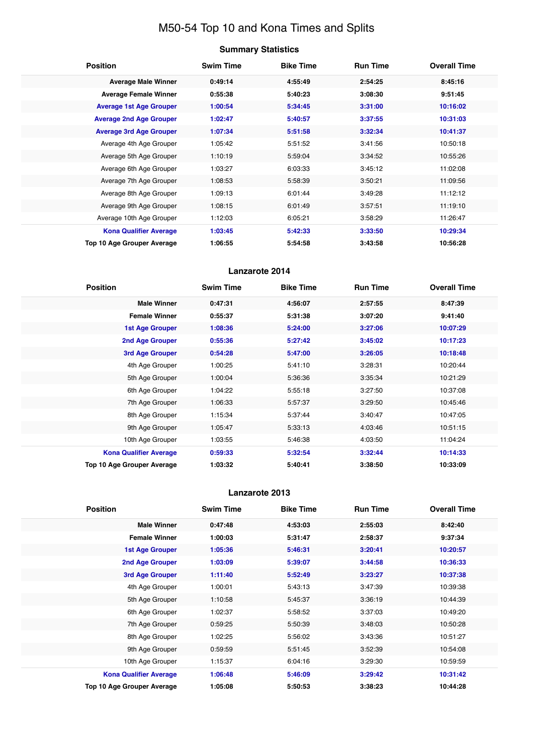# M50-54 Top 10 and Kona Times and Splits

## Summary Statistics

| Position | Swim Time | Bike Time | Run Time | Overall Time |
|---|---|---|---|---|
| **Average Male Winner** | **0:49:14** | **4:55:49** | **2:54:25** | **8:45:16** |
| **Average Female Winner** | **0:55:38** | **5:40:23** | **3:08:30** | **9:51:45** |
| **Average 1st Age Grouper** | **1:00:54** | **5:34:45** | **3:31:00** | **10:16:02** |
| **Average 2nd Age Grouper** | **1:02:47** | **5:40:57** | **3:37:55** | **10:31:03** |
| **Average 3rd Age Grouper** | **1:07:34** | **5:51:58** | **3:32:34** | **10:41:37** |
| Average 4th Age Grouper | 1:05:42 | 5:51:52 | 3:41:56 | 10:50:18 |
| Average 5th Age Grouper | 1:10:19 | 5:59:04 | 3:34:52 | 10:55:26 |
| Average 6th Age Grouper | 1:03:27 | 6:03:33 | 3:45:12 | 11:02:08 |
| Average 7th Age Grouper | 1:08:53 | 5:58:39 | 3:50:21 | 11:09:56 |
| Average 8th Age Grouper | 1:09:13 | 6:01:44 | 3:49:28 | 11:12:12 |
| Average 9th Age Grouper | 1:08:15 | 6:01:49 | 3:57:51 | 11:19:10 |
| Average 10th Age Grouper | 1:12:03 | 6:05:21 | 3:58:29 | 11:26:47 |
| **Kona Qualifier Average** | **1:03:45** | **5:42:33** | **3:33:50** | **10:29:34** |
| **Top 10 Age Grouper Average** | **1:06:55** | **5:54:58** | **3:43:58** | **10:56:28** |

## Lanzarote 2014

| Position | Swim Time | Bike Time | Run Time | Overall Time |
|---|---|---|---|---|
| **Male Winner** | **0:47:31** | **4:56:07** | **2:57:55** | **8:47:39** |
| **Female Winner** | **0:55:37** | **5:31:38** | **3:07:20** | **9:41:40** |
| **1st Age Grouper** | **1:08:36** | **5:24:00** | **3:27:06** | **10:07:29** |
| **2nd Age Grouper** | **0:55:36** | **5:27:42** | **3:45:02** | **10:17:23** |
| **3rd Age Grouper** | **0:54:28** | **5:47:00** | **3:26:05** | **10:18:48** |
| 4th Age Grouper | 1:00:25 | 5:41:10 | 3:28:31 | 10:20:44 |
| 5th Age Grouper | 1:00:04 | 5:36:36 | 3:35:34 | 10:21:29 |
| 6th Age Grouper | 1:04:22 | 5:55:18 | 3:27:50 | 10:37:08 |
| 7th Age Grouper | 1:06:33 | 5:57:37 | 3:29:50 | 10:45:46 |
| 8th Age Grouper | 1:15:34 | 5:37:44 | 3:40:47 | 10:47:05 |
| 9th Age Grouper | 1:05:47 | 5:33:13 | 4:03:46 | 10:51:15 |
| 10th Age Grouper | 1:03:55 | 5:46:38 | 4:03:50 | 11:04:24 |
| **Kona Qualifier Average** | **0:59:33** | **5:32:54** | **3:32:44** | **10:14:33** |
| **Top 10 Age Grouper Average** | **1:03:32** | **5:40:41** | **3:38:50** | **10:33:09** |

## Lanzarote 2013

| Position | Swim Time | Bike Time | Run Time | Overall Time |
|---|---|---|---|---|
| **Male Winner** | **0:47:48** | **4:53:03** | **2:55:03** | **8:42:40** |
| **Female Winner** | **1:00:03** | **5:31:47** | **2:58:37** | **9:37:34** |
| **1st Age Grouper** | **1:05:36** | **5:46:31** | **3:20:41** | **10:20:57** |
| **2nd Age Grouper** | **1:03:09** | **5:39:07** | **3:44:58** | **10:36:33** |
| **3rd Age Grouper** | **1:11:40** | **5:52:49** | **3:23:27** | **10:37:38** |
| 4th Age Grouper | 1:00:01 | 5:43:13 | 3:47:39 | 10:39:38 |
| 5th Age Grouper | 1:10:58 | 5:45:37 | 3:36:19 | 10:44:39 |
| 6th Age Grouper | 1:02:37 | 5:58:52 | 3:37:03 | 10:49:20 |
| 7th Age Grouper | 0:59:25 | 5:50:39 | 3:48:03 | 10:50:28 |
| 8th Age Grouper | 1:02:25 | 5:56:02 | 3:43:36 | 10:51:27 |
| 9th Age Grouper | 0:59:59 | 5:51:45 | 3:52:39 | 10:54:08 |
| 10th Age Grouper | 1:15:37 | 6:04:16 | 3:29:30 | 10:59:59 |
| **Kona Qualifier Average** | **1:06:48** | **5:46:09** | **3:29:42** | **10:31:42** |
| **Top 10 Age Grouper Average** | **1:05:08** | **5:50:53** | **3:38:23** | **10:44:28** |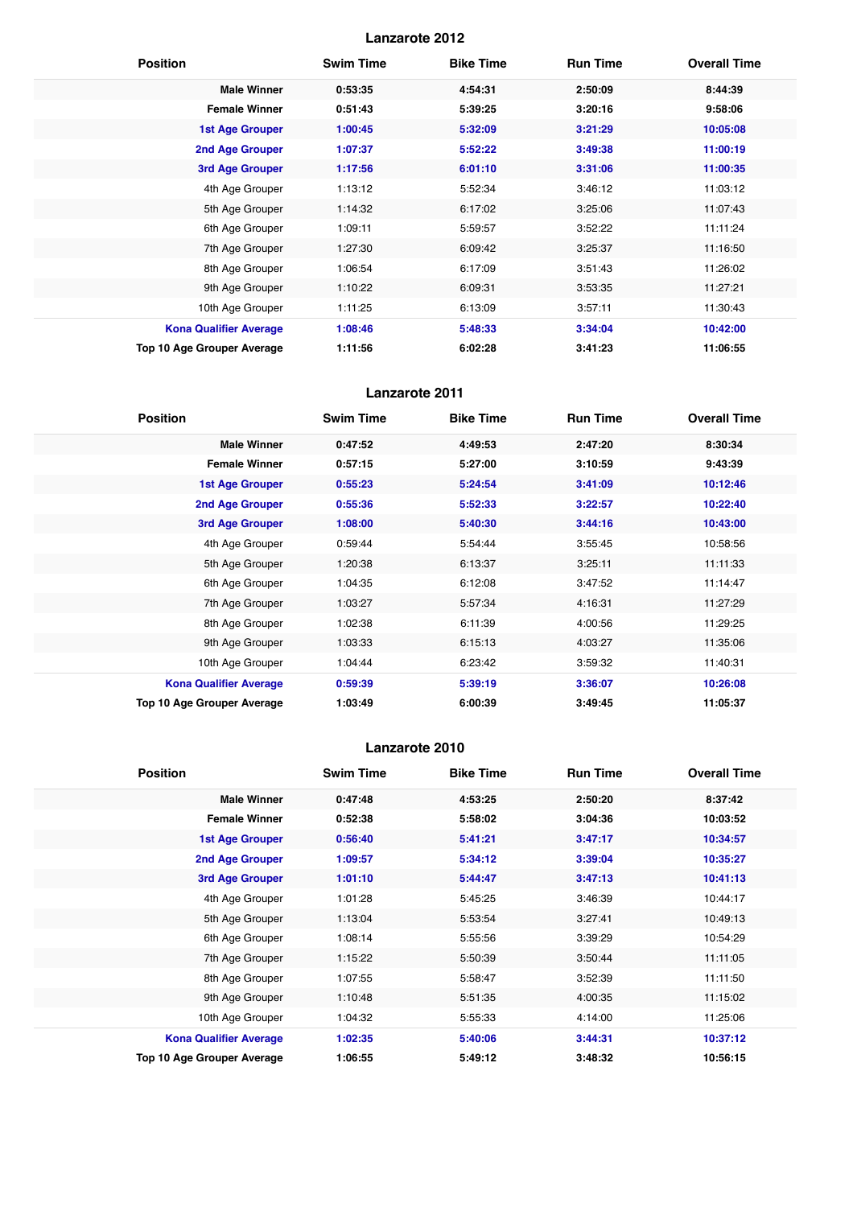## Lanzarote 2012

| Position | Swim Time | Bike Time | Run Time | Overall Time |
|---|---|---|---|---|
| **Male Winner** | **0:53:35** | **4:54:31** | **2:50:09** | **8:44:39** |
| **Female Winner** | **0:51:43** | **5:39:25** | **3:20:16** | **9:58:06** |
| **1st Age Grouper** | **1:00:45** | **5:32:09** | **3:21:29** | **10:05:08** |
| **2nd Age Grouper** | **1:07:37** | **5:52:22** | **3:49:38** | **11:00:19** |
| **3rd Age Grouper** | **1:17:56** | **6:01:10** | **3:31:06** | **11:00:35** |
| 4th Age Grouper | 1:13:12 | 5:52:34 | 3:46:12 | 11:03:12 |
| 5th Age Grouper | 1:14:32 | 6:17:02 | 3:25:06 | 11:07:43 |
| 6th Age Grouper | 1:09:11 | 5:59:57 | 3:52:22 | 11:11:24 |
| 7th Age Grouper | 1:27:30 | 6:09:42 | 3:25:37 | 11:16:50 |
| 8th Age Grouper | 1:06:54 | 6:17:09 | 3:51:43 | 11:26:02 |
| 9th Age Grouper | 1:10:22 | 6:09:31 | 3:53:35 | 11:27:21 |
| 10th Age Grouper | 1:11:25 | 6:13:09 | 3:57:11 | 11:30:43 |
| **Kona Qualifier Average** | **1:08:46** | **5:48:33** | **3:34:04** | **10:42:00** |
| **Top 10 Age Grouper Average** | **1:11:56** | **6:02:28** | **3:41:23** | **11:06:55** |

## Lanzarote 2011

| Position | Swim Time | Bike Time | Run Time | Overall Time |
|---|---|---|---|---|
| **Male Winner** | **0:47:52** | **4:49:53** | **2:47:20** | **8:30:34** |
| **Female Winner** | **0:57:15** | **5:27:00** | **3:10:59** | **9:43:39** |
| **1st Age Grouper** | **0:55:23** | **5:24:54** | **3:41:09** | **10:12:46** |
| **2nd Age Grouper** | **0:55:36** | **5:52:33** | **3:22:57** | **10:22:40** |
| **3rd Age Grouper** | **1:08:00** | **5:40:30** | **3:44:16** | **10:43:00** |
| 4th Age Grouper | 0:59:44 | 5:54:44 | 3:55:45 | 10:58:56 |
| 5th Age Grouper | 1:20:38 | 6:13:37 | 3:25:11 | 11:11:33 |
| 6th Age Grouper | 1:04:35 | 6:12:08 | 3:47:52 | 11:14:47 |
| 7th Age Grouper | 1:03:27 | 5:57:34 | 4:16:31 | 11:27:29 |
| 8th Age Grouper | 1:02:38 | 6:11:39 | 4:00:56 | 11:29:25 |
| 9th Age Grouper | 1:03:33 | 6:15:13 | 4:03:27 | 11:35:06 |
| 10th Age Grouper | 1:04:44 | 6:23:42 | 3:59:32 | 11:40:31 |
| **Kona Qualifier Average** | **0:59:39** | **5:39:19** | **3:36:07** | **10:26:08** |
| **Top 10 Age Grouper Average** | **1:03:49** | **6:00:39** | **3:49:45** | **11:05:37** |

## Lanzarote 2010

| Position | Swim Time | Bike Time | Run Time | Overall Time |
|---|---|---|---|---|
| **Male Winner** | **0:47:48** | **4:53:25** | **2:50:20** | **8:37:42** |
| **Female Winner** | **0:52:38** | **5:58:02** | **3:04:36** | **10:03:52** |
| **1st Age Grouper** | **0:56:40** | **5:41:21** | **3:47:17** | **10:34:57** |
| **2nd Age Grouper** | **1:09:57** | **5:34:12** | **3:39:04** | **10:35:27** |
| **3rd Age Grouper** | **1:01:10** | **5:44:47** | **3:47:13** | **10:41:13** |
| 4th Age Grouper | 1:01:28 | 5:45:25 | 3:46:39 | 10:44:17 |
| 5th Age Grouper | 1:13:04 | 5:53:54 | 3:27:41 | 10:49:13 |
| 6th Age Grouper | 1:08:14 | 5:55:56 | 3:39:29 | 10:54:29 |
| 7th Age Grouper | 1:15:22 | 5:50:39 | 3:50:44 | 11:11:05 |
| 8th Age Grouper | 1:07:55 | 5:58:47 | 3:52:39 | 11:11:50 |
| 9th Age Grouper | 1:10:48 | 5:51:35 | 4:00:35 | 11:15:02 |
| 10th Age Grouper | 1:04:32 | 5:55:33 | 4:14:00 | 11:25:06 |
| **Kona Qualifier Average** | **1:02:35** | **5:40:06** | **3:44:31** | **10:37:12** |
| **Top 10 Age Grouper Average** | **1:06:55** | **5:49:12** | **3:48:32** | **10:56:15** |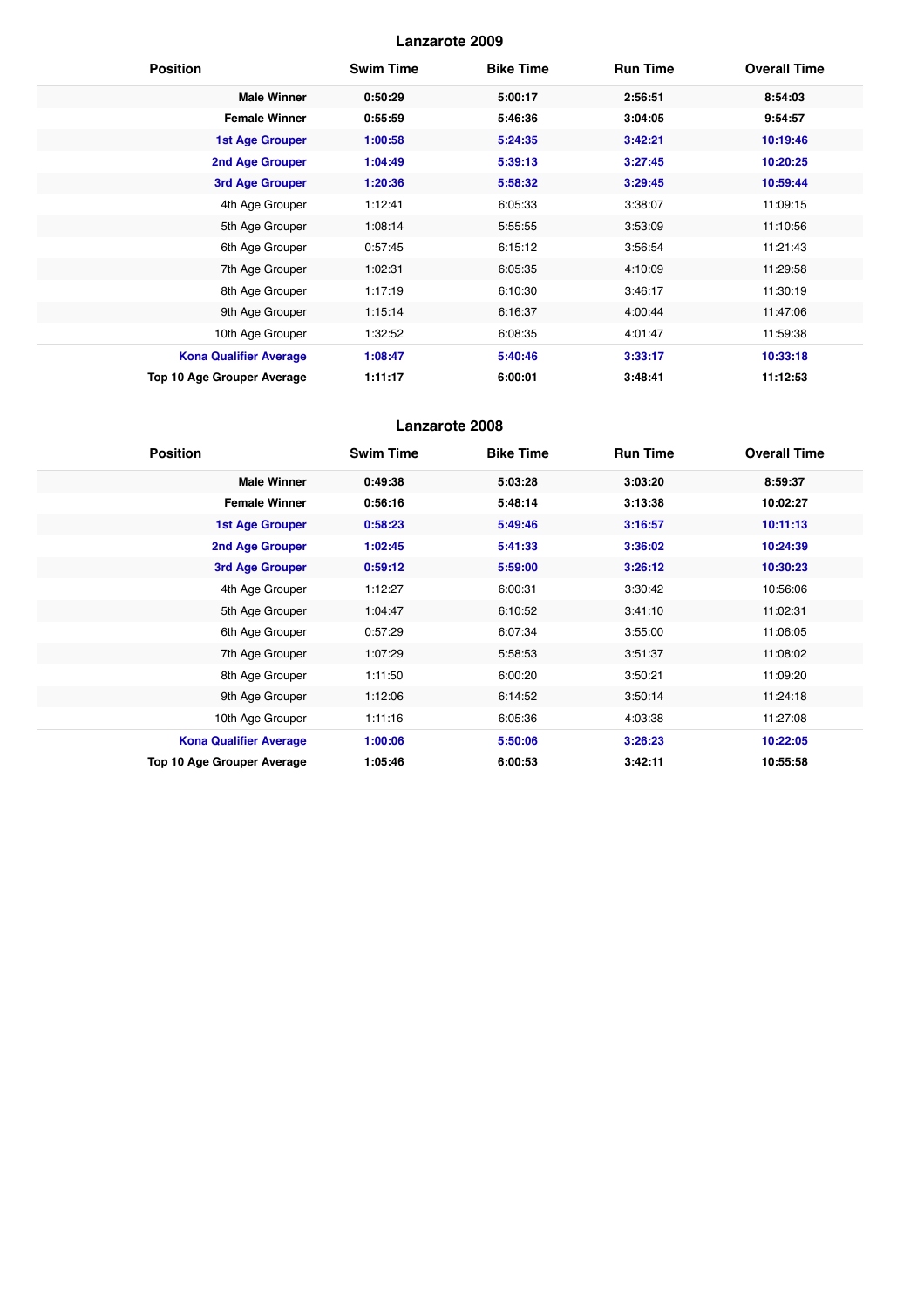## Lanzarote 2009

| Position | Swim Time | Bike Time | Run Time | Overall Time |
|---|---|---|---|---|
| **Male Winner** | **0:50:29** | **5:00:17** | **2:56:51** | **8:54:03** |
| **Female Winner** | **0:55:59** | **5:46:36** | **3:04:05** | **9:54:57** |
| **1st Age Grouper** | **1:00:58** | **5:24:35** | **3:42:21** | **10:19:46** |
| **2nd Age Grouper** | **1:04:49** | **5:39:13** | **3:27:45** | **10:20:25** |
| **3rd Age Grouper** | **1:20:36** | **5:58:32** | **3:29:45** | **10:59:44** |
| 4th Age Grouper | 1:12:41 | 6:05:33 | 3:38:07 | 11:09:15 |
| 5th Age Grouper | 1:08:14 | 5:55:55 | 3:53:09 | 11:10:56 |
| 6th Age Grouper | 0:57:45 | 6:15:12 | 3:56:54 | 11:21:43 |
| 7th Age Grouper | 1:02:31 | 6:05:35 | 4:10:09 | 11:29:58 |
| 8th Age Grouper | 1:17:19 | 6:10:30 | 3:46:17 | 11:30:19 |
| 9th Age Grouper | 1:15:14 | 6:16:37 | 4:00:44 | 11:47:06 |
| 10th Age Grouper | 1:32:52 | 6:08:35 | 4:01:47 | 11:59:38 |
| **Kona Qualifier Average** | **1:08:47** | **5:40:46** | **3:33:17** | **10:33:18** |
| **Top 10 Age Grouper Average** | **1:11:17** | **6:00:01** | **3:48:41** | **11:12:53** |

## Lanzarote 2008

| Position | Swim Time | Bike Time | Run Time | Overall Time |
|---|---|---|---|---|
| **Male Winner** | **0:49:38** | **5:03:28** | **3:03:20** | **8:59:37** |
| **Female Winner** | **0:56:16** | **5:48:14** | **3:13:38** | **10:02:27** |
| **1st Age Grouper** | **0:58:23** | **5:49:46** | **3:16:57** | **10:11:13** |
| **2nd Age Grouper** | **1:02:45** | **5:41:33** | **3:36:02** | **10:24:39** |
| **3rd Age Grouper** | **0:59:12** | **5:59:00** | **3:26:12** | **10:30:23** |
| 4th Age Grouper | 1:12:27 | 6:00:31 | 3:30:42 | 10:56:06 |
| 5th Age Grouper | 1:04:47 | 6:10:52 | 3:41:10 | 11:02:31 |
| 6th Age Grouper | 0:57:29 | 6:07:34 | 3:55:00 | 11:06:05 |
| 7th Age Grouper | 1:07:29 | 5:58:53 | 3:51:37 | 11:08:02 |
| 8th Age Grouper | 1:11:50 | 6:00:20 | 3:50:21 | 11:09:20 |
| 9th Age Grouper | 1:12:06 | 6:14:52 | 3:50:14 | 11:24:18 |
| 10th Age Grouper | 1:11:16 | 6:05:36 | 4:03:38 | 11:27:08 |
| **Kona Qualifier Average** | **1:00:06** | **5:50:06** | **3:26:23** | **10:22:05** |
| **Top 10 Age Grouper Average** | **1:05:46** | **6:00:53** | **3:42:11** | **10:55:58** |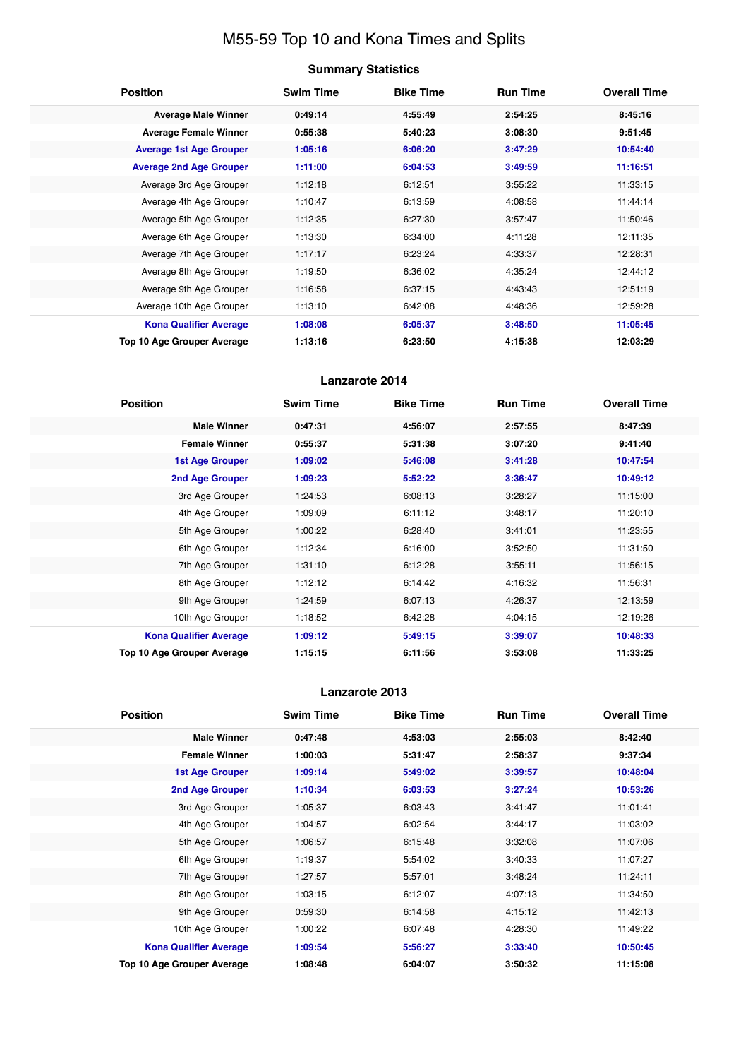# M55-59 Top 10 and Kona Times and Splits

## Summary Statistics

| Position | Swim Time | Bike Time | Run Time | Overall Time |
|---|---|---|---|---|
| **Average Male Winner** | **0:49:14** | **4:55:49** | **2:54:25** | **8:45:16** |
| **Average Female Winner** | **0:55:38** | **5:40:23** | **3:08:30** | **9:51:45** |
| **Average 1st Age Grouper** | **1:05:16** | **6:06:20** | **3:47:29** | **10:54:40** |
| **Average 2nd Age Grouper** | **1:11:00** | **6:04:53** | **3:49:59** | **11:16:51** |
| Average 3rd Age Grouper | 1:12:18 | 6:12:51 | 3:55:22 | 11:33:15 |
| Average 4th Age Grouper | 1:10:47 | 6:13:59 | 4:08:58 | 11:44:14 |
| Average 5th Age Grouper | 1:12:35 | 6:27:30 | 3:57:47 | 11:50:46 |
| Average 6th Age Grouper | 1:13:30 | 6:34:00 | 4:11:28 | 12:11:35 |
| Average 7th Age Grouper | 1:17:17 | 6:23:24 | 4:33:37 | 12:28:31 |
| Average 8th Age Grouper | 1:19:50 | 6:36:02 | 4:35:24 | 12:44:12 |
| Average 9th Age Grouper | 1:16:58 | 6:37:15 | 4:43:43 | 12:51:19 |
| Average 10th Age Grouper | 1:13:10 | 6:42:08 | 4:48:36 | 12:59:28 |
| **Kona Qualifier Average** | **1:08:08** | **6:05:37** | **3:48:50** | **11:05:45** |
| **Top 10 Age Grouper Average** | **1:13:16** | **6:23:50** | **4:15:38** | **12:03:29** |

## Lanzarote 2014

| Position | Swim Time | Bike Time | Run Time | Overall Time |
|---|---|---|---|---|
| **Male Winner** | **0:47:31** | **4:56:07** | **2:57:55** | **8:47:39** |
| **Female Winner** | **0:55:37** | **5:31:38** | **3:07:20** | **9:41:40** |
| **1st Age Grouper** | **1:09:02** | **5:46:08** | **3:41:28** | **10:47:54** |
| **2nd Age Grouper** | **1:09:23** | **5:52:22** | **3:36:47** | **10:49:12** |
| 3rd Age Grouper | 1:24:53 | 6:08:13 | 3:28:27 | 11:15:00 |
| 4th Age Grouper | 1:09:09 | 6:11:12 | 3:48:17 | 11:20:10 |
| 5th Age Grouper | 1:00:22 | 6:28:40 | 3:41:01 | 11:23:55 |
| 6th Age Grouper | 1:12:34 | 6:16:00 | 3:52:50 | 11:31:50 |
| 7th Age Grouper | 1:31:10 | 6:12:28 | 3:55:11 | 11:56:15 |
| 8th Age Grouper | 1:12:12 | 6:14:42 | 4:16:32 | 11:56:31 |
| 9th Age Grouper | 1:24:59 | 6:07:13 | 4:26:37 | 12:13:59 |
| 10th Age Grouper | 1:18:52 | 6:42:28 | 4:04:15 | 12:19:26 |
| **Kona Qualifier Average** | **1:09:12** | **5:49:15** | **3:39:07** | **10:48:33** |
| **Top 10 Age Grouper Average** | **1:15:15** | **6:11:56** | **3:53:08** | **11:33:25** |

## Lanzarote 2013

| Position | Swim Time | Bike Time | Run Time | Overall Time |
|---|---|---|---|---|
| **Male Winner** | **0:47:48** | **4:53:03** | **2:55:03** | **8:42:40** |
| **Female Winner** | **1:00:03** | **5:31:47** | **2:58:37** | **9:37:34** |
| **1st Age Grouper** | **1:09:14** | **5:49:02** | **3:39:57** | **10:48:04** |
| **2nd Age Grouper** | **1:10:34** | **6:03:53** | **3:27:24** | **10:53:26** |
| 3rd Age Grouper | 1:05:37 | 6:03:43 | 3:41:47 | 11:01:41 |
| 4th Age Grouper | 1:04:57 | 6:02:54 | 3:44:17 | 11:03:02 |
| 5th Age Grouper | 1:06:57 | 6:15:48 | 3:32:08 | 11:07:06 |
| 6th Age Grouper | 1:19:37 | 5:54:02 | 3:40:33 | 11:07:27 |
| 7th Age Grouper | 1:27:57 | 5:57:01 | 3:48:24 | 11:24:11 |
| 8th Age Grouper | 1:03:15 | 6:12:07 | 4:07:13 | 11:34:50 |
| 9th Age Grouper | 0:59:30 | 6:14:58 | 4:15:12 | 11:42:13 |
| 10th Age Grouper | 1:00:22 | 6:07:48 | 4:28:30 | 11:49:22 |
| **Kona Qualifier Average** | **1:09:54** | **5:56:27** | **3:33:40** | **10:50:45** |
| **Top 10 Age Grouper Average** | **1:08:48** | **6:04:07** | **3:50:32** | **11:15:08** |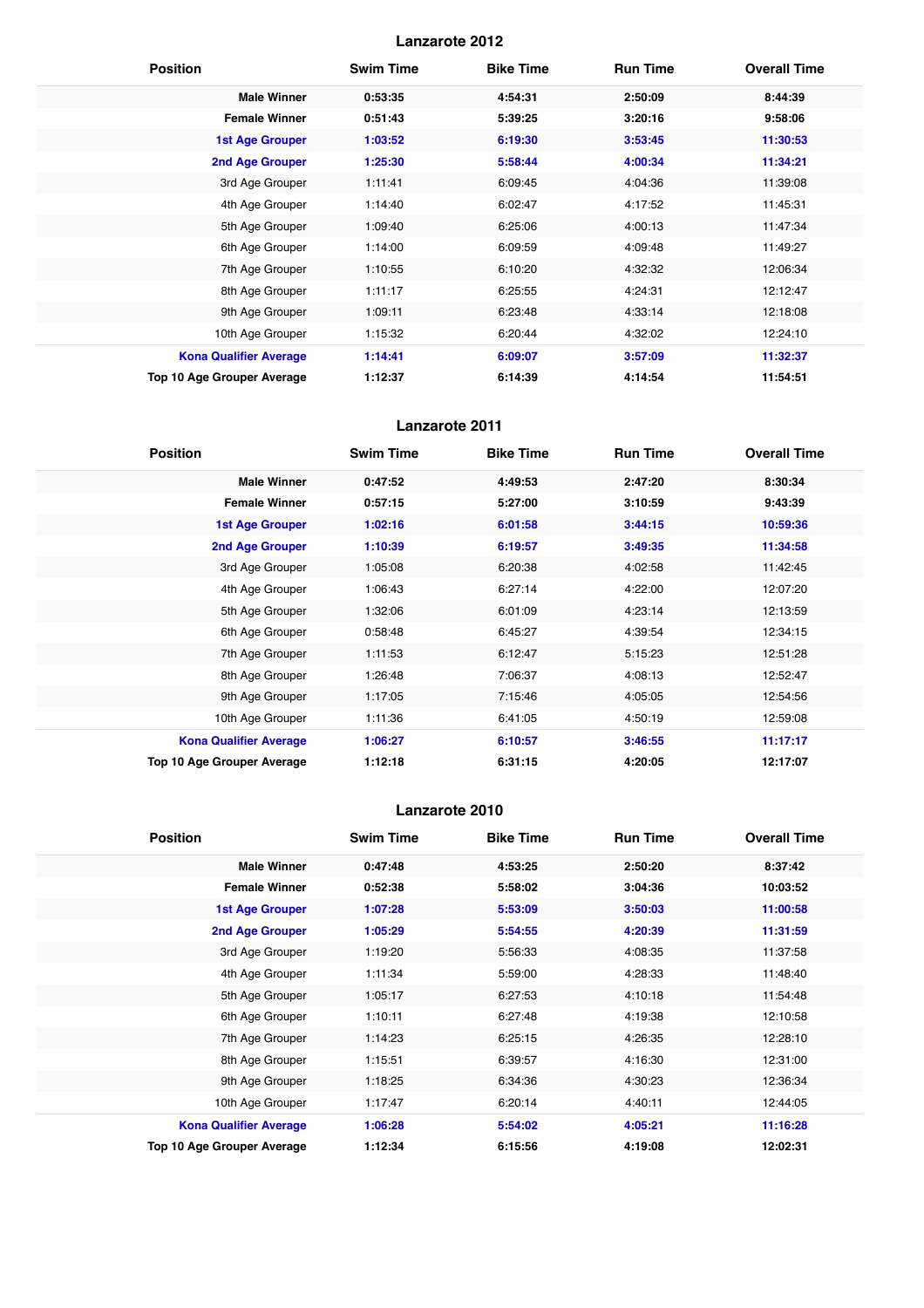## Lanzarote 2012

| Position | Swim Time | Bike Time | Run Time | Overall Time |
|---|---|---|---|---|
| **Male Winner** | **0:53:35** | **4:54:31** | **2:50:09** | **8:44:39** |
| **Female Winner** | **0:51:43** | **5:39:25** | **3:20:16** | **9:58:06** |
| **1st Age Grouper** | **1:03:52** | **6:19:30** | **3:53:45** | **11:30:53** |
| **2nd Age Grouper** | **1:25:30** | **5:58:44** | **4:00:34** | **11:34:21** |
| 3rd Age Grouper | 1:11:41 | 6:09:45 | 4:04:36 | 11:39:08 |
| 4th Age Grouper | 1:14:40 | 6:02:47 | 4:17:52 | 11:45:31 |
| 5th Age Grouper | 1:09:40 | 6:25:06 | 4:00:13 | 11:47:34 |
| 6th Age Grouper | 1:14:00 | 6:09:59 | 4:09:48 | 11:49:27 |
| 7th Age Grouper | 1:10:55 | 6:10:20 | 4:32:32 | 12:06:34 |
| 8th Age Grouper | 1:11:17 | 6:25:55 | 4:24:31 | 12:12:47 |
| 9th Age Grouper | 1:09:11 | 6:23:48 | 4:33:14 | 12:18:08 |
| 10th Age Grouper | 1:15:32 | 6:20:44 | 4:32:02 | 12:24:10 |
| **Kona Qualifier Average** | **1:14:41** | **6:09:07** | **3:57:09** | **11:32:37** |
| **Top 10 Age Grouper Average** | **1:12:37** | **6:14:39** | **4:14:54** | **11:54:51** |

## Lanzarote 2011

| Position | Swim Time | Bike Time | Run Time | Overall Time |
|---|---|---|---|---|
| **Male Winner** | **0:47:52** | **4:49:53** | **2:47:20** | **8:30:34** |
| **Female Winner** | **0:57:15** | **5:27:00** | **3:10:59** | **9:43:39** |
| **1st Age Grouper** | **1:02:16** | **6:01:58** | **3:44:15** | **10:59:36** |
| **2nd Age Grouper** | **1:10:39** | **6:19:57** | **3:49:35** | **11:34:58** |
| 3rd Age Grouper | 1:05:08 | 6:20:38 | 4:02:58 | 11:42:45 |
| 4th Age Grouper | 1:06:43 | 6:27:14 | 4:22:00 | 12:07:20 |
| 5th Age Grouper | 1:32:06 | 6:01:09 | 4:23:14 | 12:13:59 |
| 6th Age Grouper | 0:58:48 | 6:45:27 | 4:39:54 | 12:34:15 |
| 7th Age Grouper | 1:11:53 | 6:12:47 | 5:15:23 | 12:51:28 |
| 8th Age Grouper | 1:26:48 | 7:06:37 | 4:08:13 | 12:52:47 |
| 9th Age Grouper | 1:17:05 | 7:15:46 | 4:05:05 | 12:54:56 |
| 10th Age Grouper | 1:11:36 | 6:41:05 | 4:50:19 | 12:59:08 |
| **Kona Qualifier Average** | **1:06:27** | **6:10:57** | **3:46:55** | **11:17:17** |
| **Top 10 Age Grouper Average** | **1:12:18** | **6:31:15** | **4:20:05** | **12:17:07** |

## Lanzarote 2010

| Position | Swim Time | Bike Time | Run Time | Overall Time |
|---|---|---|---|---|
| **Male Winner** | **0:47:48** | **4:53:25** | **2:50:20** | **8:37:42** |
| **Female Winner** | **0:52:38** | **5:58:02** | **3:04:36** | **10:03:52** |
| **1st Age Grouper** | **1:07:28** | **5:53:09** | **3:50:03** | **11:00:58** |
| **2nd Age Grouper** | **1:05:29** | **5:54:55** | **4:20:39** | **11:31:59** |
| 3rd Age Grouper | 1:19:20 | 5:56:33 | 4:08:35 | 11:37:58 |
| 4th Age Grouper | 1:11:34 | 5:59:00 | 4:28:33 | 11:48:40 |
| 5th Age Grouper | 1:05:17 | 6:27:53 | 4:10:18 | 11:54:48 |
| 6th Age Grouper | 1:10:11 | 6:27:48 | 4:19:38 | 12:10:58 |
| 7th Age Grouper | 1:14:23 | 6:25:15 | 4:26:35 | 12:28:10 |
| 8th Age Grouper | 1:15:51 | 6:39:57 | 4:16:30 | 12:31:00 |
| 9th Age Grouper | 1:18:25 | 6:34:36 | 4:30:23 | 12:36:34 |
| 10th Age Grouper | 1:17:47 | 6:20:14 | 4:40:11 | 12:44:05 |
| **Kona Qualifier Average** | **1:06:28** | **5:54:02** | **4:05:21** | **11:16:28** |
| **Top 10 Age Grouper Average** | **1:12:34** | **6:15:56** | **4:19:08** | **12:02:31** |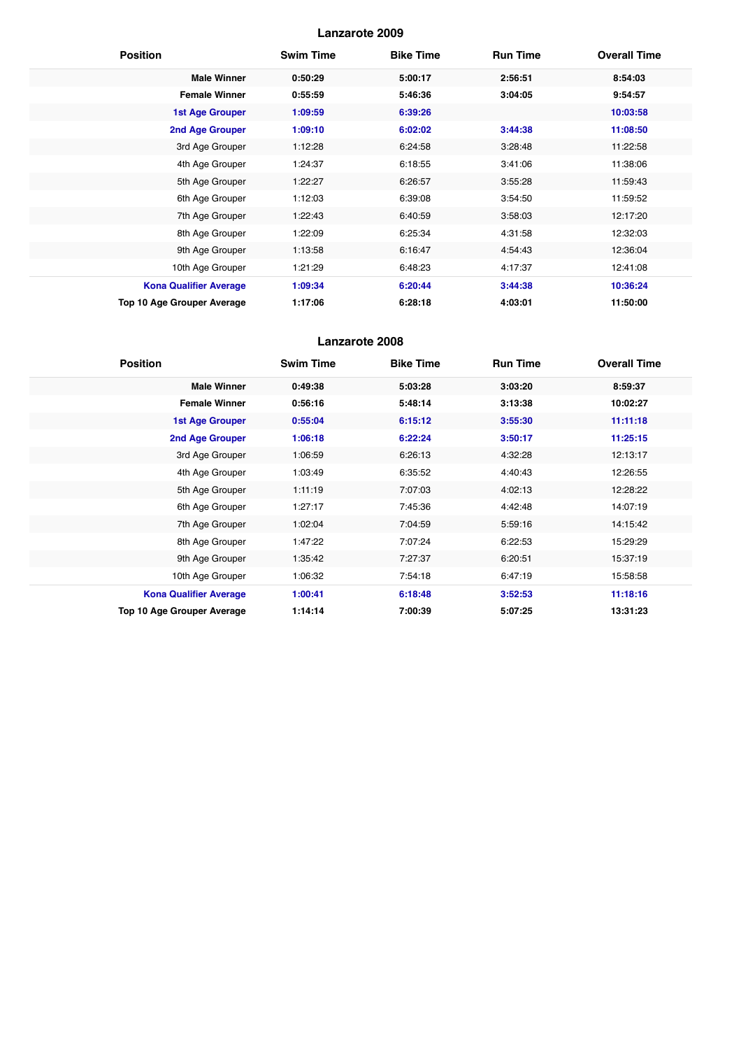## Lanzarote 2009

| Position | Swim Time | Bike Time | Run Time | Overall Time |
|---|---|---|---|---|
| **Male Winner** | **0:50:29** | **5:00:17** | **2:56:51** | **8:54:03** |
| **Female Winner** | **0:55:59** | **5:46:36** | **3:04:05** | **9:54:57** |
| **1st Age Grouper** | **1:09:59** | **6:39:26** | | **10:03:58** |
| **2nd Age Grouper** | **1:09:10** | **6:02:02** | **3:44:38** | **11:08:50** |
| 3rd Age Grouper | 1:12:28 | 6:24:58 | 3:28:48 | 11:22:58 |
| 4th Age Grouper | 1:24:37 | 6:18:55 | 3:41:06 | 11:38:06 |
| 5th Age Grouper | 1:22:27 | 6:26:57 | 3:55:28 | 11:59:43 |
| 6th Age Grouper | 1:12:03 | 6:39:08 | 3:54:50 | 11:59:52 |
| 7th Age Grouper | 1:22:43 | 6:40:59 | 3:58:03 | 12:17:20 |
| 8th Age Grouper | 1:22:09 | 6:25:34 | 4:31:58 | 12:32:03 |
| 9th Age Grouper | 1:13:58 | 6:16:47 | 4:54:43 | 12:36:04 |
| 10th Age Grouper | 1:21:29 | 6:48:23 | 4:17:37 | 12:41:08 |
| **Kona Qualifier Average** | **1:09:34** | **6:20:44** | **3:44:38** | **10:36:24** |
| **Top 10 Age Grouper Average** | **1:17:06** | **6:28:18** | **4:03:01** | **11:50:00** |

## Lanzarote 2008

| Position | Swim Time | Bike Time | Run Time | Overall Time |
|---|---|---|---|---|
| **Male Winner** | **0:49:38** | **5:03:28** | **3:03:20** | **8:59:37** |
| **Female Winner** | **0:56:16** | **5:48:14** | **3:13:38** | **10:02:27** |
| **1st Age Grouper** | **0:55:04** | **6:15:12** | **3:55:30** | **11:11:18** |
| **2nd Age Grouper** | **1:06:18** | **6:22:24** | **3:50:17** | **11:25:15** |
| 3rd Age Grouper | 1:06:59 | 6:26:13 | 4:32:28 | 12:13:17 |
| 4th Age Grouper | 1:03:49 | 6:35:52 | 4:40:43 | 12:26:55 |
| 5th Age Grouper | 1:11:19 | 7:07:03 | 4:02:13 | 12:28:22 |
| 6th Age Grouper | 1:27:17 | 7:45:36 | 4:42:48 | 14:07:19 |
| 7th Age Grouper | 1:02:04 | 7:04:59 | 5:59:16 | 14:15:42 |
| 8th Age Grouper | 1:47:22 | 7:07:24 | 6:22:53 | 15:29:29 |
| 9th Age Grouper | 1:35:42 | 7:27:37 | 6:20:51 | 15:37:19 |
| 10th Age Grouper | 1:06:32 | 7:54:18 | 6:47:19 | 15:58:58 |
| **Kona Qualifier Average** | **1:00:41** | **6:18:48** | **3:52:53** | **11:18:16** |
| **Top 10 Age Grouper Average** | **1:14:14** | **7:00:39** | **5:07:25** | **13:31:23** |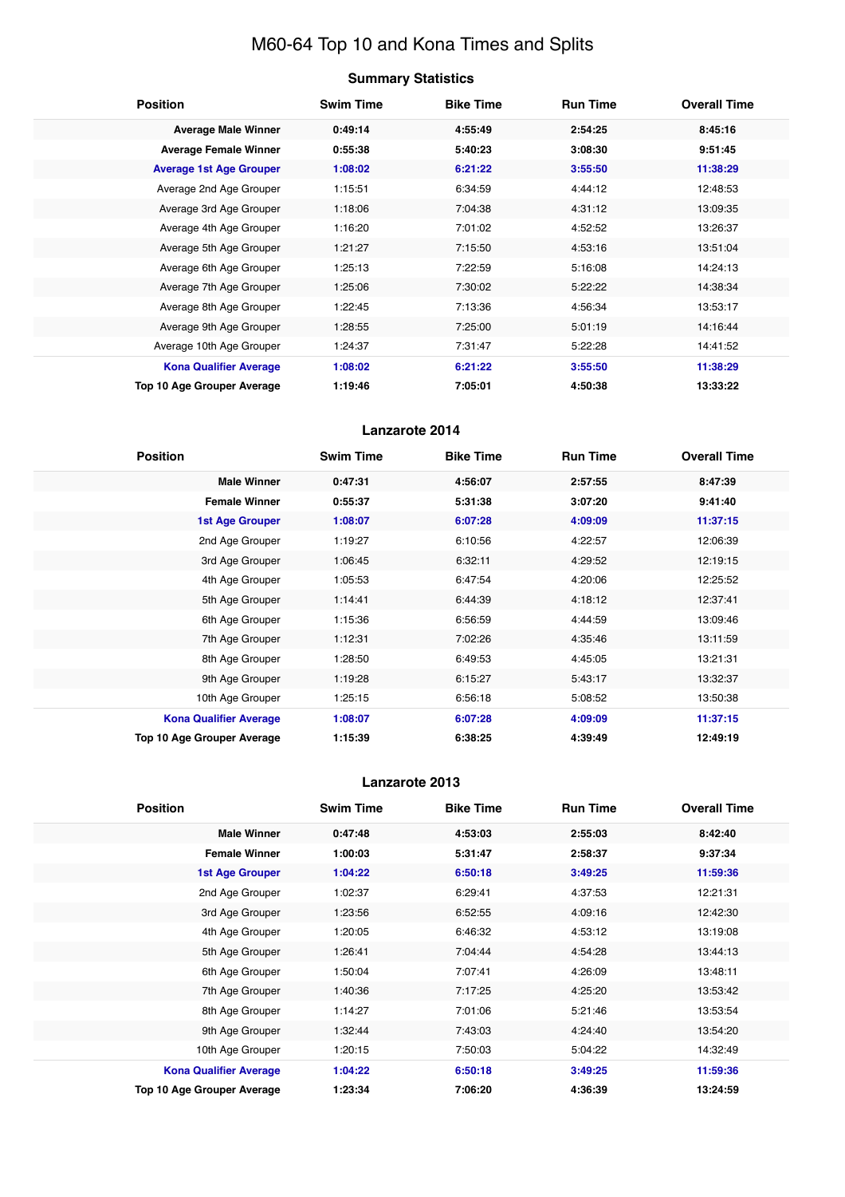# M60-64 Top 10 and Kona Times and Splits

## Summary Statistics

| Position | Swim Time | Bike Time | Run Time | Overall Time |
|---|---|---|---|---|
| **Average Male Winner** | **0:49:14** | **4:55:49** | **2:54:25** | **8:45:16** |
| **Average Female Winner** | **0:55:38** | **5:40:23** | **3:08:30** | **9:51:45** |
| **Average 1st Age Grouper** | **1:08:02** | **6:21:22** | **3:55:50** | **11:38:29** |
| Average 2nd Age Grouper | 1:15:51 | 6:34:59 | 4:44:12 | 12:48:53 |
| Average 3rd Age Grouper | 1:18:06 | 7:04:38 | 4:31:12 | 13:09:35 |
| Average 4th Age Grouper | 1:16:20 | 7:01:02 | 4:52:52 | 13:26:37 |
| Average 5th Age Grouper | 1:21:27 | 7:15:50 | 4:53:16 | 13:51:04 |
| Average 6th Age Grouper | 1:25:13 | 7:22:59 | 5:16:08 | 14:24:13 |
| Average 7th Age Grouper | 1:25:06 | 7:30:02 | 5:22:22 | 14:38:34 |
| Average 8th Age Grouper | 1:22:45 | 7:13:36 | 4:56:34 | 13:53:17 |
| Average 9th Age Grouper | 1:28:55 | 7:25:00 | 5:01:19 | 14:16:44 |
| Average 10th Age Grouper | 1:24:37 | 7:31:47 | 5:22:28 | 14:41:52 |
| **Kona Qualifier Average** | **1:08:02** | **6:21:22** | **3:55:50** | **11:38:29** |
| **Top 10 Age Grouper Average** | **1:19:46** | **7:05:01** | **4:50:38** | **13:33:22** |

## Lanzarote 2014

| Position | Swim Time | Bike Time | Run Time | Overall Time |
|---|---|---|---|---|
| **Male Winner** | **0:47:31** | **4:56:07** | **2:57:55** | **8:47:39** |
| **Female Winner** | **0:55:37** | **5:31:38** | **3:07:20** | **9:41:40** |
| **1st Age Grouper** | **1:08:07** | **6:07:28** | **4:09:09** | **11:37:15** |
| 2nd Age Grouper | 1:19:27 | 6:10:56 | 4:22:57 | 12:06:39 |
| 3rd Age Grouper | 1:06:45 | 6:32:11 | 4:29:52 | 12:19:15 |
| 4th Age Grouper | 1:05:53 | 6:47:54 | 4:20:06 | 12:25:52 |
| 5th Age Grouper | 1:14:41 | 6:44:39 | 4:18:12 | 12:37:41 |
| 6th Age Grouper | 1:15:36 | 6:56:59 | 4:44:59 | 13:09:46 |
| 7th Age Grouper | 1:12:31 | 7:02:26 | 4:35:46 | 13:11:59 |
| 8th Age Grouper | 1:28:50 | 6:49:53 | 4:45:05 | 13:21:31 |
| 9th Age Grouper | 1:19:28 | 6:15:27 | 5:43:17 | 13:32:37 |
| 10th Age Grouper | 1:25:15 | 6:56:18 | 5:08:52 | 13:50:38 |
| **Kona Qualifier Average** | **1:08:07** | **6:07:28** | **4:09:09** | **11:37:15** |
| **Top 10 Age Grouper Average** | **1:15:39** | **6:38:25** | **4:39:49** | **12:49:19** |

## Lanzarote 2013

| Position | Swim Time | Bike Time | Run Time | Overall Time |
|---|---|---|---|---|
| **Male Winner** | **0:47:48** | **4:53:03** | **2:55:03** | **8:42:40** |
| **Female Winner** | **1:00:03** | **5:31:47** | **2:58:37** | **9:37:34** |
| **1st Age Grouper** | **1:04:22** | **6:50:18** | **3:49:25** | **11:59:36** |
| 2nd Age Grouper | 1:02:37 | 6:29:41 | 4:37:53 | 12:21:31 |
| 3rd Age Grouper | 1:23:56 | 6:52:55 | 4:09:16 | 12:42:30 |
| 4th Age Grouper | 1:20:05 | 6:46:32 | 4:53:12 | 13:19:08 |
| 5th Age Grouper | 1:26:41 | 7:04:44 | 4:54:28 | 13:44:13 |
| 6th Age Grouper | 1:50:04 | 7:07:41 | 4:26:09 | 13:48:11 |
| 7th Age Grouper | 1:40:36 | 7:17:25 | 4:25:20 | 13:53:42 |
| 8th Age Grouper | 1:14:27 | 7:01:06 | 5:21:46 | 13:53:54 |
| 9th Age Grouper | 1:32:44 | 7:43:03 | 4:24:40 | 13:54:20 |
| 10th Age Grouper | 1:20:15 | 7:50:03 | 5:04:22 | 14:32:49 |
| **Kona Qualifier Average** | **1:04:22** | **6:50:18** | **3:49:25** | **11:59:36** |
| **Top 10 Age Grouper Average** | **1:23:34** | **7:06:20** | **4:36:39** | **13:24:59** |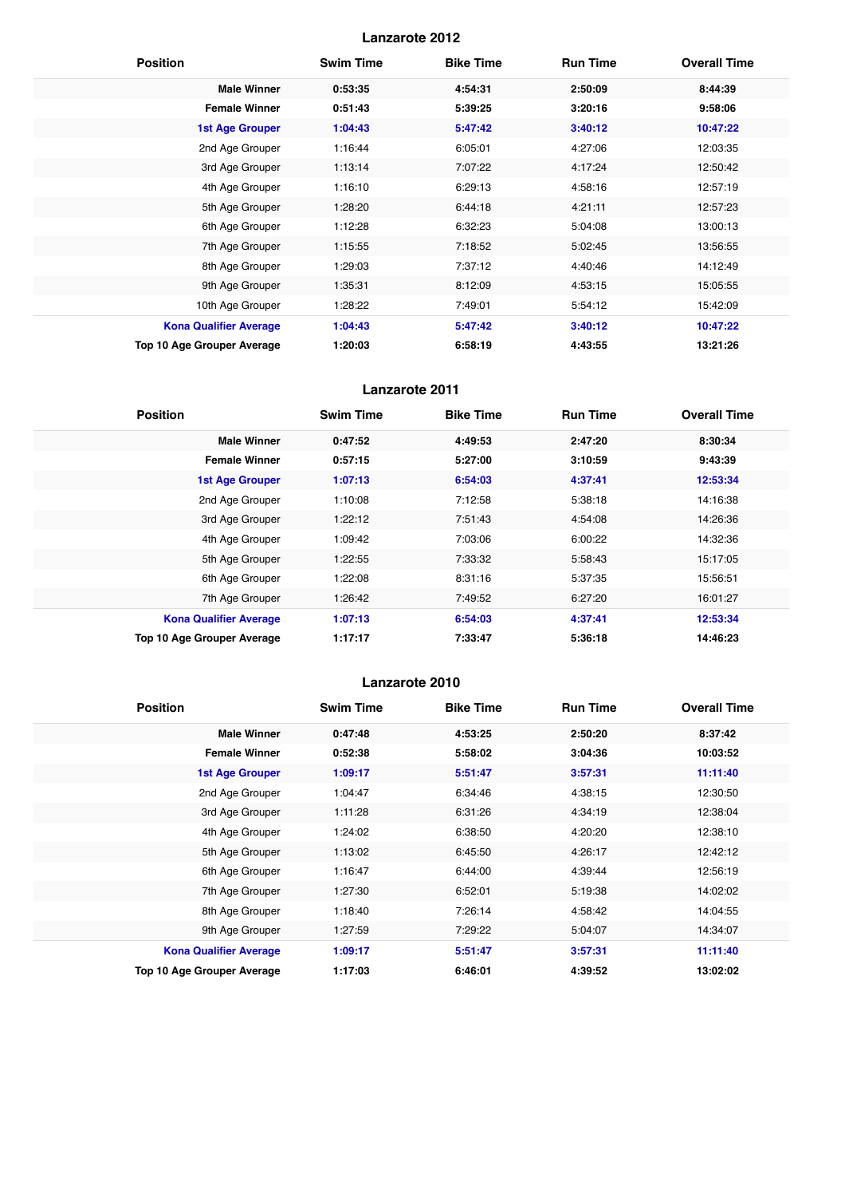## Lanzarote 2012

| Position | Swim Time | Bike Time | Run Time | Overall Time |
|---|---|---|---|---|
| **Male Winner** | **0:53:35** | **4:54:31** | **2:50:09** | **8:44:39** |
| **Female Winner** | **0:51:43** | **5:39:25** | **3:20:16** | **9:58:06** |
| **1st Age Grouper** | **1:04:43** | **5:47:42** | **3:40:12** | **10:47:22** |
| 2nd Age Grouper | 1:16:44 | 6:05:01 | 4:27:06 | 12:03:35 |
| 3rd Age Grouper | 1:13:14 | 7:07:22 | 4:17:24 | 12:50:42 |
| 4th Age Grouper | 1:16:10 | 6:29:13 | 4:58:16 | 12:57:19 |
| 5th Age Grouper | 1:28:20 | 6:44:18 | 4:21:11 | 12:57:23 |
| 6th Age Grouper | 1:12:28 | 6:32:23 | 5:04:08 | 13:00:13 |
| 7th Age Grouper | 1:15:55 | 7:18:52 | 5:02:45 | 13:56:55 |
| 8th Age Grouper | 1:29:03 | 7:37:12 | 4:40:46 | 14:12:49 |
| 9th Age Grouper | 1:35:31 | 8:12:09 | 4:53:15 | 15:05:55 |
| 10th Age Grouper | 1:28:22 | 7:49:01 | 5:54:12 | 15:42:09 |
| **Kona Qualifier Average** | **1:04:43** | **5:47:42** | **3:40:12** | **10:47:22** |
| **Top 10 Age Grouper Average** | **1:20:03** | **6:58:19** | **4:43:55** | **13:21:26** |

## Lanzarote 2011

| Position | Swim Time | Bike Time | Run Time | Overall Time |
|---|---|---|---|---|
| **Male Winner** | **0:47:52** | **4:49:53** | **2:47:20** | **8:30:34** |
| **Female Winner** | **0:57:15** | **5:27:00** | **3:10:59** | **9:43:39** |
| **1st Age Grouper** | **1:07:13** | **6:54:03** | **4:37:41** | **12:53:34** |
| 2nd Age Grouper | 1:10:08 | 7:12:58 | 5:38:18 | 14:16:38 |
| 3rd Age Grouper | 1:22:12 | 7:51:43 | 4:54:08 | 14:26:36 |
| 4th Age Grouper | 1:09:42 | 7:03:06 | 6:00:22 | 14:32:36 |
| 5th Age Grouper | 1:22:55 | 7:33:32 | 5:58:43 | 15:17:05 |
| 6th Age Grouper | 1:22:08 | 8:31:16 | 5:37:35 | 15:56:51 |
| 7th Age Grouper | 1:26:42 | 7:49:52 | 6:27:20 | 16:01:27 |
| **Kona Qualifier Average** | **1:07:13** | **6:54:03** | **4:37:41** | **12:53:34** |
| **Top 10 Age Grouper Average** | **1:17:17** | **7:33:47** | **5:36:18** | **14:46:23** |

## Lanzarote 2010

| Position | Swim Time | Bike Time | Run Time | Overall Time |
|---|---|---|---|---|
| **Male Winner** | **0:47:48** | **4:53:25** | **2:50:20** | **8:37:42** |
| **Female Winner** | **0:52:38** | **5:58:02** | **3:04:36** | **10:03:52** |
| **1st Age Grouper** | **1:09:17** | **5:51:47** | **3:57:31** | **11:11:40** |
| 2nd Age Grouper | 1:04:47 | 6:34:46 | 4:38:15 | 12:30:50 |
| 3rd Age Grouper | 1:11:28 | 6:31:26 | 4:34:19 | 12:38:04 |
| 4th Age Grouper | 1:24:02 | 6:38:50 | 4:20:20 | 12:38:10 |
| 5th Age Grouper | 1:13:02 | 6:45:50 | 4:26:17 | 12:42:12 |
| 6th Age Grouper | 1:16:47 | 6:44:00 | 4:39:44 | 12:56:19 |
| 7th Age Grouper | 1:27:30 | 6:52:01 | 5:19:38 | 14:02:02 |
| 8th Age Grouper | 1:18:40 | 7:26:14 | 4:58:42 | 14:04:55 |
| 9th Age Grouper | 1:27:59 | 7:29:22 | 5:04:07 | 14:34:07 |
| **Kona Qualifier Average** | **1:09:17** | **5:51:47** | **3:57:31** | **11:11:40** |
| **Top 10 Age Grouper Average** | **1:17:03** | **6:46:01** | **4:39:52** | **13:02:02** |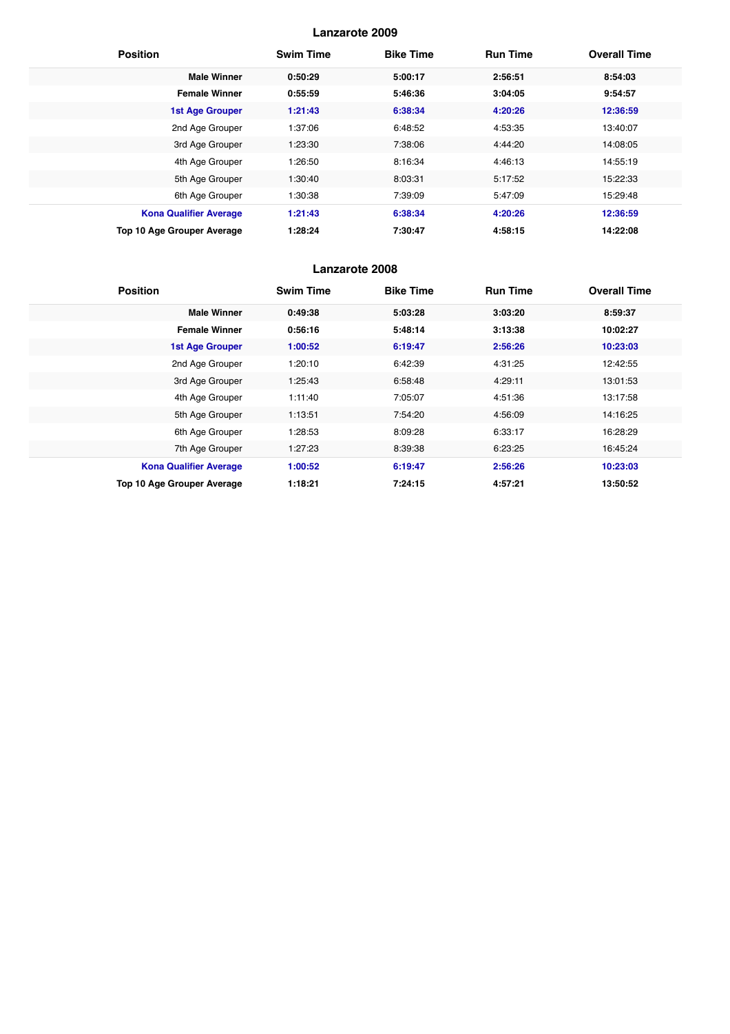## Lanzarote 2009

| Position | Swim Time | Bike Time | Run Time | Overall Time |
|---|---|---|---|---|
| **Male Winner** | **0:50:29** | **5:00:17** | **2:56:51** | **8:54:03** |
| **Female Winner** | **0:55:59** | **5:46:36** | **3:04:05** | **9:54:57** |
| **1st Age Grouper** | **1:21:43** | **6:38:34** | **4:20:26** | **12:36:59** |
| 2nd Age Grouper | 1:37:06 | 6:48:52 | 4:53:35 | 13:40:07 |
| 3rd Age Grouper | 1:23:30 | 7:38:06 | 4:44:20 | 14:08:05 |
| 4th Age Grouper | 1:26:50 | 8:16:34 | 4:46:13 | 14:55:19 |
| 5th Age Grouper | 1:30:40 | 8:03:31 | 5:17:52 | 15:22:33 |
| 6th Age Grouper | 1:30:38 | 7:39:09 | 5:47:09 | 15:29:48 |
| **Kona Qualifier Average** | **1:21:43** | **6:38:34** | **4:20:26** | **12:36:59** |
| **Top 10 Age Grouper Average** | **1:28:24** | **7:30:47** | **4:58:15** | **14:22:08** |

## Lanzarote 2008

| Position | Swim Time | Bike Time | Run Time | Overall Time |
|---|---|---|---|---|
| **Male Winner** | **0:49:38** | **5:03:28** | **3:03:20** | **8:59:37** |
| **Female Winner** | **0:56:16** | **5:48:14** | **3:13:38** | **10:02:27** |
| **1st Age Grouper** | **1:00:52** | **6:19:47** | **2:56:26** | **10:23:03** |
| 2nd Age Grouper | 1:20:10 | 6:42:39 | 4:31:25 | 12:42:55 |
| 3rd Age Grouper | 1:25:43 | 6:58:48 | 4:29:11 | 13:01:53 |
| 4th Age Grouper | 1:11:40 | 7:05:07 | 4:51:36 | 13:17:58 |
| 5th Age Grouper | 1:13:51 | 7:54:20 | 4:56:09 | 14:16:25 |
| 6th Age Grouper | 1:28:53 | 8:09:28 | 6:33:17 | 16:28:29 |
| 7th Age Grouper | 1:27:23 | 8:39:38 | 6:23:25 | 16:45:24 |
| **Kona Qualifier Average** | **1:00:52** | **6:19:47** | **2:56:26** | **10:23:03** |
| **Top 10 Age Grouper Average** | **1:18:21** | **7:24:15** | **4:57:21** | **13:50:52** |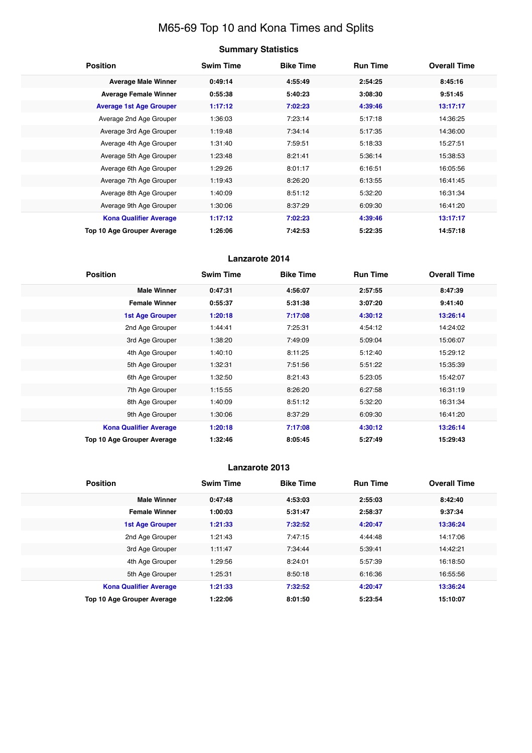# M65-69 Top 10 and Kona Times and Splits

## Summary Statistics

| Position | Swim Time | Bike Time | Run Time | Overall Time |
|---|---|---|---|---|
| **Average Male Winner** | **0:49:14** | **4:55:49** | **2:54:25** | **8:45:16** |
| **Average Female Winner** | **0:55:38** | **5:40:23** | **3:08:30** | **9:51:45** |
| **Average 1st Age Grouper** | **1:17:12** | **7:02:23** | **4:39:46** | **13:17:17** |
| Average 2nd Age Grouper | 1:36:03 | 7:23:14 | 5:17:18 | 14:36:25 |
| Average 3rd Age Grouper | 1:19:48 | 7:34:14 | 5:17:35 | 14:36:00 |
| Average 4th Age Grouper | 1:31:40 | 7:59:51 | 5:18:33 | 15:27:51 |
| Average 5th Age Grouper | 1:23:48 | 8:21:41 | 5:36:14 | 15:38:53 |
| Average 6th Age Grouper | 1:29:26 | 8:01:17 | 6:16:51 | 16:05:56 |
| Average 7th Age Grouper | 1:19:43 | 8:26:20 | 6:13:55 | 16:41:45 |
| Average 8th Age Grouper | 1:40:09 | 8:51:12 | 5:32:20 | 16:31:34 |
| Average 9th Age Grouper | 1:30:06 | 8:37:29 | 6:09:30 | 16:41:20 |
| **Kona Qualifier Average** | **1:17:12** | **7:02:23** | **4:39:46** | **13:17:17** |
| **Top 10 Age Grouper Average** | **1:26:06** | **7:42:53** | **5:22:35** | **14:57:18** |

## Lanzarote 2014

| Position | Swim Time | Bike Time | Run Time | Overall Time |
|---|---|---|---|---|
| **Male Winner** | **0:47:31** | **4:56:07** | **2:57:55** | **8:47:39** |
| **Female Winner** | **0:55:37** | **5:31:38** | **3:07:20** | **9:41:40** |
| **1st Age Grouper** | **1:20:18** | **7:17:08** | **4:30:12** | **13:26:14** |
| 2nd Age Grouper | 1:44:41 | 7:25:31 | 4:54:12 | 14:24:02 |
| 3rd Age Grouper | 1:38:20 | 7:49:09 | 5:09:04 | 15:06:07 |
| 4th Age Grouper | 1:40:10 | 8:11:25 | 5:12:40 | 15:29:12 |
| 5th Age Grouper | 1:32:31 | 7:51:56 | 5:51:22 | 15:35:39 |
| 6th Age Grouper | 1:32:50 | 8:21:43 | 5:23:05 | 15:42:07 |
| 7th Age Grouper | 1:15:55 | 8:26:20 | 6:27:58 | 16:31:19 |
| 8th Age Grouper | 1:40:09 | 8:51:12 | 5:32:20 | 16:31:34 |
| 9th Age Grouper | 1:30:06 | 8:37:29 | 6:09:30 | 16:41:20 |
| **Kona Qualifier Average** | **1:20:18** | **7:17:08** | **4:30:12** | **13:26:14** |
| **Top 10 Age Grouper Average** | **1:32:46** | **8:05:45** | **5:27:49** | **15:29:43** |

## Lanzarote 2013

| Position | Swim Time | Bike Time | Run Time | Overall Time |
|---|---|---|---|---|
| **Male Winner** | **0:47:48** | **4:53:03** | **2:55:03** | **8:42:40** |
| **Female Winner** | **1:00:03** | **5:31:47** | **2:58:37** | **9:37:34** |
| **1st Age Grouper** | **1:21:33** | **7:32:52** | **4:20:47** | **13:36:24** |
| 2nd Age Grouper | 1:21:43 | 7:47:15 | 4:44:48 | 14:17:06 |
| 3rd Age Grouper | 1:11:47 | 7:34:44 | 5:39:41 | 14:42:21 |
| 4th Age Grouper | 1:29:56 | 8:24:01 | 5:57:39 | 16:18:50 |
| 5th Age Grouper | 1:25:31 | 8:50:18 | 6:16:36 | 16:55:56 |
| **Kona Qualifier Average** | **1:21:33** | **7:32:52** | **4:20:47** | **13:36:24** |
| **Top 10 Age Grouper Average** | **1:22:06** | **8:01:50** | **5:23:54** | **15:10:07** |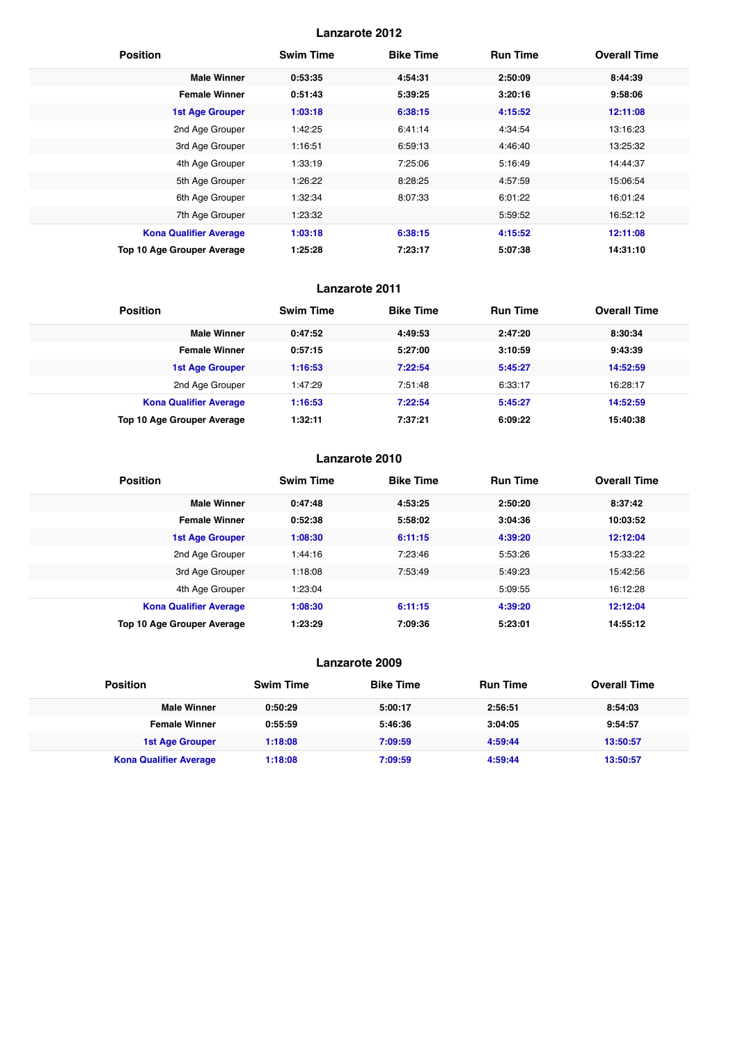## Lanzarote 2012

| Position | Swim Time | Bike Time | Run Time | Overall Time |
|---|---|---|---|---|
| **Male Winner** | **0:53:35** | **4:54:31** | **2:50:09** | **8:44:39** |
| **Female Winner** | **0:51:43** | **5:39:25** | **3:20:16** | **9:58:06** |
| **1st Age Grouper** | **1:03:18** | **6:38:15** | **4:15:52** | **12:11:08** |
| 2nd Age Grouper | 1:42:25 | 6:41:14 | 4:34:54 | 13:16:23 |
| 3rd Age Grouper | 1:16:51 | 6:59:13 | 4:46:40 | 13:25:32 |
| 4th Age Grouper | 1:33:19 | 7:25:06 | 5:16:49 | 14:44:37 |
| 5th Age Grouper | 1:26:22 | 8:28:25 | 4:57:59 | 15:06:54 |
| 6th Age Grouper | 1:32:34 | 8:07:33 | 6:01:22 | 16:01:24 |
| 7th Age Grouper | 1:23:32 | | 5:59:52 | 16:52:12 |
| **Kona Qualifier Average** | **1:03:18** | **6:38:15** | **4:15:52** | **12:11:08** |
| **Top 10 Age Grouper Average** | **1:25:28** | **7:23:17** | **5:07:38** | **14:31:10** |

## Lanzarote 2011

| Position | Swim Time | Bike Time | Run Time | Overall Time |
|---|---|---|---|---|
| **Male Winner** | **0:47:52** | **4:49:53** | **2:47:20** | **8:30:34** |
| **Female Winner** | **0:57:15** | **5:27:00** | **3:10:59** | **9:43:39** |
| **1st Age Grouper** | **1:16:53** | **7:22:54** | **5:45:27** | **14:52:59** |
| 2nd Age Grouper | 1:47:29 | 7:51:48 | 6:33:17 | 16:28:17 |
| **Kona Qualifier Average** | **1:16:53** | **7:22:54** | **5:45:27** | **14:52:59** |
| **Top 10 Age Grouper Average** | **1:32:11** | **7:37:21** | **6:09:22** | **15:40:38** |

## Lanzarote 2010

| Position | Swim Time | Bike Time | Run Time | Overall Time |
|---|---|---|---|---|
| **Male Winner** | **0:47:48** | **4:53:25** | **2:50:20** | **8:37:42** |
| **Female Winner** | **0:52:38** | **5:58:02** | **3:04:36** | **10:03:52** |
| **1st Age Grouper** | **1:08:30** | **6:11:15** | **4:39:20** | **12:12:04** |
| 2nd Age Grouper | 1:44:16 | 7:23:46 | 5:53:26 | 15:33:22 |
| 3rd Age Grouper | 1:18:08 | 7:53:49 | 5:49:23 | 15:42:56 |
| 4th Age Grouper | 1:23:04 | | 5:09:55 | 16:12:28 |
| **Kona Qualifier Average** | **1:08:30** | **6:11:15** | **4:39:20** | **12:12:04** |
| **Top 10 Age Grouper Average** | **1:23:29** | **7:09:36** | **5:23:01** | **14:55:12** |

## Lanzarote 2009

| Position | Swim Time | Bike Time | Run Time | Overall Time |
|---|---|---|---|---|
| **Male Winner** | **0:50:29** | **5:00:17** | **2:56:51** | **8:54:03** |
| **Female Winner** | **0:55:59** | **5:46:36** | **3:04:05** | **9:54:57** |
| **1st Age Grouper** | **1:18:08** | **7:09:59** | **4:59:44** | **13:50:57** |
| **Kona Qualifier Average** | **1:18:08** | **7:09:59** | **4:59:44** | **13:50:57** |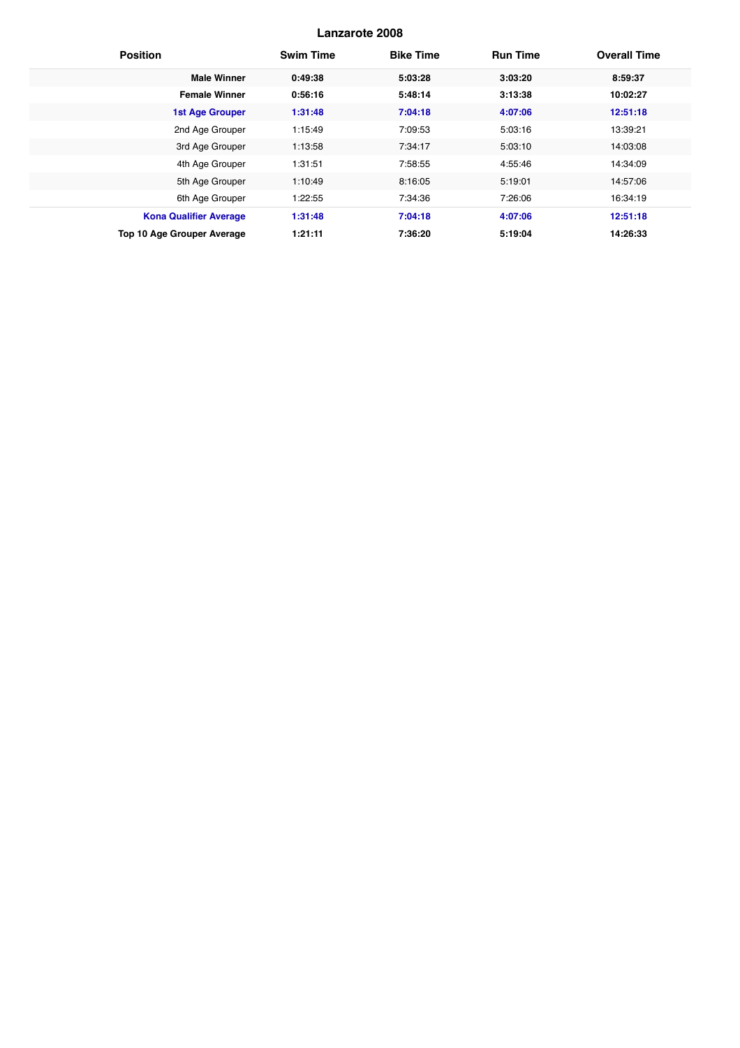## Lanzarote 2008

| Position | Swim Time | Bike Time | Run Time | Overall Time |
|---|---|---|---|---|
| **Male Winner** | **0:49:38** | **5:03:28** | **3:03:20** | **8:59:37** |
| **Female Winner** | **0:56:16** | **5:48:14** | **3:13:38** | **10:02:27** |
| **1st Age Grouper** | **1:31:48** | **7:04:18** | **4:07:06** | **12:51:18** |
| 2nd Age Grouper | 1:15:49 | 7:09:53 | 5:03:16 | 13:39:21 |
| 3rd Age Grouper | 1:13:58 | 7:34:17 | 5:03:10 | 14:03:08 |
| 4th Age Grouper | 1:31:51 | 7:58:55 | 4:55:46 | 14:34:09 |
| 5th Age Grouper | 1:10:49 | 8:16:05 | 5:19:01 | 14:57:06 |
| 6th Age Grouper | 1:22:55 | 7:34:36 | 7:26:06 | 16:34:19 |
| **Kona Qualifier Average** | **1:31:48** | **7:04:18** | **4:07:06** | **12:51:18** |
| **Top 10 Age Grouper Average** | **1:21:11** | **7:36:20** | **5:19:04** | **14:26:33** |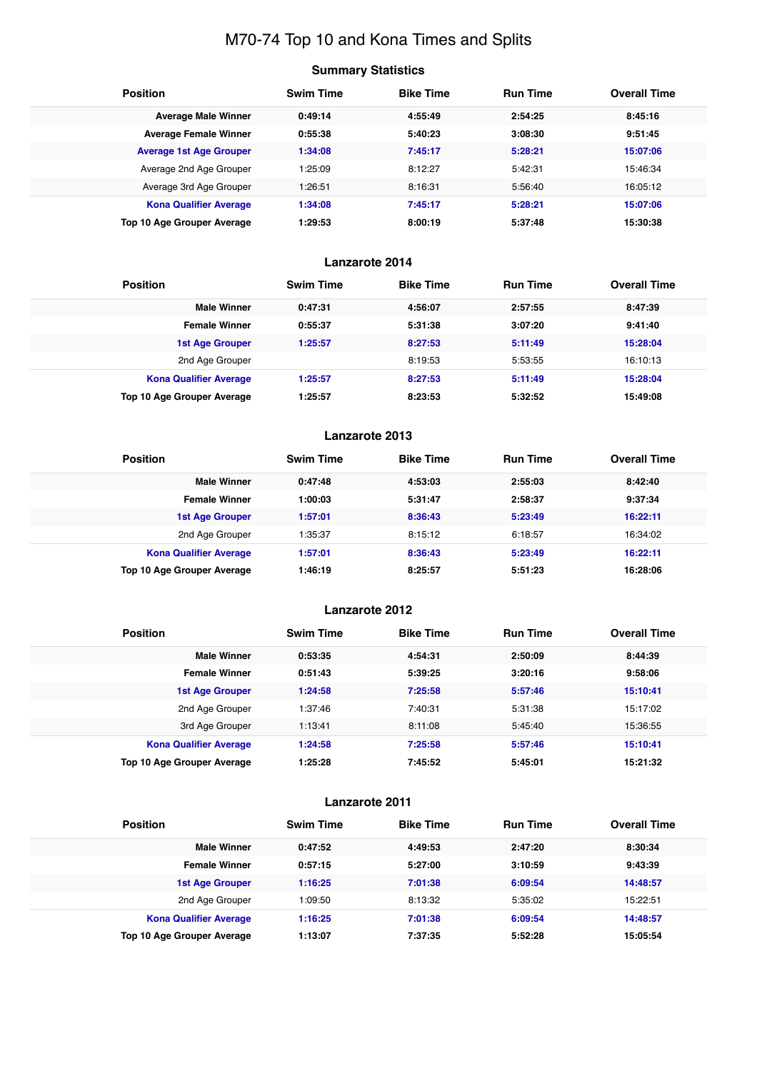# M70-74 Top 10 and Kona Times and Splits

## Summary Statistics

| Position | Swim Time | Bike Time | Run Time | Overall Time |
|---|---|---|---|---|
| **Average Male Winner** | **0:49:14** | **4:55:49** | **2:54:25** | **8:45:16** |
| **Average Female Winner** | **0:55:38** | **5:40:23** | **3:08:30** | **9:51:45** |
| **Average 1st Age Grouper** | **1:34:08** | **7:45:17** | **5:28:21** | **15:07:06** |
| Average 2nd Age Grouper | 1:25:09 | 8:12:27 | 5:42:31 | 15:46:34 |
| Average 3rd Age Grouper | 1:26:51 | 8:16:31 | 5:56:40 | 16:05:12 |
| **Kona Qualifier Average** | **1:34:08** | **7:45:17** | **5:28:21** | **15:07:06** |
| **Top 10 Age Grouper Average** | **1:29:53** | **8:00:19** | **5:37:48** | **15:30:38** |

## Lanzarote 2014

| Position | Swim Time | Bike Time | Run Time | Overall Time |
|---|---|---|---|---|
| **Male Winner** | **0:47:31** | **4:56:07** | **2:57:55** | **8:47:39** |
| **Female Winner** | **0:55:37** | **5:31:38** | **3:07:20** | **9:41:40** |
| **1st Age Grouper** | **1:25:57** | **8:27:53** | **5:11:49** | **15:28:04** |
| 2nd Age Grouper | | 8:19:53 | 5:53:55 | 16:10:13 |
| **Kona Qualifier Average** | **1:25:57** | **8:27:53** | **5:11:49** | **15:28:04** |
| **Top 10 Age Grouper Average** | **1:25:57** | **8:23:53** | **5:32:52** | **15:49:08** |

## Lanzarote 2013

| Position | Swim Time | Bike Time | Run Time | Overall Time |
|---|---|---|---|---|
| **Male Winner** | **0:47:48** | **4:53:03** | **2:55:03** | **8:42:40** |
| **Female Winner** | **1:00:03** | **5:31:47** | **2:58:37** | **9:37:34** |
| **1st Age Grouper** | **1:57:01** | **8:36:43** | **5:23:49** | **16:22:11** |
| 2nd Age Grouper | 1:35:37 | 8:15:12 | 6:18:57 | 16:34:02 |
| **Kona Qualifier Average** | **1:57:01** | **8:36:43** | **5:23:49** | **16:22:11** |
| **Top 10 Age Grouper Average** | **1:46:19** | **8:25:57** | **5:51:23** | **16:28:06** |

## Lanzarote 2012

| Position | Swim Time | Bike Time | Run Time | Overall Time |
|---|---|---|---|---|
| **Male Winner** | **0:53:35** | **4:54:31** | **2:50:09** | **8:44:39** |
| **Female Winner** | **0:51:43** | **5:39:25** | **3:20:16** | **9:58:06** |
| **1st Age Grouper** | **1:24:58** | **7:25:58** | **5:57:46** | **15:10:41** |
| 2nd Age Grouper | 1:37:46 | 7:40:31 | 5:31:38 | 15:17:02 |
| 3rd Age Grouper | 1:13:41 | 8:11:08 | 5:45:40 | 15:36:55 |
| **Kona Qualifier Average** | **1:24:58** | **7:25:58** | **5:57:46** | **15:10:41** |
| **Top 10 Age Grouper Average** | **1:25:28** | **7:45:52** | **5:45:01** | **15:21:32** |

## Lanzarote 2011

| Position | Swim Time | Bike Time | Run Time | Overall Time |
|---|---|---|---|---|
| **Male Winner** | **0:47:52** | **4:49:53** | **2:47:20** | **8:30:34** |
| **Female Winner** | **0:57:15** | **5:27:00** | **3:10:59** | **9:43:39** |
| **1st Age Grouper** | **1:16:25** | **7:01:38** | **6:09:54** | **14:48:57** |
| 2nd Age Grouper | 1:09:50 | 8:13:32 | 5:35:02 | 15:22:51 |
| **Kona Qualifier Average** | **1:16:25** | **7:01:38** | **6:09:54** | **14:48:57** |
| **Top 10 Age Grouper Average** | **1:13:07** | **7:37:35** | **5:52:28** | **15:05:54** |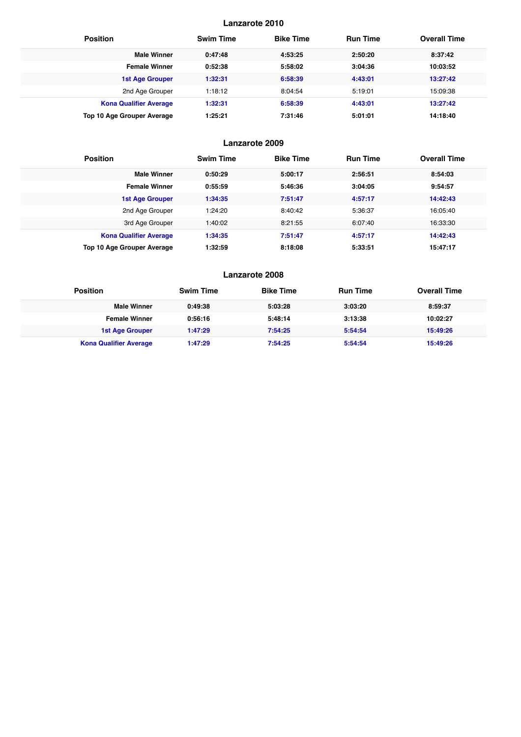## Lanzarote 2010

| Position | Swim Time | Bike Time | Run Time | Overall Time |
|---|---|---|---|---|
| **Male Winner** | **0:47:48** | **4:53:25** | **2:50:20** | **8:37:42** |
| **Female Winner** | **0:52:38** | **5:58:02** | **3:04:36** | **10:03:52** |
| **1st Age Grouper** | **1:32:31** | **6:58:39** | **4:43:01** | **13:27:42** |
| 2nd Age Grouper | 1:18:12 | 8:04:54 | 5:19:01 | 15:09:38 |
| **Kona Qualifier Average** | **1:32:31** | **6:58:39** | **4:43:01** | **13:27:42** |
| **Top 10 Age Grouper Average** | **1:25:21** | **7:31:46** | **5:01:01** | **14:18:40** |

## Lanzarote 2009

| Position | Swim Time | Bike Time | Run Time | Overall Time |
|---|---|---|---|---|
| **Male Winner** | **0:50:29** | **5:00:17** | **2:56:51** | **8:54:03** |
| **Female Winner** | **0:55:59** | **5:46:36** | **3:04:05** | **9:54:57** |
| **1st Age Grouper** | **1:34:35** | **7:51:47** | **4:57:17** | **14:42:43** |
| 2nd Age Grouper | 1:24:20 | 8:40:42 | 5:36:37 | 16:05:40 |
| 3rd Age Grouper | 1:40:02 | 8:21:55 | 6:07:40 | 16:33:30 |
| **Kona Qualifier Average** | **1:34:35** | **7:51:47** | **4:57:17** | **14:42:43** |
| **Top 10 Age Grouper Average** | **1:32:59** | **8:18:08** | **5:33:51** | **15:47:17** |

## Lanzarote 2008

| Position | Swim Time | Bike Time | Run Time | Overall Time |
|---|---|---|---|---|
| **Male Winner** | **0:49:38** | **5:03:28** | **3:03:20** | **8:59:37** |
| **Female Winner** | **0:56:16** | **5:48:14** | **3:13:38** | **10:02:27** |
| **1st Age Grouper** | **1:47:29** | **7:54:25** | **5:54:54** | **15:49:26** |
| **Kona Qualifier Average** | **1:47:29** | **7:54:25** | **5:54:54** | **15:49:26** |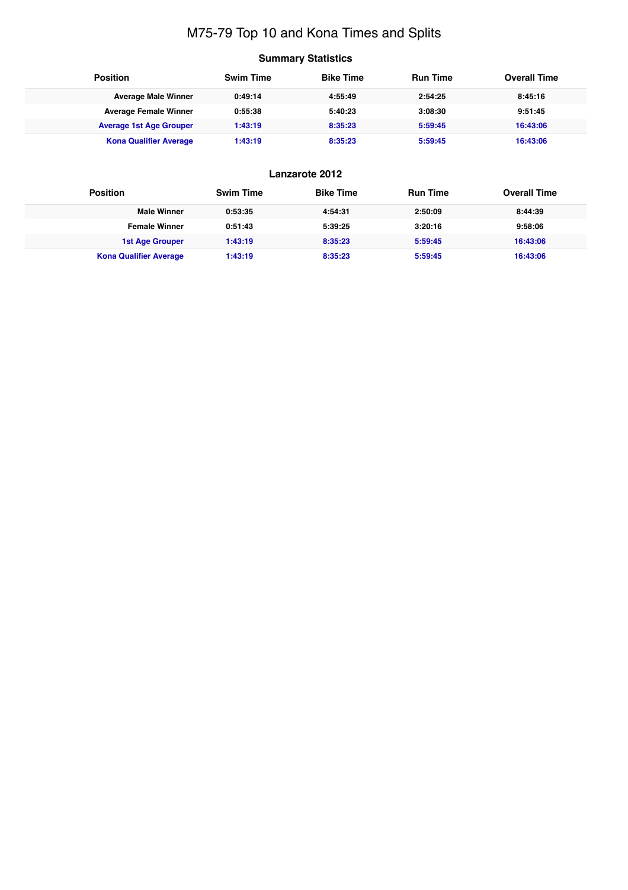# M75-79 Top 10 and Kona Times and Splits

### Summary Statistics

| Position | Swim Time | Bike Time | Run Time | Overall Time |
|---|---|---|---|---|
| **Average Male Winner** | **0:49:14** | **4:55:49** | **2:54:25** | **8:45:16** |
| **Average Female Winner** | **0:55:38** | **5:40:23** | **3:08:30** | **9:51:45** |
| **Average 1st Age Grouper** | **1:43:19** | **8:35:23** | **5:59:45** | **16:43:06** |
| **Kona Qualifier Average** | **1:43:19** | **8:35:23** | **5:59:45** | **16:43:06** |

### Lanzarote 2012

| Position | Swim Time | Bike Time | Run Time | Overall Time |
|---|---|---|---|---|
| **Male Winner** | **0:53:35** | **4:54:31** | **2:50:09** | **8:44:39** |
| **Female Winner** | **0:51:43** | **5:39:25** | **3:20:16** | **9:58:06** |
| **1st Age Grouper** | **1:43:19** | **8:35:23** | **5:59:45** | **16:43:06** |
| **Kona Qualifier Average** | **1:43:19** | **8:35:23** | **5:59:45** | **16:43:06** |